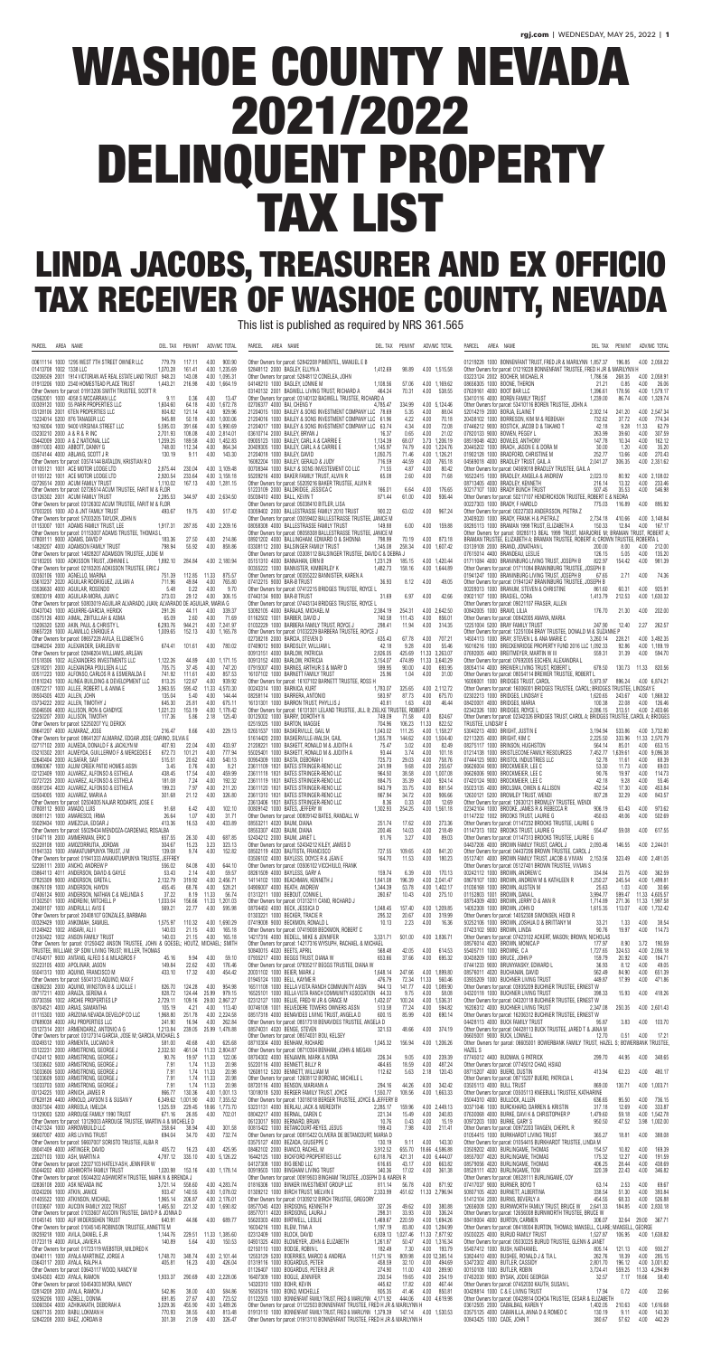# WASHOE COUNTY NEVADA 2021/2022 DELINQUENT PROPERTY TAX LIST

# LINDA JACOBS, TREASURER AND EX OFFICIO TAX RECEIVER OF WASHOE COUNTY, NEVADA

This list is published as required by NRS 361.565

| PARCEL | AREA | NAME | DEL. TAX | PEN/INT | ADV/MC | TOTAL |
|---|---|---|---|---|---|---|
| 00611114 | 1000 | 1295 WEST 7TH STREET OWNER LLC | 779.79 | 117.11 | 4.00 | 900.90 |
| 01413708 | 1002 | 1338 LLC | 1,070.28 | 161.41 | 4.00 | 1,235.69 |
| 03206509 | 2001 | 1914 VICTORIAN AVE REAL ESTATE LAND TRUST | 948.23 | 143.08 | 4.00 | 1,095.31 |
| 01913206 | 1000 | 2348 HOMESTEAD PLACE TRUST | 1,443.21 | 216.98 | 4.00 | 1,664.19 |
| Other Owners for parcel 01913206:SMITH TRUSTEE, SCOTT R | | | | | | |
| 02562001 | 1000 | 4058 S MCCARRAN LLC | 9.11 | 0.36 | 4.00 | 13.47 |
| 00309120 | 1000 | 55 PARR PROPERTIES LLC | 1,634.60 | 64.18 | 4.00 | 1,672.78 |
| 03128106 | 2001 | 6TEN PROPERTIES LLC | 804.82 | 121.14 | 4.00 | 929.96 |
| 13224014 | 5200 | 876 TANAGER LLC | 945.88 | 50.18 | 4.00 | 1,000.06 |
| 16316004 | 1000 | 9400 VIRGINIA STREET LLC | 5,595.03 | 391.66 | 4.00 | 5,990.69 |
| 03200210 | 1000 | A & R & R INC | 2,701.93 | 108.08 | 4.00 | 2,814.01 |
| 03440009 | 2000 | A & Z NATIONAL LLC | 1,295.25 | 183.58 | 4.00 | 1,482.83 |
| 06911003 | 4000 | ABBOTT, DANNY G | 748.00 | 112.34 | 4.00 | 864.34 |
| 03574144 | 4000 | ABLANG, SCOTT J R | 130.19 | 9.11 | 4.00 | 143.30 |
| Other Owners for parcel 03574144:BATALON, KRISTIAN R D | | | | | | |
| 01105121 | 1001 | ACE MOTOR LODGE LTD | 2,875.44 | 230.04 | 4.00 | 3,109.48 |
| 01105122 | 1001 | ACE MOTOR LODGE LTD | 2,920.54 | 233.64 | 4.00 | 3,158.18 |
| 02726014 | 2000 | ACUM FAMILY TRUST | 1,110.02 | 167.13 | 4.00 | 1,281.15 |
| Other Owners for parcel 02726014:ACUM TRUSTEE, FARIT M & FLOR | | | | | | |
| 03126302 | 2001 | ACUM FAMILY TRUST | 2,285.53 | 344.97 | 4.00 | 2,634.50 |
| Other Owners for parcel 03126302:ACUM TRUSTEE, FARIT M & FLOR | | | | | | |
| 57003205 | 1000 | AD & JNT FAMILY TRUST | 493.67 | 19.75 | 4.00 | 517.42 |
| Other Owners for parcel 57003205:TAYLOR, JOHN N | | | | | | |
| 01153007 | 1001 | ADAMS FAMILY TRUST, LEE | 1,917.31 | 287.85 | 4.00 | 2,209.16 |
| Other Owners for parcel 01153007:ADAMS TRUSTEE, THOMAS L | | | | | | |
| 07808111 | 9000 | ADAMS, DAVID P | 183.36 | 27.50 | 4.00 | 214.86 |
| 14826207 | 4000 | ADAMSON FAMILY TRUST | 798.94 | 55.92 | 4.00 | 858.86 |
| Other Owners for parcel 14826207:ADAMSON TRUSTEE, JUDIE M | | | | | | |
| 02183205 | 1000 | ADKISSON TRUST, JOHNNIE L | 1,892.10 | 284.84 | 4.00 | 2,180.94 |
| Other Owners for parcel 02183205:ADKISSON TRUSTEE, ERIC J | | | | | | |
| 00301106 | 1000 | AGNELLO, MARINA | 751.39 | 112.85 | 11.33 | 875.57 |
| 53610207 | 2000 | AGUILAR RODRIGUEZ, JULIAN A | 711.96 | 49.84 | 4.00 | 765.80 |
| 03636630 | 4000 | AGUILAR, ROSENDO | 5.48 | 0.22 | 4.00 | 9.70 |
| 50803019 | 4000 | AGUILAR-MORA, JUAN C | 273.03 | 29.12 | 4.00 | 306.15 |
| Other Owners for parcel 50803019:AGUILAR-ALVARADO, JUAN; ALVARADO DE AGUILAR, MARIA G | | | | | | |
| 00437043 | 1000 | AGUIRRE-GARCIA, HERICK | 291.26 | 44.11 | 4.00 | 339.37 |
| 03575126 | 4000 | AIMAL, ZIATULLAH & ASMA | 65.09 | 2.60 | 4.00 | 71.69 |
| 13206320 | 5200 | AKIN, PAUL & CHRISTY L | 6,293.76 | 944.21 | 4.00 | 7,241.97 |
| 08657220 | 1000 | ALAVALOS, ENRIQUE A | 1,009.65 | 152.13 | 4.00 | 1,165.78 |
| Other Owners for parcel 08657220:AVILA, ELIZABETH G | | | | | | |
| 02646204 | 2000 | ALEXANDER, EARLEEN W | 674.41 | 101.61 | 4.00 | 780.02 |
| Other Owners for parcel 02646204:WILLIAMS, ARLEAN | | | | | | |
| 01018306 | 1002 | ALEXANDERS INVESTMENTS LLC | 1,122.26 | 44.89 | 4.00 | 1,171.15 |
| 52818201 | 2002 | ALEXANDRA POLLSON A LLC | 705.75 | 37.45 | 4.00 | 747.20 |
| 00611223 | 1000 | ALFONSO, CARLOS R & ESMERALDA E | 741.92 | 111.61 | 4.00 | 857.53 |
| 01810243 | 1000 | ALINEA BUILDING & DEVELOPMENT LLC | 813.25 | 122.67 | 4.00 | 939.92 |
| 00972217 | 1000 | ALLEE, ROBERT L & ANNA E | 3,963.55 | 595.40 | 11.33 | 4,570.28 |
| 08654305 | 4000 | ALLEN, JOHN | 135.54 | 5.40 | 4.00 | 144.94 |
| 03734222 | 2002 | ALLEN, TIMOTHY J | 645.30 | 25.81 | 4.00 | 675.11 |
| 05046506 | 4000 | ALLISON, RON & CANDYCE | 1,021.23 | 153.19 | 4.00 | 1,178.42 |
| 52250207 | 2000 | ALLISON, TIMOTHY | 117.36 | 5.88 | 2.18 | 125.40 |
| Other Owners for parcel 52250207:YU, DERICK | | | | | | |
| 08641207 | 4000 | ALMARAZ, JOSE | 216.47 | 8.66 | 4.00 | 229.13 |
| Other Owners for parcel 08641207:ALMARAZ, EDGAR JOSE; CARINO, SILVIA E | | | | | | |
| 02717122 | 2000 | ALMEDA, DONALD F & JACKLYN M | 407.93 | 22.04 | 4.00 | 433.97 |
| 03210302 | 2001 | ALMEYDA, GUILLERMO F & MERCEDES E | 672.73 | 101.21 | 4.00 | 777.94 |
| 52640004 | 2000 | ALSAFAR, SAIF | 515.51 | 20.62 | 4.00 | 540.13 |
| 07860001 | 2001 | ALUM CREEK PATIO HOMES ASSN | 3.45 | 0.76 | 4.00 | 8.21 |
| 01213409 | 1000 | ALVAREZ, ALFONSO & ESTHELA | 438.45 | 17.54 | 4.00 | 459.99 |
| 02727106 | 2000 | ALVAREZ, ALFONSO & ESTHELA | 181.08 | 7.24 | 4.00 | 192.32 |
| 06981204 | 4000 | ALVAREZ, ALFONSO & ESTHELA | 199.23 | 7.97 | 4.00 | 211.20 |
| 02504005 | 1000 | ALVAREZ, MARIA A | 301.68 | 21.12 | 4.00 | 326.80 |
| Other Owners for parcel 02504005:NAJAR RIOJARTE, JOSE E | | | | | | |
| 07808112 | 9000 | AMADO, LUIS | 91.68 | 6.42 | 4.00 | 102.10 |
| 06081121 | 1000 | AMARESCO, IRMA | 26.64 | 1.07 | 4.00 | 31.71 |
| 55029434 | 1000 | AMEZCUA, EDGAR J | 413.06 | 16.53 | 4.00 | 433.59 |
| Other Owners for parcel 55029434:MENDOZA-CARDENAS, ROSALBA | | | | | | |
| 51047118 | 2000 | AMMERMAN, ERIC D | 657.65 | 26.30 | 4.00 | 687.95 |
| 50228106 | 1000 | ANAGNOSTOU, JORDAN | 304.67 | 15.23 | 3.23 | 323.13 |
| 01941533 | 1000 | ANAKATUMPUVA TRUST, JIM | 139.08 | 9.74 | 4.00 | 152.82 |
| Other Owners for parcel 01941533:ANAKATUMPUVA TRUSTEE, JEFFREY D | | | | | | |
| 52861111 | 2000 | ANCHO, ANDREW P | 596.02 | 44.08 | 4.00 | 644.10 |
| 03604113 | 4001 | ANDERSON, DAVID & GAYLE | 53.43 | 2.14 | 4.00 | 59.57 |
| 07825309 | 9000 | ANDERSON, GRETA L | 2,132.79 | 319.92 | 4.00 | 2,456.71 |
| 16617109 | 1000 | ANDERSON, HAYDN | 455.45 | 68.76 | 4.00 | 528.21 |
| 07480124 | 9000 | ANDERSON, NATHAN C & MELINDA S | 37.22 | 4.79 | 11.33 | 53.34 |
| 01302501 | 1000 | ANDRENNI, MITCHELL P | 1,033.04 | 156.68 | 11.33 | 1,201.05 |
| 20408107 | 1000 | ANDRULLI, AVIS E | 569.21 | 22.77 | 4.00 | 595.98 |
| Other Owners for parcel 20408107:GONZALES, BARBARA | | | | | | |
| 00329429 | 1000 | ANDRYUK, SAMUEL | 1,575.97 | 110.32 | 4.00 | 1,690.29 |
| 01349422 | 1002 | ANSARI, ALI F | 140.03 | 21.15 | 4.00 | 165.18 |
| 12204422 | 1002 | ANSON FAMILY TRUST | 140.03 | 21.15 | 4.00 | 165.18 |
| Other Owners for parcel 12204422:ANSON TRUSTEE, JOHN & ODESEL; HOLITZ, MICHAEL; SMITH TRUSTEE, WILLIAM; SP SDW LIVING TRUST; WILLER, THOMAS | | | | | | |
| 07854007 | 1000 | AQUINO, ALFIEO & MILAGROS F | 45.16 | 9.94 | 4.00 | 59.10 |
| 55223105 | 4000 | APOLINAR, JASON | 149.84 | 22.62 | 4.00 | 176.46 |
| 55041313 | 1000 | AQUINO, FRANCISCO M | 433.10 | 17.32 | 4.00 | 454.42 |
| Other Owners for parcel 55041313:AQUINO, MAX F | | | | | | |
| 02650230 | 2000 | AQUINO, WINSTON & LUCILLE I | 826.70 | 124.28 | 4.00 | 954.98 |
| 08712111 | 4000 | ARAIZA, SERENA A | 828.72 | 124.44 | 25.99 | 979.15 |
| 00700356 | 1002 | ARCHIE PROPERTIES LP | 2,729.11 | 109.16 | 29.00 | 2,867.27 |
| 00704621 | 4000 | ARIAS, SAMANTHA | 105.19 | 4.21 | 4.00 | 113.40 |
| 01176503 | 3000 | ARIZONA NEVADA DEVELOP CO LLC | 1,968.80 | 251.78 | 4.00 | 2,224.58 |
| 07809303 | 4000 | ARJ PROPERTIES LLC | 241.90 | 16.94 | 4.00 | 262.84 |
| 03127314 | 2001 | ARMENDARIZ, ANTONIO A | 1,213.84 | 239.05 | 25.99 | 1,478.88 |
| Other Owners for parcel 03127314:GARCIA, JOSE M; GARCIA, MICHAEL S | | | | | | |
| 00240312 | 1000 | ARMENTA, LUCIANO R | 581.00 | 40.68 | 4.00 | 625.68 |
| 03122231 | 2000 | ARMSTRONG, GEORGE J | 2,332.30 | 467.14 | 4.00 | 2,803.44 |
| 07424112 | 9000 | ARMSTRONG, GEORGE J | 90.76 | 19.97 | 11.33 | 122.06 |
| 13003603 | 1000 | ARMSTRONG, GEORGE J | 7.91 | 1.74 | 11.33 | 20.98 |
| 13003606 | 1000 | ARMSTRONG, GEORGE J | 7.91 | 1.74 | 11.33 | 20.98 |
| 13003609 | 1000 | ARMSTRONG, GEORGE J | 7.91 | 1.74 | 11.33 | 20.98 |
| 13003703 | 1000 | ARMSTRONG, GEORGE J | 7.91 | 1.74 | 11.33 | 20.98 |
| 01124225 | 1000 | ARNOLD, JAMES D | 866.77 | 130.36 | 4.00 | 1,001.13 |
| 01628128 | 4000 | ARNOLD, JAYSON S & SUSAN V | 6,349.62 | 1,001.96 | 4.00 | 7,355.58 |
| 06357364 | 4000 | ARREOLA, IMELDA | 1,525.59 | 229.45 | 18.66 | 1,773.70 |
| 13129003 | 5200 | ARROQUE FAMILY 1990 TRUST | 671.16 | 26.85 | 4.00 | 702.01 |
| Other Owners for parcel 13129003:ARROQUE TRUSTEE, MARIA & ROSALIE | | | | | | |
| 01421324 | 1000 | ARROWHEAD LLC | 258.64 | 38.94 | 4.00 | 301.58 |
| 56607007 | 4000 | ARS LIVING TRUST | 694.04 | 34.70 | 4.00 | 732.74 |
| 08641409 | 4000 | ARTEAGA, DAVID | 405.72 | 16.23 | 4.00 | 425.95 |
| 22027103 | 1000 | ASH, MARTIN A | 4,787.12 | 335.10 | 4.00 | 5,126.22 |
| Other Owners for parcel 22027103:HATELY-ASH, JENNIFER W | | | | | | |
| 05044202 | 4000 | ASHWORTH FAMILY TRUST | 1,020.98 | 153.16 | 4.00 | 1,178.14 |
| Other Owners for parcel 05044202:ASHWORTH TRUSTEE, MARK N & BRENDA J | | | | | | |
| 02636108 | 2000 | ASK NEVADA INC | 3,721.14 | 558.60 | 4.00 | 4,283.74 |
| 00245206 | 1000 | ATKIN, JANICE | 933.47 | 140.55 | 4.00 | 1,078.02 |
| 01405222 | 1000 | ATKINSON, MICHAEL | 1,965.14 | 206.87 | 4.00 | 2,176.01 |
| 01003607 | 1000 | AUCOIN FAMILY 2012 TRUST | 1,465.92 | 221.32 | 4.00 | 1,690.82 |
| Other Owners for parcel 01003607:AUCOIN TRUSTEE, DAVID P & JOHANA D | | | | | | |
| 01045105 | 1000 | AUF WIEDERSEHEN TRUST | 640.91 | 44.86 | 4.00 | 689.77 |
| Other Owners for parcel 01045105:ROBINSON TRUSTEE, ANNETTE M | | | | | | |
| 08259218 | 1000 | AVILA, DANIEL E JR | 1,144.76 | 229.51 | 11.33 | 1,385.60 |
| 01120119 | 4000 | AVILA, JAVIER A | 140.89 | 5.64 | 4.00 | 150.53 |
| Other Owners for parcel 01120119:WEBSTER, MILDRED K | | | | | | |
| 00440111 | 1000 | AVILA MARTINEZ, JORGE A | 1,748.70 | 348.74 | 4.00 | 2,101.44 |
| 03642117 | 4001 | AVILA, RALPH A | 405.81 | 24.35 | 4.00 | 434.16 |
| Other Owners for parcel 03642117:WOOD, NANCY M | | | | | | |
| 55454003 | 4001 | AVILA, RAMIRO | 1,933.37 | 290.69 | 4.00 | 2,228.06 |
| Other Owners for parcel 55454003:MORA, NANCY | | | | | | |
| 04126304 | 4000 | AVINA, PEDRO P | 617.81 | 49.42 | 4.00 | 671.23 |
| 03512019 | 4000 | AVINA, EDITH | 691.85 | 27.67 | 4.00 | 723.52 |
| 53060304 | 4000 | AZHAKANTH, DEBORAH A | 3,029.36 | 455.90 | 4.00 | 3,489.26 |
| 12903113 | 5201 | BABU, LOKNATH | 770.93 | 38.55 | 4.00 | 813.48 |
| 52842208 | 2000 | BAEZ, JORGE A | 201.38 | 21.09 | 4.00 | 226.47 |
| Other Owners for parcel 52842208:PIMENTEL, MANUEL E R | | | | | | |
| 52848112 | 2000 | BAGLEY, ELLYN A | 1,412.69 | 98.89 | 4.00 | 1,515.58 |
| Other Owners for parcel 52848112:CORNELL, JOHN | | | | | | |
| 01449210 | 1000 | BAGLEY, LONNIE M | 1,108.16 | 57.06 | 4.00 | 1,169.22 |
| 02140132 | 2001 | BAGWELL LIVING TRUST, RICHARD A | 464.24 | 70.31 | 4.00 | 538.55 |
| Other Owners for parcel 02140132:BAGWELL TRUSTEE, RICHARD A | | | | | | |
| 02708077 | 4000 | BAI, CHENG Y | 4,795.47 | 334.99 | 4.00 | 5,134.46 |
| 21204015 | 1000 | BAILEY & SONS INVESTMENT COMPANY LLC | 78.69 | 5.35 | 4.00 | 88.04 |
| 21204016 | 1000 | BAILEY & SONS INVESTMENT COMPANY LLC | 61.96 | 4.22 | 4.00 | 70.18 |
| 21204017 | 1000 | BAILEY & SONS INVESTMENT COMPANY LLC | 63.74 | 4.34 | 4.00 | 72.08 |
| 03610714 | 4000 | BAILEY, BRYAN J | 16.37 | 0.65 | 4.00 | 21.02 |
| 09005125 | 1000 | BAILEY, CARL A & CARRIE E | 1,134.39 | 68.07 | 3.73 | 1,206.19 |
| 20408005 | 1000 | BAILEY, CARL A & CARRIE E | 1,145.97 | 74.79 | 4.00 | 1,224.76 |
| 21204018 | 1000 | BAILEY, DAVID | 1,120.75 | 71.46 | 4.00 | 1,196.21 |
| 16082204 | 1000 | BAILEY, GERALD & JUDY | 716.59 | 44.59 | 4.00 | 765.18 |
| 00708344 | 1000 | BAILY & SONS INVESTMENT CO LLC | 71.55 | 4.87 | 4.00 | 80.42 |
| 52209126 | 4000 | BAKER FAMILY TRUST, ALVIN R | 65.08 | 2.60 | 4.00 | 71.68 |
| Other Owners for parcel 52209126:BAKER TRUSTEE, ALVIN R | | | | | | |
| 51223016 | 1000 | BALDRIDGE, JESSICA C | 166.01 | 6.64 | 4.00 | 176.65 |
| 05008410 | 4000 | BALL, KEVIN T | 871.44 | 61.00 | 4.00 | 936.44 |
| Other Owners for parcel 05008410:BUTLER, LISA | | | | | | |
| 03009402 | 1000 | BALLESTRASSE FAMILY 2010 TRUST | 900.22 | 63.02 | 4.00 | 967.24 |
| Other Owners for parcel 03009402:BALLESTRASSE TRUSTEE, JOHN W | | | | | | |
| 08056306 | 4000 | BALLESTRASSE FAMILY TRUST | 149.88 | 6.00 | 4.00 | 159.88 |
| Other Owners for parcel 08056306:BALLESTRASSE TRUSTEE, JANICE M | | | | | | |
| 08502002 | 4000 | BALLINGHAM, EDWARD G & SHONNA | 798.99 | 70.19 | 4.00 | 873.18 |
| 03308112 | 2000 | BALSINGER FAMILY TRUST | 1,345.08 | 258.34 | 4.00 | 1,607.42 |
| Other Owners for parcel 03308112:BALSINGER TRUSTEE, DAVID C & DEBRA J | | | | | | |
| 05151010 | 4000 | BANNAHAN, ERIN B | 1,231.29 | 185.15 | 4.00 | 1,420.44 |
| 02350222 | 1000 | BANNISTER, KIMBERLEY K | 1,482.73 | 158.16 | 4.00 | 1,644.89 |
| Other Owners for parcel 02350222:BANNISTER, KAREN A | | | | | | |
| 07412215 | 5000 | BAR-B TRUST | 36.93 | 8.12 | 4.00 | 49.05 |
| Other Owners for parcel 07412215:BRIDGES TRUSTEE, ROYCE L | | | | | | |
| 07403134 | 9000 | BAR-B TRUST | 31.69 | 6.97 | 4.00 | 42.66 |
| Other Owners for parcel 07403134:BRIDGES TRUSTEE, ROYCE L | | | | | | |
| 53003206 | 4000 | BARAJAS, MICHAEL M | 2,384.19 | 254.31 | 4.00 | 2,642.50 |
| 01162502 | 1001 | BARBER, DAVID J | 742.58 | 111.43 | 4.00 | 858.01 |
| 01023229 | 1000 | BARBERA FAMILY TRUST, ROYCE J | 296.41 | 11.94 | 4.00 | 312.35 |
| Other Owners for parcel 01023229:BARBERA TRUSTEE, ROYCE J | | | | | | |
| 02738218 | 2000 | BARCIA, STEVEN D | 635.43 | 67.78 | 4.00 | 707.21 |
| 07409012 | 9000 | BARDSLEY, WILLIAM L | 42.18 | 9.28 | 4.00 | 55.46 |
| 00913143 | 4000 | BARLOW, PATRICIA | 2,826.05 | 425.69 | 11.33 | 3,263.07 |
| 00913152 | 4000 | BARLOW, PATRICIA | 3,154.07 | 474.89 | 11.33 | 3,640.29 |
| 07425007 | 4000 | BARNES, ARTHUR S & MARY D | 599.95 | 90.00 | 4.00 | 693.95 |
| 16107102 | 1000 | BARNETT FAMILY TRUST | 25.96 | 1.04 | 4.00 | 31.00 |
| Other Owners for parcel 16107102:BARNETT TRUSTEE, ROSS H | | | | | | |
| 00240304 | 1000 | BARNICA, KURT | 1,783.07 | 325.65 | 4.00 | 2,112.72 |
| 05023115 | 1000 | BARRERA, ANTONIO | 583.97 | 87.73 | 4.00 | 675.70 |
| 16131301 | 1000 | BARRON TRUST, PHYLLIS J | 40.81 | 1.63 | 4.00 | 46.44 |
| Other Owners for parcel 16131301:BARRON TRUSTEE, JILL B; ZIELKE TRUSTEE, ROBERT A | | | | | | |
| 00153002 | 1000 | BARRY, DOROTHY N | 749.09 | 71.58 | 4.00 | 824.67 |
| 02519025 | 1000 | BARTON, MAGGIE | 704.96 | 106.23 | 11.33 | 822.52 |
| 02651537 | 1000 | BASKERVILLE, GAIL M | 1,043.02 | 111.25 | 4.00 | 1,158.27 |
| 51614420 | 2000 | BASKERVILLE-WALSH, GAIL | 1,355.78 | 144.62 | 4.00 | 1,504.40 |
| 21208221 | 1000 | BASSETT, RONALD M & JUDITH A | 75.47 | 3.02 | 4.00 | 82.49 |
| 55025401 | 1000 | BASSETT, RONALD M & JUDITH A | 93.44 | 3.74 | 4.00 | 101.18 |
| 00954209 | 1000 | BASTA, DEBORAH | 725.73 | 29.03 | 4.00 | 758.76 |
| 23611108 | 1001 | BATES STRINGER-RENO LLC | 241.99 | 9.68 | 4.00 | 255.67 |
| 23611118 | 1001 | BATES STRINGER-RENO LLC | 964.50 | 38.58 | 4.00 | 1,007.08 |
| 23611119 | 1001 | BATES STRINGER-RENO LLC | 884.75 | 35.39 | 4.00 | 924.14 |
| 23611120 | 1001 | BATES STRINGER-RENO LLC | 843.79 | 33.75 | 4.00 | 881.54 |
| 23611255 | 1001 | BATES STRINGER-RENO LLC | 867.64 | 34.72 | 4.00 | 906.36 |
| 23613406 | 1001 | BATES STRINGER-RENO LLC | 8.36 | 0.33 | 4.00 | 12.69 |
| 00609402 | 1000 | BATES, JEFFERY W | 1,322.93 | 254.25 | 4.00 | 1,581.18 |
| Other Owners for parcel 00609402:BATES, RANDALL W | | | | | | |
| 08502211 | 4000 | BAUM, DIANA | 257.74 | 17.62 | 4.00 | 279.36 |
| 08503207 | 4000 | BAUM, DIANA | 200.46 | 14.03 | 4.00 | 218.49 |
| 52454213 | 2000 | BAUM, JANET L | 81.76 | 3.27 | 4.00 | 89.03 |
| 08503119 | 4000 | BAUTISTA, FRANCISCO | 727.15 | 109.05 | 4.00 | 840.20 |
| 23508103 | 4000 | BAYLESS, DOYCE R & JEAN E | 164.70 | 11.53 | 4.00 | 180.23 |
| Other Owners for parcel 23508103:NICCHIULLI, FRANK | | | | | | |
| 00261509 | 1000 | BAYLISS, GARY A | 159.74 | 6.39 | 4.00 | 170.13 |
| 14114102 | 1000 | BEACHMAN, KENNETH J | 1,841.08 | 196.39 | 4.00 | 2,041.47 |
| 04809037 | 4000 | BEATH, ANDREW | 1,344.39 | 53.78 | 4.00 | 1,402.17 |
| 01313211 | 1000 | BEBOUT, CONNIE L | 260.67 | 10.43 | 4.00 | 275.10 |
| 00764402 | 4000 | BECK, JESSICA D | 1,048.46 | 157.40 | 4.00 | 1,209.86 |
| 01302221 | 1000 | BECKER, TRACIE R | 295.32 | 20.67 | 4.00 | 319.99 |
| 01419509 | 1000 | BECKMON, RONALD L | 10.13 | 2.23 | 4.00 | 16.36 |
| Other Owners for parcel 01419509:BENJAMIN, MARIE J | | | | | | |
| 14217316 | 4000 | BEDELL, MIKE & JENNIFER | 3,331.71 | 501.00 | 4.00 | 3,836.71 |
| Other Owners for parcel 14217316:MCNAUGHTON, RACHAEL & MICHAEL | | | | | | |
| 50840015 | 4000 | BEETS, APRIL | 568.48 | 42.05 | 4.00 | 614.53 |
| 07835227 | 4000 | BEGAY TRUST, DIANA W | 603.66 | 97.66 | 4.00 | 705.32 |
| Other Owners for parcel 07835227:BEGAY TRUSTEE, DIANA W | | | | | | |
| 23331105 | 1000 | BEIER, MARK J | 1,648.14 | 247.66 | 4.00 | 1,899.80 |
| 01945124 | 1000 | BELL, KAYNE R | 476.79 | 72.34 | 11.33 | 560.46 |
| 00938003 | 4000 | BELLA VISTA RANCH COMMUNITY ASSN | 944.13 | 141.77 | 4.00 | 1,089.90 |
| 16505101 | 1000 | BELLA VISTA RANCH COMMUNITY ASSN | 44.33 | 9.75 | 4.00 | 58.08 |
| 05318202 | 2000 | BELUE, FRED W JR & GRACE M | 1,432.07 | 100.24 | 4.00 | 1,536.31 |
| 00742109 | 1001 | BELVEDERE TOWNES OWNERS ASSN | 613.58 | 77.24 | 4.00 | 694.82 |
| 08574108 | 4000 | BENAVIDES LIVING TRUST, ANGELA D | 608.13 | 85.99 | 4.00 | 698.12 |
| Other Owners for parcel 08574108:BENAVIDES TRUSTEE, ANGELA D | | | | | | |
| 08524003 | 4000 | BENGE, STEVEN | 321.53 | 48.66 | 4.00 | 374.19 |
| Other Owners for parcel 08524003:BENOIT, KELSEY | | | | | | |
| 08710308 | 4000 | BENHAM, RICHARD | 1,045.32 | 156.94 | 4.00 | 1,206.26 |
| Other Owners for parcel 08710308:BENHAM, JOHN & MEGAN | | | | | | |
| 08704302 | 4000 | BENJAMIN, MARK & NORA | 226.34 | 9.05 | 4.00 | 239.39 |
| 55220118 | 4000 | BENNETT, BILLY R | 464.45 | 18.58 | 4.00 | 487.03 |
| 13316802 | 5200 | BENNETT, WILLIAM M | 112.62 | 5.63 | 2.18 | 120.43 |
| Other Owners for parcel 13316802:BORDVAC, MICHELLE L | | | | | | |
| 00726116 | 4000 | BENSON, MARIANA | 294.16 | 44.26 | 4.00 | 342.42 |
| 13018216 | 5200 | BERGER FAMILY TRUST, JOYCE | 1,563.77 | 108.56 | 4.00 | 1,676.33 |
| Other Owners for parcel 13018216:BERGER TRUSTEE, JOYCE L & STEPHEN F | | | | | | |
| 53231131 | 4000 | BERLAU, JACK & MEREDITH | 2,285.17 | 159.96 | 4.00 | 2,449.13 |
| 08642217 | 4000 | BERNAL, CARLOS | 221.34 | 15.49 | 4.00 | 240.83 |
| 04104304 | 4000 | BERNARD, BRIAN | 164.79 | 10.43 | 4.00 | 179.22 |
| 00815402 | 1000 | BETANCOURT-REYES, JESUS | 199.43 | 7.98 | 4.00 | 211.41 |
| Other Owners for parcel 00815402:OLIVERA DE BETANCOURT, MARIA D | | | | | | |
| 03670112 | 4000 | BEZADA, GIUSEPPE C | 130.19 | 9.11 | 4.00 | 143.30 |
| 20462102 | 1000 | BIANCO, RACHEL M | 3,912.74 | 635.70 | 4.00 | 4,552.44 |
| 16442125 | 1000 | BICKFORD PROPERTIES LLC | 6,018.76 | 421.31 | 4.00 | 6,444.07 |
| 03527320 | 1000 | BIGELOW, TYLER R | 650.15 | 45.01 | 4.00 | 699.16 |
| 00919503 | 1000 | BINGHAM LIVING TRUST | 340.36 | 17.02 | 4.00 | 361.38 |
| Other Owners for parcel 00919503:BINGHAM TRUSTEE, JOSEPH D & KAREN R | | | | | | |
| 01816306 | 1000 | BINKER INVESTMENT GROUP LLC | 841.14 | 58.78 | 4.00 | 903.92 |
| 01219228 | 1000 | BONNENFANT TRUST, FRED JR & MARILYNN | 1,857.37 | 196.85 | 4.00 | 2,058.22 |
| Other Owners for parcel 01219228:BONNENFANT TRUSTEE, FRED H JR & MARILYNN H | | | | | | |
| 02223124 | 2000 | BOOHER, MICHAEL R | 1,786.56 | 268.35 | 4.00 | 2,058.91 |
| 08656305 | 1000 | BOONE, THERON | 21.21 | 0.85 | 4.00 | 26.06 |
| 07629160 | 4000 | BOOT BAR LLC | 1,398.61 | 176.56 | 4.00 | 1,579.17 |
| 53410116 | 4000 | BOREN FAMILY TRUST | 1,239.00 | 86.74 | 4.00 | 1,329.74 |
| Other Owners for parcel 53410116:BOREN TRUSTEE, JOHN A | | | | | | |
| 52014219 | 2000 | BORJA, ELAINE T | 2,302.14 | 241.20 | 4.00 | 2,547.34 |
| 20438102 | 1000 | BORRESON, KIM M & REBEKAH | 732.62 | 37.72 | 4.00 | 774.34 |
| 07448212 | 9000 | BOSTICK, JACOB D & TAKAKO T | 42.18 | 9.28 | 11.33 | 62.79 |
| 07820103 | 9000 | BOWEN, PEGGY L | 263.99 | 39.60 | 4.00 | 307.59 |
| 08519048 | 4000 | BOWLES, ANTHONY | 147.79 | 10.34 | 4.00 | 162.13 |
| 20445202 | 1000 | BRACH, JASON E & DORA M | 30.00 | 1.20 | 4.00 | 35.20 |
| 01902128 | 1000 | BRADFORD, CHRISTINE M | 252.77 | 13.66 | 4.00 | 270.43 |
| 04566108 | 4000 | BRADLEY TRUST, GAIL A | 2,041.27 | 306.35 | 4.00 | 2,351.62 |
| Other Owners for parcel 04566108:BRADLEY TRUSTEE, GAIL A | | | | | | |
| 16523415 | 1000 | BRADLEY, ANGELA & ANDREW | 2,023.10 | 80.92 | 4.00 | 2,108.02 |
| 08713405 | 4000 | BRADLEY, KENNETH | 216.14 | 13.32 | 4.00 | 233.46 |
| 52217107 | 1000 | BRADY BUNCH TRUST | 507.45 | 35.53 | 4.00 | 546.98 |
| Other Owners for parcel 52217107:HENDRICKSON TRUSTEE, ROBERT E & NEDRA | | | | | | |
| 00223003 | 1000 | BRADY, F HAROLD | 775.03 | 116.89 | 4.00 | 895.92 |
| Other Owners for parcel 00223003:ANDERSSON, PETRA Z | | | | | | |
| 20436520 | 1000 | BRADY, FRANK H & PETRA Z | 2,734.18 | 410.66 | 4.00 | 3,148.84 |
| 08265113 | 1000 | BRAMAN 1998 TRUST, ELIZABETH A | 150.33 | 12.84 | 4.00 | 167.17 |
| Other Owners for parcel 08265113:BEAL 1998 TRUST; BRAMAN TRUSTEE, ROBERT A; BRAMAN TRUSTEE, ELIZABETH A; CROWN TRUSTEE, ROBERTA L | | | | | | |
| 03135109 | 1000 | BRAND, JONATHAN L | 200.00 | 8.00 | 4.00 | 212.00 |
| 07616104 | 4400 | BRANDEAU, LESLIE | 126.15 | 5.05 | 4.00 | 135.20 |
| 01711084 | 4000 | BRANNIBURG LIVING TRUST, JOSEPH B | 822.97 | 154.42 | 4.00 | 981.39 |
| Other Owners for parcel 01711084:BRANNIBURG TRUSTEE, JOSEPH B | | | | | | |
| 01941247 | 1000 | BRANNIBURG LIVING TRUST, JOSEPH B | 67.65 | 2.71 | 4.00 | 74.36 |
| Other Owners for parcel 01941247:BRANNIBURG TRUSTEE, JOSEPH B | | | | | | |
| 02209313 | 1000 | BRAUN, STEVEN & CHRISTINE | 861.60 | 60.31 | 4.00 | 925.91 |
| 09021107 | 1000 | BRAUSELL, CORA | 1,413.79 | 212.53 | 4.00 | 1,630.32 |
| Other Owners for parcel 09021107:FRASER, ALLEN | | | | | | |
| 00842005 | 1000 | BRAVO, LILIA | 176.70 | 21.30 | 4.00 | 202.00 |
| Other Owners for parcel 00842005:AMAYA, MARIA | | | | | | |
| 12251004 | 5200 | BRAY FAMILY TRUST | 247.90 | 12.40 | 2.27 | 262.57 |
| Other Owners for parcel 12251004:BRAY TRUSTEE, DONALD M & SUZANNE P | | | | | | |
| 14504113 | 1000 | BRAY, STEVEN L & ANA MARIE C | 3,260.14 | 228.21 | 4.00 | 3,492.35 |
| 16016216 | 1000 | BRECKENRIDGE PROPERTY FUND 2016 LLC | 1,092.33 | 92.86 | 4.00 | 1,189.19 |
| 07609205 | 4400 | BREITMEYER, MARTIN W III | 559.31 | 31.39 | 4.00 | 594.70 |
| Other Owners for parcel 07609205:ESCHEN, ALEXANDRA L | | | | | | |
| 08554114 | 4000 | BREWER LIVING TRUST, ROBERT L | 678.50 | 130.73 | 11.33 | 820.56 |
| Other Owners for parcel 08554114:BREWER TRUSTEE, ROBERT L | | | | | | |
| 16006301 | 1000 | BRIDGES TRUST, CAROL | 5,973.97 | 896.24 | 4.00 | 6,874.21 |
| Other Owners for parcel 16006301:BRIDGES TRUSTEE, CAROL; BRIDGES TRUSTEE, LINDSAY E | | | | | | |
| 02222215 | 1000 | BRIDGES, LINDSAY E | 1,620.65 | 243.67 | 4.00 | 1,868.32 |
| 08420001 | 4000 | BRIDGES, MARIA | 100.38 | 22.08 | 4.00 | 126.46 |
| 02342320 | 1000 | BRIDGES, ROYCE L | 2,086.15 | 313.51 | 4.00 | 2,403.66 |
| Other Owners for parcel 02342320:BRIDGES TRUSTEE, CAROL; BRIDGES TRUSTEE, CAROL A; BRIDGES TRUSTEE, LINDSAY E | | | | | | |
| 53043213 | 4000 | BRIGHT, JUSTIN E | 3,194.94 | 533.86 | 4.00 | 3,732.80 |
| 02111205 | 4000 | BRIGHT, KIM C | 2,225.50 | 333.86 | 11.33 | 2,570.69 |
| 08221117 | 1000 | BRINGSON, HIGHSTON | 564.14 | 85.01 | 4.00 | 653.15 |
| 01214136 | 1000 | BRISTLECONE FAMILY RESOURCES | 7,452.77 | 1,639.61 | 4.00 | 9,096.38 |
| 07444123 | 9000 | BRISTOL INDUSTRIES LLC | 52.78 | 11.61 | 4.00 | 68.39 |
| 08626304 | 9000 | BROCKMEIER LLC E | 53.32 | 11.73 | 4.00 | 69.05 |
| 08626005 | 9000 | BROCKMEIER, LEE C | 90.76 | 19.97 | 4.00 | 114.73 |
| 07401204 | 9000 | BROCKMEIER, LEE C | 42.16 | 9.28 | 4.00 | 55.44 |
| 05023105 | 4000 | BROLSMA, OWEN & ALLISON | 432.54 | 17.30 | 4.00 | 453.84 |
| 12605121 | 5200 | BROMLEY TRUST, WENDI | 807.28 | 24.22 | 4.00 | 835.50 |
| Other Owners for parcel 12605121:BROMLEY TRUSTEE, WENDI | | | | | | |
| 02342134 | 1000 | BROOKE, JAMES K & REBECCA R | 906.19 | 63.43 | 4.00 | 973.62 |
| 01147332 | 1002 | BROOKS TRUST, LAURIE G | 450.63 | 48.06 | 4.00 | 502.69 |
| Other Owners for parcel 01147332:BROOKS TRUSTEE, LAURIE G | | | | | | |
| 01147313 | 1000 | BROOKS TRUST, LAURIE G | 554.47 | 59.08 | 4.00 | 617.55 |
| Other Owners for parcel 01147313:BROOKS TRUSTEE, LAURIE G | | | | | | |
| 04437206 | 4000 | BROWN FAMILY TRUST, CAROL J | 2,093.46 | 146.55 | 4.00 | 2,244.01 |
| Other Owners for parcel 04437206:BROWN TRUSTEE, CAROL J | | | | | | |
| 05127481 | 4000 | BROWN FAMILY TRUST, JACOB & VIVIAN | 2,153.56 | 323.49 | 4.00 | 2,481.05 |
| Other Owners for parcel 05127481:BROWN TRUSTEE, JACOB R & VIVIAN | | | | | | |
| 03201719 | 1000 | BROWN, ANDREW C | 334.84 | 23.75 | 4.00 | 362.59 |
| 08678107 | 1000 | BROWN, ANDREW N & KATHLEEN R | 1,250.27 | 245.54 | 4.00 | 1,499.81 |
| 01036169 | 1000 | BROWN, AUSTEN M | 25.63 | 1.03 | 4.00 | 30.66 |
| 07495120 | 1000 | BROWN, DAVID | 3,990.77 | 599.47 | 11.33 | 4,601.57 |
| 08754309 | 4000 | BROWN, JERRY D & ANN R | 1,714.89 | 271.36 | 11.33 | 1,997.58 |
| 14652306 | 1000 | BROWN, JOHN D | 1,615.35 | 113.07 | 4.00 | 1,732.42 |
| Other Owners for parcel 14652306:SWENSON, HEIDI R | | | | | | |
| 50233106 | 1000 | BROWN, JOSHUA D & BRITTANY M | 33.21 | 1.33 | 4.00 | 38.54 |
| 07423102 | 9000 | BROWN, LINDA | 90.76 | 19.97 | 4.00 | 114.73 |
| Other Owners for parcel 01253402:ALBERT, WASSON; BROWN, NICHOLAS | | | | | | |
| 55407111 | 1000 | BROWNE, C A | 1,727.65 | 324.53 | 4.00 | 2,056.18 |
| 55453009 | 1000 | BRUNSCH, JOHN P | 159.79 | 20.32 | 4.00 | 184.11 |
| 07441223 | 9000 | BRUNYANSKY, EDWARD L | 36.93 | 8.12 | 4.00 | 49.05 |
| 08207611 | 4000 | BUCHANAN, DAVID | 562.49 | 84.90 | 4.00 | 651.39 |
| 03053209 | 1000 | BUCHNER LIVING TRUST | 449.67 | 17.99 | 4.00 | 471.66 |
| Other Owners for parcel 03053209:BUCHNER TRUSTEE, JOAN M | | | | | | |
| 04320118 | 1000 | BUCHNER LIVING TRUST | 398.33 | 15.93 | 4.00 | 418.26 |
| Other Owners for parcel 04320118:BUCHNER TRUSTEE, ROBERT S | | | | | | |
| 14202102 | 4000 | BUCHHEIM, RICHARD | 2,347.08 | 250.35 | 4.00 | 2,601.43 |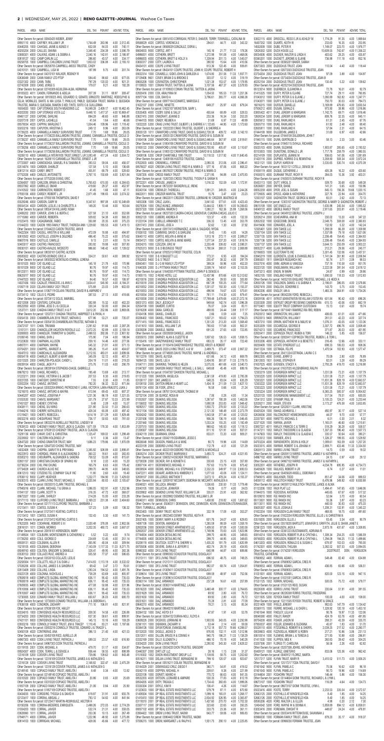PARCEL AREA NAME DEL. TAX PEN/INT ADV/MC TOTAL

Other Owners for parcel: 00843425 WEBER, JENNY
08601110 4000 CAFFREY, WILLIAM F JR 1,744.49 262.96 4.00 2,012.45
Other Owners for parcel: 08601110 CAFFREY, WILLIAM F JR
00444005 1000 CAHOAS, JAIME & AGNES V 652.08 84.03 4.00 740.11
40255204 2000 CAILLES, SHAINA 3,348.40 234.39 4.00 3,586.79
53606301 4000 CALKINS, ADAM J & DEBRA A 2,040.16 142.81 4.00 2,186.97
00818122 1002 CAMP CALIN LLC 286.60 43.57 4.00 334.17
08258705 1000 CAMPBELL CHILDREN LIVING TRUST 1,853.02 336.08 4.00 2,193.10
Other Owners for parcel: 08258705 CAMPBELL-MOSS TRUSTEE, CINDY
04310101 1000 CAMPBELL, LISA M 187.99 9.75 4.00 201.74
Other Owners for parcel: 04310101 WOLKER, RODNEY R
02636049 3000 CANN FAMILY LTD PTSP 584.46 88.60 4.00 677.06
03321302 2000 CANN, TARA 797.29 120.02 4.00 921.31
02743309 2000 CANO, JORGE G 179.07 9.21 4.00 192.28
Other Owners for parcel: 02743309 AGUILERA-ALBA, HERMINIA
08105033 4011 CANON, FERNANDO & ADELIA 207.39 31.11 69.97 308.47
Other Owners for parcel: 08105033 ARAIZA, JUAN; CANON, EDUARDO G; GIRALDO, ERNESTO; MARTINEZ, RODOLFO & CELIA; MORALES, DAVID & MA LUISA T; PANULLO, PABLO; QUESADA TINOCO, MARIA D; QUESADA TRUSTEE, MARIA S; QUESADA, RAMON S MD; TINTO, SIXTO C & GUILLERMA
16004033 1000 CAP STORAGE SOUTH MEADOWS LLC 16,048.28 2,408.17 4.00 18,460.45
40202030 2000 CAP STORAGE VII LLC 9,448.10 1,417.37 4.00 10,869.47
08401107 2000 CAPONE, DARLENE 894.28 48.60 4.00 946.88
03207318 2001 CAPOS, LASHELLE 41.04 1.64 4.00 46.68
08578034 4001 CAPPINI, MARLENE T 1,004.46 109.96 4.00 1,118.42
55053216 1000 CAPUYON, KRISTINA G 249.12 9.96 4.00 263.08
01726225 4000 CARAMELLA FAMILY SURVIVORS TRUST 7.70 1.69 18.66 28.05
Other Owners for parcel: 01726225 BALLARDINI TRUSTEE, JOANNE; CARAMELLA TRUSTEE, CECILE D
01726237 4000 CARAMELLA FAMILY SURVIVORS TRUST 7.70 1.69 18.66 28.05
Other Owners for parcel: 01726237 BALLARDINI TRUSTEE, JOANNE; CARAMELLA TRUSTEE, CECILE D
01726256 4000 CARAMELLA FAMILY SURVIVORS TRUST 7.70 1.69 18.66 28.05
Other Owners for parcel: 01726256 BALLARDINI TRUSTEE, JOANNE; CARAMELLA TRUSTEE, CECILE D
16206110 4000 CARAMELLA INTERVIVOS TRUST, ERNEST J JR 3,083.48 417.24 4.00 3,504.72
Other Owners for parcel: 16206110 CARAMELLA TRUSTEE, ERNEST J JR
07723007 4400 CARATACHEA, SAMUEL R & TAMARA R 393.53 59.04 4.00 456.57
02514074 1000 CARDER, SHARLOT 127.58 5.10 4.00 136.68
50812114 4020 CAREY, BRETT 455.81 68.79 4.00 528.60
07752026 4400 CARLOS, ANTOINETTE 3,767.15 150.69 4.00 3,921.84
Other Owners for parcel: 07752026 KING, ERIC
02364007 1000 CARLSON, BRIAN & CHRISTINA 5,765.63 615.00 4.00 6,384.63
05507362 4020 CARRILLO, OMAR 419.60 25.37 4.00 448.97
01410502 1000 CARRINGTON, ROBERT D 41.45 1.66 4.00 47.11
07935106 4000 CARSEY, ROBERT L JR 2,871.49 198.83 4.00 3,074.32
Other Owners for parcel: 07935106 THOMPSON, DAVID F
05826046 4000 CARSON, GARY W 9,347.61 997.08 4.00 10,348.69
09547124 4020 CARSON, LESLIE J & CHARLOTTE A 149.20 18.44 4.00 171.64
Other Owners for parcel: 09547124 MCLANE-CARSON, LESLIE
52406202 2000 CARVER, JOHN S & BERTA C 527.58 21.10 4.00 552.68
01715060 4000 CARVER, ROBERTA 509.82 54.38 4.00 568.20
03315008 1000 CASAGRANDE, FABIO 348.98 20.35 4.00 373.33
01044223 1000 CASON 1995 FAMILY TRUST, THERESA ANN 1,229.60 185.53 4.00 1,419.13
Other Owners for parcel: 01044223 CASON TRUSTEE, ANN B
16422304 1000 CASSEL, KRISTIN & WILLIAM 472.09 18.88 4.00 494.97
50810502 4020 CASTELLO, JOSEPH & DELORES 496.40 75.22 4.00 575.62
06607016 3000 CASTILLO, CAMILLE 9.13 2.01 4.00 15.14
50403017 4020 CASTOR, FRANCISCO 283.92 19.88 4.00 307.80
08030101 4000 CASTRO-EDUARDO, MODESTO 991.62 142.40 4.00 1,138.02
Other Owners for parcel: 08030101 CASTRO, ALYSON
08583002 4020 CASTRO-DORADO, ERIC A 334.31 50.61 4.00 388.92
Other Owners for parcel: 08583002 MONTALVO-CORREA, LORENA
06101025 9000 CAT ISLAND LLC 145.18 21.78 4.00 170.96
06101026 9000 CAT ISLAND LLC 90.76 19.97 4.00 114.73
06120011 9000 CAT ISLAND LLC 90.76 19.97 4.00 114.73
06620017 9000 CAT ISLAND LLC 90.76 19.97 4.00 114.73
07447033 9000 CAT ISLAND LLC 84.40 18.57 4.00 106.97
14021004 9000 CAZALET, FRANCOIS J & ANN C 3,634.67 545.56 4.00 4,184.23
51067119 2000 CELAYA FAMILY 2021 TRUST 575.89 23.03 4.00 602.92
Other Owners for parcel: 51067119 CELAYA TRUSTEE, DAVID R & AMPARO V
00724112 1002 CELIS G, PEDRO 387.53 27.13 4.00 418.66
Other Owners for parcel: 00724112 CELIS, MARIBEL
40210108 2000 CENTERS, CATHLEEN 382.88 15.32 4.00 402.20
06620060 4020 CERNA, JOSE D & CECILIA 330.34 50.00 4.00 384.34
12537311 1200 CHADHA FAMILY TRUST, H & P 3,612.20 252.86 4.00 3,869.06
Other Owners for parcel: 12537311 CHADHA TRUSTEE, HARPREET & P, PAYAL H
03343015 2000 CHAMBERLAIN 2016 TRUST, NATHAN G 217.95 53.21 4.00 275.16
Other Owners for parcel: 03343015 CHAMBERLAIN TRUSTEE, NATHAN G
23472107 1011 CHAN, TRUMAN 2,291.62 91.66 4.00 2,387.28
51613210 5200 CHANCELLOR VACATION RENTALS LLC 2,072.25 82.89 4.00 2,159.14
50609003 4000 CHANDLER, TIMMOTHY & CHERYL 2,588.53 259.06 11.53 2,859.12
01006145 1000 CHANG, SHUN 175.90 7.04 4.00 186.94
01323630 1000 CHAPMAN, ALLISON 259.10 14.46 4.00 277.56
04601011 4000 CHAPMAN, WAYNE 345.42 21.81 4.00 371.23
07304201 4000 CHAPPEL, MARGOT A 385.26 15.41 4.00 404.67
16047103 1000 CHARCHALIS, ALEXANDRA 3,212.55 483.01 4.00 3,699.56
08610519 4000 CHARLEY, ALBERT & MARY ANN 345.09 52.12 4.00 401.21
03315325 2000 CHARLTON-POLACEK, CANDY L 204.19 11.01 4.00 219.20
08609104 4000 CHASE, JACK P II 275.76 11.03 4.00 290.79
Other Owners for parcel: 08609104 STEPHENS-CHASE, GABRIELLE
08676213 1000 CHASE, RICHARD L 195.48 13.69 4.00 213.17
51223211 2000 CHASE, VICTORIA E & JACOB T 207.53 8.30 4.00 219.83
Other Owners for parcel: 51223211 CHASE, JACOB T
50219015 1000 CHAVEZ, ARTURO & MAYRA 613.94 69.43 4.00 687.37
50465207 4020 CHAVEZ, JOSEFINA P 1,231.36 86.19 4.00 1,321.55
01053028 1000 CHAVIS, MARGARET 331.79 27.99 4.00 363.78
07451007 1000 CHENEY, CYNTHIA 9.48 2.09 4.00 15.57
02709102 4001 CHENG, SIU MING 221.80 33.50 11.53 266.83
01944216 1000 CHERRY, KATHLEEN A 428.34 65.08 4.00 497.42
01319421 1000 CHERTI, REBECCA L 1,614.16 311.29 4.00 1,929.45
06002216 4000 CHESAPEAKE TRUST 726.17 50.83 4.00 781.00
Other Owners for parcel: 06002216 ARGELLAS TRUSTEE, LINDSEY M
07822123 4000 CHESNEY FAMILY TRUST, JACK & CLAUDIA 1,671.59 178.30 4.00 1,853.89
Other Owners for parcel: 07822123 CHESNEY TRUSTEE, JACK & CLAUDIA
15248108 1300 CHIAN, CHET & CHRISTINA 1,125.47 169.02 4.00 1,298.49
23228002 1011 CHILTERN HOLDINGS LP 9.11 0.36 4.00 13.47
52627320 1000 CHING-SHAWTON TRUST, MAY 1,695.21 179.86 4.00 1,879.07
Other Owners for parcel: 52627320 CHING TRUSTEE, MAY
14032408 1000 CHOPRA, GARVIT R & PRIYANKA 3,385.92 508.99 4.00 3,898.91
05223013 4000 CHRISMAN, FRANK M & ALEXANDRA D 382.22 16.51 4.00 402.73
03362312 1000 CHRISPEN, ALEXANDER & SANDRA 756.52 53.09 4.00 813.61
07256047 1000 CHRISTENSEN CHURCH OF SPARKS NV 9.18 2.02 4.00 15.20
02736234 2000 CHU, PHI CHUNG 165.79 6.63 4.00 176.42
07718429 4400 CHURCH BLUE INC 290.15 44.65 4.00 338.80
00612312 1002 CITIZENS TEL COMPANY CALIF INC 11.80 2.60 4.00 18.40
51830112 3000 CLAPP, HEATHER 1,232.27 184.96 11.53 1,428.76
05903315 4000 CLARK LIVING TRUST, MICHAEL E 2,020.84 80.83 4.00 2,105.67
Other Owners for parcel: 05903315 CLARK TRUSTEE, MICHAEL
05420105 4000 CLARK, MICHAEL T & ERIKA A 1,086.05 162.91 4.00 1,252.96
01941132 1000 CLARK, SCOTT N 316.35 47.72 4.00 368.07
09827007 1000 CLARK, SHIRLEY 214.28 15.00 4.00 233.28
02171113 1000 CLIFFORD LIVING TRUST, BARBARA J 2,169.22 231.38 4.00 2,404.60
Other Owners for parcel: 02171113 CLIFFORD TRUSTEE, BARBARA J
01213411 1001 COATES, SUSAN K 127.23 5.09 4.00 136.32
Other Owners for parcel: 01213411 COATES, KEITH L
01213412 1001 COATES, SUSAN K 132.43 5.30 4.00 141.73
Other Owners for parcel: 01213412 COATES, KEITH L
07622055 9400 COCHRANE, ROBERT E III 2,520.48 378.08 4.00 2,902.56
00816101 1011 COHEN, MORRIS 3,202.35 480.72 4.00 3,687.07
01149504 1001 COLEMAN, MONTGOMERY & CATHERINE U 5.52 0.22 4.00 9.74
07707035 4000 COLLIE, GEORGE D 234.09 12.46 4.00 250.55
40301014 2000 COLLINS, DEBORAH 285.33 11.41 4.00 300.74
15218105 4000 COLLINS, DEBORAH 7,143.09 1,117.33 11.53 8,271.95
05922118 4000 COLLINS, GREGORY & DANIELLE 631.12 37.85 4.00 672.97
23288304 1011 COLLETT, KELLY S & EVAN J 7,414.83 1,113.19 4.00 8,532.02

PARCEL AREA NAME DEL. TAX PEN/INT ADV/MC TOTAL

Other Owners for parcel: 00814103 CORRIGAN, PETER S; SHAVER, TERRY; TOWNSELL, CATALINA M
08568029 4020 CORTES, VERONICA E 294.61 44.71 4.00 343.32
Other Owners for parcel: 08568029 GONZALEZ, DORIA L
06604003 9000 CORTEZ, ART F 145.16 21.77 11.33 178.26
04986001 4000 COTHERN, BRETT 1,272.98 191.08 4.00 1,468.06
04986003 4000 COTHERN, BRETT & HOLLY D 1,339.94 201.13 4.00 1,545.07
08603017 2000 COTY, LAUREN A 386.92 15.64 4.00 410.56
08434101 4000 COUPE LIVING TRUST 613.36 122.45 4.00 739.81
Other Owners for parcel: 08434101 COUPE TRUSTEE, JOHN H; COUPE TRUSTEE, ROBERT H
08022314 1000 COURVILLE LIVING TRUST, JOHN & DARLEEN A 1,674.60 251.58 11.33 1,937.51
07129406 9601 COVEY, BRIAN D & BROOKE E 307.07 12.12 4.00 319.19
08655206 1000 COWARDIN, CHRISTOPHER 1,021.88 153.57 4.00 1,178.95
01109503 1001 COWAN TRUST, TAITTEN & JASMA 3,107.16 467.37 4.00 3,578.53
Other Owners for parcel: 01109503 COWAN TRUSTEE, TAITTEN & JASMA
02820416 2000 COX, ARAUTHNA M 1,054.50 185.53 11.33 1,251.36
00971104 1000 COX, DAVID A 3,796.61 265.77 4.00 4,066.38
Other Owners for parcel: 00971104 SCHWARTZ, MARISSA E
51620707 2000 COYNE, NANETTE 649.27 25.97 4.00 679.24
Other Owners for parcel: 51620707 WEINSTEIN, GARY L
03534045 4000 COZBY, GENE & SALLY 459.64 68.89 4.00 532.53
02621415 2000 CRAMER, JEANNE B 233.36 16.34 3.50 253.20
07444103 9000 CRAIG?, REUBEN A 31.69 6.97 11.33 49.99
02636112 3000 CRAIG FAMILY TRUST, GILBERT L & SHERRIE A 1,172.68 44.95 4.00 1,172.60
Other Owners for parcel: 13022220 CRAIG TRUSTEE, GILBERT L & SHERRIE A
20053120 1011 CRAWFORD LIVING TRUST, DAVID & SUSAN 2,721.38 409.72 4.00 3,140.10
Other Owners for parcel: 20053120 CRAWFORD TRUSTEE, DAVID W & SUSAN M
51804106 2000 CRAWFORD LIVING TRUST, DAVID & SUSAN 2,464.64 367.97 4.00 2,818.61
Other Owners for parcel: 51804106 CRAWFORD TRUSTEE, DAVID W & SUSAN M
51805102 2000 CRAWFORD LIVING TRUST, DAVID & SUSAN 2,702.68 405.87 4.00 3,110.67
Other Owners for parcel: 51805102 CRAWFORD TRUSTEE, DAVID W & SUSAN M
12408106 1200 CRISP CHARITABLE 1985 TRUST 10,118.53 1,517.92 4.00 11,640.45
Other Owners for parcel: 12408106 HUSTED TRUSTEE, CAMILLO
07622003 4400 CROMWELL, FORREST 2,080.35 312.06 4.00 2,396.41
08579027 4020 CROOM LIVING TRUST, FRED R & NIMFA D 577.16 87.06 4.00 668.22
Other Owners for parcel: 08579027 CROOM TRUSTEE, FRED R & NIMFA D
15267205 2000 CROSS FAMILY TRUST 2,371.95 94.88 4.00 2,470.83
Other Owners for parcel: 15267205 CROSS TRUSTEE, TYSON P & SARAH N
08722201 4000 CROUSE, JAMES H 1,016.32 102.59 4.00 1,172.91
Other Owners for parcel: 08722201 BASKERVILLE, IRENE
00243104 1000 CROWLEY, THERESA L 1,891.21 345.05 4.00 2,244.26
06622011 9000 CROZIER MARITAL TRUST 15.76 3.47 4.00 23.23
Other Owners for parcel: 06622011 CROZIER TRUSTEE, LORRAINE W; CROZIER, BEATRICE
08219207 3000 CRUZ, JUAN L 3,841.52 577.51 4.00 4,423.43
08276304 1000 CRUZ-NUNEZ, ARMANDO 12,444.92 1,908.11 4.00 14,356.03
08237202 1000 CUADRA, RAMON D 1,080.21 162.36 25.99 1,268.56
Other Owners for parcel: 08237202 CUADRA-CHICAS, GENOVEVA; CUADRA-CHICAS, JULIO C
12310207 4000 CUBERO, ANDREA R 123.37 4.93 4.00 132.30
51222104 2000 CUBILLO, ARMANDO T C 338.33 11.43 4.00 353.76
02817413 2000 CUEVAS, JOSE A 32.62 1.30 4.00 37.92
Other Owners for parcel: 02817413 HERNANDEZ, ALMA A; SALGADO, RYDIA
01850102 1000 CUMMING, DAVID C & DARLENE 8.43 1.85 4.00 14.28
55645112 4000 CURTIS, MELVIN & ANNE M 1,813.16 272.11 4.00 2,089.27
55645113 1000 CURTIS, MELVIN & ANNE MARIE 1,577.54 237.20 4.00 1,818.74
20024215 1000 CZECZOK, ERIC M 2,255.48 338.63 4.00 2,598.11
07625213 9000 D & D BUSINESS TRUST 1,790.64 268.51 11.53 2,069.88
Other Owners for parcel: 07625213 FROST TRUSTEE, COLIN
50214110 1000 D & B BADGETT LLC 173.31 6.93 4.00 184.24
07602002 9400 D & S TRUST 255.47 38.32 4.00 297.79
00843451 1000 D J G M FAMILY LTD PTSP 389.24 58.96 4.00 452.20
51643202 2000 D PITTMAN FAMILY TRUST 2,008.74 140.61 4.00 2,153.35
Other Owners for parcel: 51643202 PITTMAN TRUSTEE, JOHN P & DENISE A
01605115 1002 D RENO HOTEL LLC 72,407.86 870.66 4.00 73,312.52
40210108 2000 D'ANDREA PHOENIX ACQUISITION LLC 262.40 39.50 4.00 305.90
40210116 2000 D'ANDREA PHOENIX ACQUISITION LLC 667.38 100.25 4.00 771.64
40210302 2000 D'ANDREA PHOENIX ACQUISITION LLC 1,001.07 150.30 4.00 1,155.37
40210303 2000 D'ANDREA PHOENIX ACQUISITION LLC 496.94 74.67 4.00 575.61
40210304 2000 D'ANDREA PHOENIX ACQUISITION LLC 761.11 114.30 4.00 879.41
40210308 2000 D'ANDREA PHOENIX ACQUISITION LLC 17,789.48 3,478.68 4.00 21,272.16
08012113 4000 DALY, JESSICA P 949.84 142.74 4.00 1,096.38
02554108 1000 DAMERT, CURTIS 76.07 3.04 4.00 83.11
53216208 4000 DANA, CAROLEE 868.20 24.44 3.88 917.17
07434106 9000 DANIEL, CHARLES 2.66 0.59 4.00 7.25
02054402 1000 DANIEL, FRANCISCO 1,627.11 183.02 4.00 1,794.23
00711415 1000 DANIEL, FRANCISCO C 1,351.20 213.20 4.00 1,568.40
01407610 1000 DANIEL, WILLIAM T JR 780.63 117.68 4.00 902.31
03309208 2000 DANIELE, MARIA 691.30 27.65 4.00 722.95
01550418 1000 DARZYNKIEWICZ FAMILY TRUST 683.23 35.17 4.00 722.40
Other Owners for parcel: 01550418 DARZYNKIEWICZ TRUSTEE, AGNES & ROBERT
07748005 4000 DAVIS 2020 LIVING TRUST, A & W 2,489.75 373.47 4.00 2,867.22
Other Owners for parcel: 07748005 DAVIS TRUSTEE, WAYNE J & ANDREA L
16112210 1000 DAVIS, ALYSSA 631.66 34.12 4.00 669.78
16084125 1000 DAVIS, LEE A 2,404.65 361.87 11.53 2,778.15
51047111 2000 DAWKINS, THOMAS & HELEN 3,075.55 461.66 4.00 3,540.73
01047027 1000 DAWSON FAMILY TRUST, MICHAEL L & GAIL L 648.68 45.48 4.00 699.16
Other Owners for parcel: 01047027 DAWSON TRUSTEE, MICHAEL L
01112220 1000 DAWSON, ANGELICA 2,361.58 419.80 4.00 2,785.38
02126711 2001 DAY, JAMES C 545.75 63.54 4.00 613.29
03108150 2000 DAYTON BREAK A HEART LLC 1,404.16 211.59 11.53 1,627.10
07815124 4000 DE FOOR, JOYA C 16.58 0.66 4.00 21.24
52702204 2000 DE QUIROZ, ROSA M 7.06 0.28 4.00 11.34
01053007 1000 DEAKINS, MELISSA 1,267.67 190.28 4.00 1,462.06
01168502 1001 DEAKINS, MELISSA 1,669.59 233.69 4.00 1,948.42
16050517 1000 DEAKINS, MELISSA 1,693.72 276.60 4.00 2,132.32
01214103 1000 DEAKINS, MELISSA 2,121.53 148.49 4.00 2,273.79
21208434 1000 DEAKINS, MELISSA 1,926.18 277.44 4.00 2,206.69
21207306 1000 DEAKINS, MELISSA 886.26 136.19 4.00 1,046.45
21207440 1000 DEAKINS, MELISSA 1,033.24 155.25 4.00 1,192.49
21208402 1000 DEAKINS, MELISSA 585.40 88.42 4.00 677.82
21208402 1000 DEAKINS, MELISSA 811.10 121.91 4.00 937.01
02342119 2000 DEARMAN, RYAN 333.01 72.20 4.00 409.21
Other Owners for parcel: 02342119 DEARMAN, HEATHER
05025008 4000 DECKER, PAMELA A & MIKE 90.73 19.96 4.00 114.69
40223109 2000 DEBORD LIVING TRUST 112.78 4.51 4.00 121.29
Other Owners for parcel: 40223109 DEBORD TRUSTEE, CURTIS & MICHELLE
53602214 1000 DECKER TRUSTEE, MARYANN M 3,952.73 524.21 4.00 4,020.93
Other Owners for parcel: 53602214 DECKER TRUSTEE, MARYANN E
02738338 2000 DECKER, KIM & KENNETH R 220.63 23.15 4.00 257.81
00607104 4011 DEDOMENICO, MICHAEL V 737.63 113.79 4.00 875.42
05028048 2000 DEEBEL, MICHAEL H & STEPHANIE D 2,329.33 349.97 11.53 2,690.83
53472211 4000 DEHART, AARON M & KIMBERLY E 1,077.13 43.09 4.00 1,124.22
00308401 2000 DELGADO ...MEDINA, ? 3,073.14 478.24 11.53 3,562.91
Other Owners for parcel: 52839107 MCCARTY, BETHANY M; MCCARTY, KATHLEEN A
05048327 4000 DELCOUR, ROBYN 1,536.65 230.97 11.53 1,779.10
52806101 1000 DELLISTA, JENNIFER 19.26 0.77 4.00 24.03
05229902 4000 DEMOND LIVING TRUST, WILLIAM & ... 11.74 0.47 4.00 16.21
Other Owners for parcel: 05229902 DEMOND TRUSTEE, WILLIAM S JR
05404211 4000 DENNIS, MONICA 1,458.81 218.81 4.00 1,681.62
55027312 1000 DEMPSEY/HENSHAW TRUST, REGINA 169.14 10.65 4.00 183.79
Other Owners for parcel: 55027312 DENSHAM TRUSTEE, ERIC; DENSHAM, KEVIN; DENSHAM-STEVENSON, ERIKA L; TONY; TURNBULL, ANDREA
04321002 4000 DENTON, TONY; KEITH R 332.19 17.06 4.00 353.25
Other Owners for parcel: 04321002 DENTON, PENNY
00807405 2000 DENNY, MARY A & RODNEY 601.76 24.07 4.00 629.83
14097108 1000 DENNY, AMANDA M 1,265.58 89.59 4.00 1,359.17
52602220 2000 DENVER STREET APARTMENTS LLC 1,449.42 58.00 4.00 1,511.42
55034008 1000 DENVER STREET APARTMENTS LLC 1,289.88 51.60 4.00 1,345.48
07744034 4000 DESIGN DETAILING INC 299.70 44.95 4.00 348.65
07744035 4000 DESIGN DETAILING INC 254.28 38.14 4.00 296.42
55208121 4000 DESTITO, SCOTT & ASHLEY 1,416.50 49.30 4.00 1,469.80
08251906 4000 DEVINE, SARAI A & JEFFERY 1,422.36 21.77 4.00 1,448.13
00608903 2000 DEVIL'S GATE? DIAS? 365.19 13.68 4.00 382.87
Other Owners for parcel: 00608903 FINUCANE?, PATRICK
12303211 1000 DIAZ, SAMUEL 1,005.02 66.93 4.00 1,075.95
Other Owners for parcel: 12303211 DIAZ, ALINA
03467406 2000 DICKERSON, CORY & TAMARA 1,022.87 40.92 4.00 1,067.79
50905226 2000 DICKERSON, CORY & TAMARA 1,203.06 82.18 4.00 1,289.24
Other Owners for parcel: 03409101 DIETER?, ANDREW
Other Owners for parcel: 02303211 DILLON, ALBERT & NATALIE J
03007103 2000 DINSMORE, ALAN J & ? 3,460.48 301.11 11.53 3,773.12
07515214 2000 DIAZ?, ALBERTO 71.59 2.86 4.00 78.45
05038106 2000 DIXON, JERREL D & GINA M 1,051.59 73.61 4.00 1,129.20
03311102 3000 DOLAN LIVING TRUST 2,001.26 80.05 4.00 2,085.31
Other Owners for parcel: 03311102 DOLAN TRUSTEE, KEVIN M
03224101 1000 DONAHUE, AMBER 8.26 1.82 4.00 14.08
05316109 2000 DORIS FAMILY TRUST, EDWARD 56.45 2.26 4.00 62.71
07221021 4000 DORRIS, JOYCE & RONALD W 1,262.58 89.47 4.00 1,356.05
Other Owners for parcel: 07221021 DORIS TRUSTEE, EDWARD
01350210 1000 DORN?, MATTHEW J 5,024.17 201.00 11.53 5,236.70
40222141 1000 DOSTAL, CHRISTOPHER J & SHAUNA L 94.47 20.78 4.00 119.25
52307107 1000 DOTSON, KIMBERLY G 1,162.57 174.63 4.00 1,341.20
08105047 4000 DOUGLAS, DAVID 1,016.26 152.76 4.00 1,173.02
51204241 2000 DOUGLAS, MATTHEW J 2,246.13 89.85 4.00 2,339.98
Other Owners for parcel: 51204241 MEDIAS?, KATHY M
02323108 2000 DOWNEY, DALE A 1,073.26 75.51 4.00 1,152.77
08503406 4000 DOWNEY, TRUDY A 19.60 0.78 4.00 24.38
56010205 4000 DOYLE, DAVID & PAMELA B 1,092.66 76.49 4.00 1,173.15
00417126 2000 DRAKE, PAMELA A 14.51 0.58 4.00 19.09
02325015 2000 DRAPER FAMILY TRUST, DANE & ASTRID 2,145.65 181.60 4.00 2,331.25
Other Owners for parcel: 02325015 DRAPER TRUSTEE, DANE & ASTRID
50223103 4000 DRISCOLL, ROSS E JR 1,774.29 91.35 4.00 1,869.64

PARCEL AREA NAME DEL. TAX PEN/INT ADV/MC TOTAL

53822115 4000 DRISCOLL, ROSS E JR & ASHLEY M 1,774.29 91.35 4.00 1,869.64
16407252 1000 DUARTE, KEITH W 233.60 16.35 4.00 253.95
16302006 1000 DUARTE, MAYRA R 1,749.07 223.70 4.00 1,976.77
12626302 5200 DUCK HOUSE LLC 10,609.55 742.67 4.00 11,356.22
08034506 4000 DUCKER, WALTER & LINDA K 403.62 28.25 4.00 435.87
00365201 1000 DUCKETT, JEROME & ELAINE 738.98 111.18 4.00 854.16
Other Owners for parcel: 00365201 DUCKETT, JEROME T
02673303 2000 DUDSCHUS TRUST, JOAN 110.04 4.40 4.00 118.44
Other Owners for parcel: 02673303 DUDSCHUS TRUSTEE, JOAN
02743304 2000 DUDSCHUS TRUST, JOAN 97.09 3.88 4.00 104.97
Other Owners for parcel: 02743304 DUDSCHUS TRUSTEE, JOAN B
40202104 2000 DUDSCHUS TRUST, JOAN 130.40 5.22 4.00 139.62
Other Owners for parcel: 40202104 DUDSCHUS TRUSTEE, JOAN B
00133414 1000 DUERBECK, ELEANORA A 72.78 16.01 4.00 92.79
01415325 1000 DUFFY, PETER & ELAINE 727.74 29.11 4.00 760.85
01429007 1000 DUFFY, PETER G & ELAINE J 1,080.89 162.82 4.00 1,247.71
01434371 1000 DUFFY, PETER G & ELAINE J 750.70 30.03 4.00 784.73
16016215 1000 DURDIN, DANIELLE 3,169.69 476.85 4.00 3,650.54
07956112 4000 DUGAN, GERALD B 672.90 26.90 4.00 703.80
03604422 4011 DUKE, JEREMY & MARGEAN 1,742.75 69.71 4.00 1,816.46
12608204 3000 DUKE, JEREMY & MARGEAN 806.76 32.25 4.00 843.01
12600612 1000 DUKE RAWLAND K 61.31 2.45 4.00 67.76
02607110 1000 DUKE, RICHARD K 61.92 2.48 4.00 68.40
02605811 1000 DUKE, RICHARD K 57.84 2.31 4.00 64.15
07444108 9000 DULEBOHN, JANEE E 31.69 6.97 4.00 42.66
Other Owners for parcel: 07444108 DULEBOHN, JOHN T
01045115 1000 DUNN, GERTRUDE G 58.13 2.33 3.00 63.46
Other Owners for parcel: 01045115 DYALK, RICHARD
05025103 4000 DUNN, SUZANNE 1,903.87 285.65 4.00 2,193.52
00103303 1000 DUNSTONE, DONALD L JR 1,177.76 258.79 4.00 1,440.55
00214103 1000 DUPLANTIS, JEANNE M 936.63 141.06 4.00 1,081.69
01420116 2000 DUPREE, NORRIS D & REMENTHA 3,359.90 509.34 4.00 3,873.24
16531121 1000 DUPUY, KAREN M 3,536.65 530.74 4.00 4,070.39
Other Owners for parcel: 16531121 CITELLI, DENISE M
01658119 4000 DUQUE, CATHERINE A 405.38 16.22 4.00 425.60
01658315 4000 DURHAM TRUST, RICKY R 384.03 15.36 3.00 403.31
Other Owners for parcel: 01658315 DURHAM TRUSTEE, RICKY R
00433115 1000 DUTT, VIRGIL O 509.70 35.68 4.00 549.38
02630101 2000 DWYER, DEAN 141.31 5.65 4.00 150.96
08052259 4000 DYER, JOEL & SUSAN 840.15 156.06 18.66 1,035.15
07728005 4000 DYESS, ADAM & KATHERINE 227.76 22.94 4.00 254.70
12301107 5200 EADINGTON TRUST, GEORGE & MARY 65.51 2.62 4.00 72.13
Other Owners for parcel: 12301107 EADINGTON TRUSTEE, GEORGE & MARY D; EADINGTON, ROBERT J
05515108 1000 EAST, JOSEPH W 1,606.98 240.54 4.00 1,865.52
04049122 4000 EBERLE FAMILY TRUST 2,911.65 203.81 4.00 3,119.46
Other Owners for parcel: 04049122 EBERLE TRUSTEE, JOSEPH J
52026214 2000 ECHEVARRIA, ANA M 330.03 13.20 4.00 347.23
02652552 1000 EDGECOMB, DEBRA M 2,046.75 209.08 4.00 2,260.83
03419436 1000 EDWARDS, JOEL A 132.92 5.32 4.00 142.24
12305401 1200 EFR RANCHO LLC 1,289.59 86.39 4.00 1,389.98
12307104 1200 EFR RANCHO LLC 1,537.86 79.10 4.00 1,621.36
12307105 1200 EFR RANCHO LLC 2,206.48 154.45 4.00 2,364.93
12307106 1200 EFR RANCHO LLC 2,206.48 154.45 4.00 2,364.93
12307107 1200 EFR RANCHO LLC 3,644.13 255.09 4.00 3,903.22
08052217 4000 ELAM, BARBARA 772.27 79.95 4.00 856.22
02166003 1000 ELECTCRAFTS INC 3,301.45 132.06 4.00 3,437.51
03845218 1000 ELIZONDO, LOUIE & EVANGELINE G 1,721.04 261.90 4.00 1,986.94
03808201 1011 ELMISSER RESEARCH INC 92.74 3.71 4.00 100.45
05527016 4000 EMMI, ADRIAN & VANESSA 737.18 110.58 4.00 851.76
05223130 1000 ENGELMANN, WILLIAM H 2,222.08 391.54 4.00 2,618.12
53472213 4000 ENGEN, M MARK 24.87 0.99 4.00 29.86
14052105 1000 ENGLAND FAMILY TRUST 1,690.50 220.33 4.00 1,812.83
Other Owners for parcel: 14052105 ENGLAND TRUSTEE, MICHAEL J & HEIDI A
02602126 1000 ENGLEKEN, DANIEL V & SABINA K 2,166.61 386.05 4.00 2,576.66
02627416 4000 ENGLISH, SCHERRIE K 143.70 5.75 4.00 153.45
08042206 4000 ENSLEY, IAN A 1,465.35 264.91 4.00 1,734.26
Other Owners for parcel: 08042206 FORD, REBECCA L
03809106 4011 ENTRUST ADMINISTRATION FBO WILLIAM J FOSTER IRA 601.84 30.42 4.00 636.26
02303309 2001 ENTRUST GROUP FBO DENNIS CAMERON IRA 615.13 43.06 4.00 662.19
00704401 1000 EQUITY TRUST COMPANY CUSTODIAN 15.13 0.61 4.00 19.74
Other Owners for parcel: 00704401 RAMIREZ IRA FBO, ROBIN
07620012 9400 ERRINGTON, WILLIAM F 406.65 61.01 4.00 471.66
05602003 1000 ERRINGTON, WILLIAM F 261.51 43.23 4.00 327.74
14037210 1000 ERVIN, MATTHEW W & MAYE M 1,076.31 43.05 4.00 1,123.36
50253209 1000 ESCARCEGA, GEORGE B 3,307.72 496.76 4.00 3,808.48
05374213 1000 ESCARENO, FRANCISCO 377.97 56.03 4.00 438.00
02602411 2000 ESPINOZA TRUST, RUBEN & TORI 148.22 5.85 4.00 156.07
Other Owners for parcel: 02602411 ESPINOZA TRUSTEE, RUBEN L & TORI L
53032406 1000 ESPINOZA, ANTHONY R & BENNETTE E 316.45 12.66 4.00 333.11
00258406 1000 ESTATE OVERSIGHT LLC 698.33 45.50 4.00 908.36
20412204 1000 ESTRADA, FELIPE 1,470.54 102.93 4.00 1,577.47
Other Owners for parcel: 20411224 ESTRADA, LAURA C S
08653305 4000 EVANS, JEREMY D 70.09 2.80 4.00 76.89
20612603 1011 EVANS, STEPHEN R 82.01 3.28 4.00 89.29
21607025 4000 EVENSEN, STACEY A 2,793.38 419.30 4.00 3,216.68
Other Owners for parcel: 21607025 HILDENBRAND, RALPH
12503219 1200 EVERGREEN IMPACT LLC 1,031.58 72.21 4.00 1,107.79
12503221 1200 EVERGREEN IMPACT LLC 1,031.58 72.21 4.00 1,107.79
12503227 1200 EVERGREEN IMPACT LLC 11,851.38 828.19 4.00 12,683.57
12503226 1200 EVERGREEN IMPACT LLC 11,831.38 828.19 4.00 12,663.57
12503210 1200 EVERGREEN IMPACT LLC 1,031.58 72.21 4.00 1,107.79
12503209 1200 EVERGREEN IMPACT LLC 1,031.58 72.21 4.00 1,107.79
12503208 1200 EVERGREEN IMPACT LLC 517.54 78.51 4.00 600.05
12501133 1200 EVERGREEN IMPACT LLC 3,105.23 124.21 4.00 3,233.44
12503226 1200 EVERGREEN IMPACT LLC 3,173.27 476.58 4.00 3,653.85
Other Owners for parcel: 02605106 FAIRBANK, JOHN
52601103 2000 FAIRHILL?, KAREN 19.09 0.76 4.00 23.85
Other Owners for parcel: 52601103 CLARK, KRISTINE
00435202 1000 FAHAD, ASHRAF? 3.47 0.14 4.00 7.61
04202025 1000 FAHAD, ASHRAF 1 492.97 30.17 4.00 527.14
03650606 2000 FALCONRIDGE HOMEOWNERS ASSN 44.07 9.70 4.00 57.77
22607307 1000 FARAH, NIMER 6.01 0.30 4.00 10.31
02371102 4000 FARRAH, JAVIER 1,165.01 46.60 4.00 1,215.61
12607210 4000 FARRELL, FRANCIS C & TERRI S 519.26 36.35 4.00 559.61
12403120 1200 FARRELL FAMILY TRUST, THEODORE E & CLAUDIA 1,327.36 199.40 4.00 1,530.76
Other Owners for parcel: 12403120 FARRELL TRUSTEE, THEODORE E & CLAUDIA M
12501133 1200 FARRELL, THEODORE E & CLAUDIA E 235.21 9.64 4.00 248.85
Other Owners for parcel: 02653106 FARRELL TRUSTEE, THEODORE E & CLAUDIA M
12306112 5200 FARRIS FAMILY TRUST 1,326.37 199.55 4.00 1,529.92
02655109 5200 FARRIS LIVING TRUST 1,089.61 163.19 4.00 1,256.80
Other Owners for parcel: 02655109 FARRIS TRUSTEE, JAMES F & KATHRYN
02605109 1000 FARRIS LIVING TRUST 14.73 0.59 4.00 19.32
Other Owners for parcel: 02605109 FARRIS TRUSTEE, JAMES F & KATHRYN L
02603115 1000 FARRIS LIVING TRUST 24.15 0.97 4.00 29.12
Other Owners for parcel: 02603115 FARRIS TRUSTEE, JAMES F & KATHRYN L
02612117 1000 FARRIS LIVING TRUST 4,034.76 895.95 4.00 4,934.71
Other Owners for parcel: 02612117 FARRIS TRUSTEE, JAMES F & KATHRYN L
15405208 1000 FAULKNER, ROBERT & SALLY 6.74 0.27 4.00 11.01
Other Owners for parcel: 15405208 FAULKNER, KATHRYN L
16104015 1000 FAULKNER, RONDA 851.47 34.06 4.00 889.53
07510202 4000 FAUST, KEVIN 1,476.97 59.08 4.00 1,540.05
Other Owners for parcel: 07510202 FAUST, KEVIN A
02631406 2000 FAZZ, CHRISTOPHER J & CONSTANCE A 6,476.98 349.69 4.00 6,830.67
02653316 2000 FEDORANKO, ANNA 1,482.16 59.29 4.00 1,545.45
01344315 1000 FEDOROWICH, KATERINA 440.65 67.67 4.00 512.32
01641428 4000 FEELEY, DANIEL J 1,047.58 68.57 4.00 1,120.15
02605312 2000 FEIN, MICHAEL S 10.25 0.41 4.00 14.66
02653309 2000 FELKER?, MARK P & WENDY 2,370.70 94.83 4.00 2,469.53
07630421 4000 FENTON, RICHARD 4,107.82 165.51 4.00 4,277.33
05052519 4000 FERGUSON, JUSTINA 2,077.79 145.21 4.00 2,227.00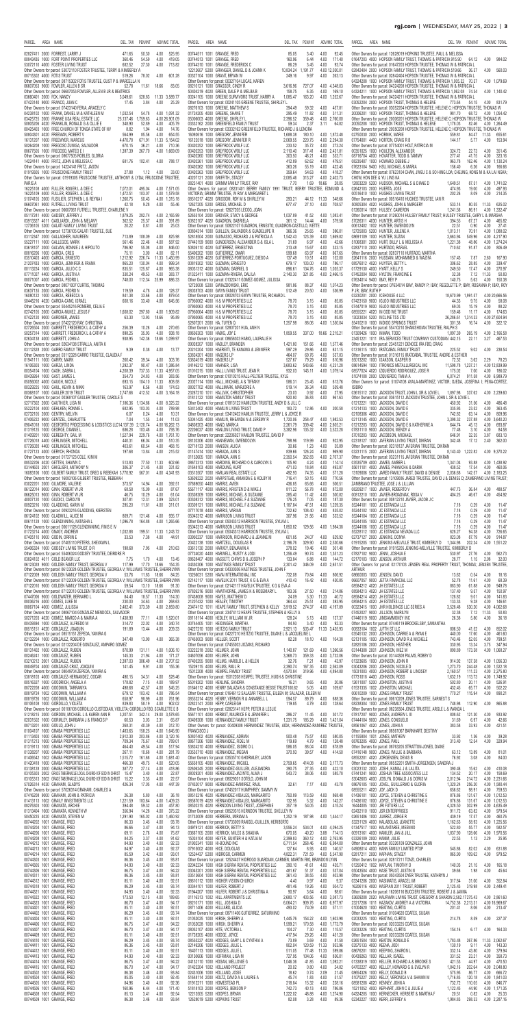PARCEL AREA NAME DEL. TAX PENALTY ADV/MC TOTAL

02827411 2000 FORREST, LARRY J 471.65 50.30 4.00 525.95
00843435 1000 FORT POINT PROPERTIES LLC 360.46 54.59 4.00 419.05
53072110 4000 FOSTER LIVING TRUST 662.52 27.30 4.00 713.82
Other Owners for parcel: 53072110 FOSTER TRUSTEE, TERRY & KIMBERLY A
08715302 4000 FOTIS TRUST 519.26 78.02 4.00 601.28
Other Owners for parcel: 08715302 FOTIS TRUSTEE, GUST P & MARCELLA N
06607053 9000 FOWLER, ALLEN B SR 52.78 11.61 18.66 83.05
Other Owners for parcel: 06607053 FOWLER, ALLEN B JR & BEATRICE
03660401 2000 FOX, NANCY 3,049.61 528.83 11.33 3,589.77
07423140 8000 FRANCO, JUAN C 17.45 3.84 4.00 25.29
Other Owners for parcel: 07423140 FERIA, ARACELY C
04238102 1000 FRANK, JAMES W & KATHLEEN M 1,032.54 54.78 4.00 1,091.32
03425725 2000 FRANKE USA REAL ESTATE LLC 25,137.46 1,759.63 4.00 26,901.09
50803509 4020 FRANKLIN, RONALD G & OLLIE E 348.90 52.89 4.00 405.79
00425403 1000 FREE CHURCH OF TONGA STATE OF NV 8.82 1.94 4.00 14.76
50804301 4020 FREEMAN, ROBERT L 564.89 85.56 4.00 654.55
16131207 1000 FREEMYER, MARCUS 4,470.78 670.19 11.33 5,154.02
50264208 1000 FREGOSO ZUNIGA, SALVADOR 670.15 36.21 4.00 710.36
09677505 1000 FREGOSO, MATEO E I 1,397.39 267.70 4.00 1,669.09
Other Owners for parcel: 09677505 ROBLES, GLORIA
14224141 4000 FRITZ, JOHN & MELISSA C 681.76 102.41 4.00 788.17
Other Owners for parcel: 14224141 FRITZ, JASON
01819305 1000 FRUSCIONE FAMILY TRUST 27.68 1.12 4.00 33.00
Other Owners for parcel: 01819305 FRUSCIONE TRUSTEE, ANTHONY & LYDA; FRUSCIONE TRUSTEE, PARIS A
16225108 4000 FULLER, ROGER L & DEE C 7,072.01 495.04 4.00 7,571.05
16225109 4000 FULLER, ROGER L & DEE C 1,472.51 103.07 4.00 1,579.58
51074105 2000 FUSILIER, STEPHEN L & REYNA I 1,260.75 50.43 4.00 1,315.18
06607061 9000 FUTRELL LIVING TRUST 42.18 9.28 4.00 55.46
Other Owners for parcel: 06607061 FUTRELL TRUSTEE, CHARLENE Y
05117241 4000 GADSBY, JEFFREY J 1,879.25 282.74 4.00 2,165.99
03913327 4011 GAGLIARDI, JOHN & MALLORY 362.52 25.37 4.00 391.89
12736105 5200 GALATI FAMILY LIVING TRUST 20.22 0.81 4.00 25.03
Other Owners for parcel: 12736105 GALATI TRUSTEE, SUE
03112347 2000 GALLAGHER, MAUREEN 713.89 108.09 4.00 825.98
55221111 1000 GALLEGOS, MARY 561.46 22.46 4.00 587.92
09819107 2000 GALVAN, BONNIE L & HIPOLITO 786.92 55.08 4.00 846.00
00816206 1000 GARCIA, CREG 75.11 3.00 4.00 82.11
03510403 4000 GARCIA, ERNESTO 1,212.32 226.74 11.33 1,450.99
21207433 1000 GARCIA, JENNIFER & FRANK 865.20 130.04 4.00 999.24
00113234 1000 GARCIA, JULIO C C 835.51 125.87 4.00 965.38
07711027 4400 GARCIA, JUSTIN A 330.24 49.53 4.00 383.77
06071007 4000 GARCIA, PEDRO L 748.00 112.34 25.99 886.33
Other Owners for parcel: 06071007 CURTIS, THOMAS
06371135 1000 GARCIA, PEDRO M 119.59 4.78 4.00 128.37
16308122 1000 GARCIA, REBECCA A 841.38 33.66 4.00 879.04
50445216 4020 GARCIA-CANO, ISRAEL 608.16 33.40 4.00 645.56
Other Owners for parcel: 50445216 ROMERO, CELIA E
02742105 2000 GARCIA-MUNEZ, JESUS F 1,608.02 297.80 4.00 1,909.82
07422120 8000 GARDNER, JAMES 63.30 13.93 18.66 95.89
Other Owners for parcel: 07422120 RAY, CHRISTINA
02726504 2000 GARRETT, FREDERICK L & CATHY A 256.39 10.26 4.00 270.65
50257154 1000 GARRETT, FREDERICK L & CATHY A 290.51 35.59 4.00 330.10
02634138 4000 GARRETT, JOHN A 938.95 142.36 18.66 1,099.97
Other Owners for parcel: 02634138 STRALLA, ANITA K
03112308 2000 GARRO FAMILY TRUST 9.39 0.38 4.00 13.77
Other Owners for parcel: 03112308 GARRO TRUSTEE, CLAUDIA F
01541111 1000 GARRY, MARK 260.42 39.34 4.00 303.76
16106303 1000 GARZA, LINDA 1,282.37 50.47 4.00 1,336.84
00354104 1000 GASH, SARA L 4,208.39 757.33 11.33 4,977.05
04305064 1000 GAST, JAMES L 354.73 24.83 4.00 383.56
05609002 4000 GAUDIO, NICOLE 693.15 104.10 11.33 808.58
00229225 1000 GAUL, KEVIN & NIKKI 163.97 6.56 4.00 174.53
00368107 1000 GAULER 2019 TRUST 2,747.66 412.52 4.00 3,164.18
Other Owners for parcel: 00368107 GAULER TRUSTEE, DARLE S
52717302 2000 GAUTHIER, LISA M 7,186.36 1,134.86 4.00 8,325.22
01525102 4000 GEHLKEN, RONNIE L 682.95 103.03 4.00 789.98
02732105 2000 GENTRY, MELVIN 6.07 1.24 4.00 10.31
07460222 8000 GENTZEL, CHARLOTTE 7.54 1.55 2.04 11.03
09041018 1000 GEOFORTIS PROCESSING & LOGISTICS LLC 14,137.39 2,120.74 4.00 16,262.13
01311625 1000 GEORGE, DANNIE L 686.28 103.48 4.00 793.76
01409201 1000 GEREGHTY, GAIL M 1,527.94 229.76 4.00 1,761.70
07726019 4000 GERLINGER, MITCHELL 440.31 66.04 4.00 510.35
07726020 4000 GERLINGER, MITCHELL 403.61 60.54 4.00 468.15
01727123 4000 GERYCH, RHONDA 197.68 13.84 4.00 215.52
Other Owners for parcel: 01727123 COLE, KIM M
05622206 4000 GETTEN, SHAWN C 513.83 77.50 11.33 602.66
03144215 2000 GHIGLIERI, ANTHONY N 308.17 21.45 4.00 333.62
16083106 1000 GILBERT FAMILY TRUST, GREG & REBEKAH 3,770.92 567.01 4.00 4,341.93
Other Owners for parcel: 16083106 GILBERT TRUSTEE, REBEKAH
03022201 2000 GILMORE, VALERIE 373.57 14.94 4.00 392.51
06120314 9000 GINN, ROBERT W JR 68.58 15.09 4.00 87.67
06120313 9000 GINN, ROBERT W JR 46.75 10.29 4.00 61.04
40607120 1000 GIUDICI, CAROLYN 307.81 12.31 2.89 323.01
03852216 1000 GLADDING, KAREN M 290.83 11.63 4.00 311.01
Other Owners for parcel: 03852216 GLADDING, KIERSTEN
06124102 9000 GLADWELL, ALICE M 809.71 121.46 4.00 935.17
06111128 1000 GLENDINNING, NATASHA L 1,096.78 164.88 4.00 1,265.66
Other Owners for parcel: 06111128 GLENDINNING, FINIS E IV
01723214 4000 GNAGY, ANDREW 1,032.88 199.51 11.33 1,243.72
07405110 9000 GODIN, ORRIN E 33.53 7.38 4.00 44.91
Other Owners for parcel: 07405110 PETERS, STEVEN M
55486324 1000 GODSEY LIVING TRUST, D R 188.68 7.95 4.00 210.63
Other Owners for parcel: 55486324 GODSEY TRUSTEE, DEIRDRE R
03824102 4011 GOLD BEAVER LLC 7.75 1.70 4.00 13.45
06123208 9000 GOLDEN FAMILY TRUST, GEORGIA V 117.69 17.70 18.66 154.05
Other Owners for parcel: 06123209 GOLDEN TRUSTEE, GEORGIA V; WILLIAMS TRUSTEE, SHERRILYNN
07122008 9000 GOLDEN FAMILY TRUST, GEORGIA V 79.71 17.53 18.66 94.25
Other Owners for parcel: 07122008 GOLDEN TRUSTEE, GEORGIA V; WILLIAMS TRUSTEE, SHERRILYNN
07122010 9000 GOLDEN FAMILY TRUST, GEORGIA V 59.54 13.10 18.66 91.30
Other Owners for parcel: 07122010 GOLDEN TRUSTEE, GEORGIA V; WILLIAMS TRUSTEE, SHERRILYNN
07407006 9000 GOLDWEBER, BERNARD L 84.40 18.57 11.33 114.30
09262016 4000 GOMEZ, LUKE M 230.00 34.53 4.00 268.53
06957104 4000 GOMEZ, JULISSA 2,482.41 373.39 4.00 2,859.80
Other Owners for parcel: 06957104 GONZALEZ MENDOZA, SALVADOR
50271203 4020 GOMEZ, MARCO A & MARIA A 1,439.90 77.11 4.00 1,520.01
04309184 1000 GONZALEZ, ALFREDO M 314.72 22.03 4.00 340.75
06151151 4020 GONZALEZ, JOAQUIN 191.69 13.44 4.00 209.13
02102224 1000 GONZALEZ, ROBERTO 347.48 13.90 4.00 365.38
Other Owners for parcel: 02102224 GONZALEZ, AMPARO GOMEZ
00131402 1000 GONZALEZ, RUBEN 870.99 131.11 4.00 1,006.10
00346241 1000 GONZALEZ, RUBEN 145.33 21.94 4.00 171.27
03210212 2000 GONZALEZ, RUBEN 2,391.12 306.48 4.00 2,701.60
00649704 4000 GONZALEZ-CRUZ, JOAQUIN 141.45 9.91 4.00 155.36
Other Owners for parcel: 00649704 ZEPEDA, VIRIDIANA G
55816103 4020 GONZALEZ-HERNANDEZ, OSCAR 490.15 34.31 4.00 528.46
05165327 1000 GOODRICH, ANGELA A 371.29 23.40 4.00 398.69
08722208 4000 GOODROW, TERRANYA 499.68 42.57 4.00 546.25
00187104 2000 GOODWIN, WILLIAM A 678.52 110.42 4.00 792.94
00187026 1000 GOODWIN, WILLIAM A 658.97 98.99 4.00 761.96
00180106 1000 GORDILLO, VIOLETA 839.83 58.19 4.00 902.02
Other Owners for parcel: 00180106 GORDILLO CUSTODIAN, VIOLETA; GORDILLO FBO, SCARLETTE F E
51218105 2000 GORDON, MICHAEL L & KAREN M 3,207.51 481.32 18.66 3,717.49
51011303 1000 GORMLEY, BARBARA J & FRANCIS P 60.53 3.03 2.31 65.87
00710201 4000 GOULD, JOHN C 260.31 20.26 4.00 284.57
01004107 1000 GRAND PROPERTIES LLC 1,163.86 57.45 4.00 1,225.31
01004102 1000 GRAND PROPERTIES LLC 2,912.23 205.29 4.00 3,121.52
01004103 1000 GRAND PROPERTIES LLC 709.34 76.67 4.00 790.01
01004105 1000 GRAND PROPERTIES LLC 2,915.45 206.88 4.00 3,126.33
01004106 1000 GRAND PROPERTIES LLC 444.49 61.64 4.00 510.13
01004107 1000 GRAND PROPERTIES LLC 1,515.72 161.68 4.00 1,681.40
04506306 1000 GRAND PROPERTIES LLC 408.21 48.21 4.00 460.42
04505206 1000 GRAND PROPERTIES LLC 486.30 46.75 4.00 537.05
03857022 1000 GRANITE ROCK LLC 377.24 34.07 4.00 415.31
01312212 1000 GRANT, RICHARD T 2,512.41 375.86 4.00 2,892.27
07627216 9000 GRAPE, JOHN C 1,029.90 154.49 4.00 1,188.39
01812514 1000 GRAVES, LOIS C 129.56 9.07 4.00 142.63
00103512 4000 GRAY, JACQUELYN 15.47 1.55 4.00 21.02
01055133 2000 GREAT RESURRECTION APOSTOLIC CHURCH OF GOD IN CHRIST 15.42 0.62 4.00 20.04
01055132 2000 GREAT RESURRECTION APOSTOLIC CHURCH OF GOD IN CHRIST 15.42 0.62 4.00 20.04
57226134 4000 GRAHAM, GLADYS 432.14 17.29 4.00 453.43
Other Owners for parcel: 57226134 GRAHAM, CHARLES A
16252106 4000 GRAHAM, JOHN & PATRICIA 26.36 1.05 4.00 31.41
01413113 1000 GRAVIS INVESTMENTS LLC 1,221.59 183.64 4.00 1,409.23
01013207 1000 GRAVES, MARSHA 2,046.22 306.93 4.00 2,357.15
00076353 1000 GRANATA, ARCHIE 394.48 59.17 4.00 457.65
50441235 1000 GRANT, RICHARD T 366.80 14.67 4.00 385.47
07412206 1000 GRAVEL, CHAD M 1,073.53 160.97 4.00 1,238.50
07602201 4000 GRAVES, HOOPER 42.32 1.69 4.00 48.01
07424268 1000 GRAY, MAYNARD 263.98 39.94 4.00 307.92
07422204 1000 GREEN, DAVID 86.23 5.69 4.00 95.92
07424330 1000 GREEN, DAVID 69.11 2.76 4.00 75.87
07424331 1000 GREEN, DAVID 69.11 2.76 4.00 75.87
07424328 1000 GREEN, DAVID 84.97 3.40 4.00 92.37
07424329 1000 GREEN, DAVID 84.97 3.40 4.00 92.37
00774102 4000 GREEN, GAIL 1,148.07 172.71 4.00 1,324.78
00744601 1000 GREENE, FRED 85.05 3.40 4.00 92.45
00744503 1000 GREENE, FRED 160.96 6.44 4.00 171.40
00744310 1000 GRANGE, FREDERICK C 86.29 3.45 4.00 93.74
12212607 5200 GRANGER, DANIEL D & JOANN K 10,834.34 1,191.77 4.00 12,030.01
00327104 1000 GRANT, BRYAN W 249.16 9.97 4.00 263.13
Other Owners for parcel: 00327104 GRANT, LUCAS A
08210121 1000 GRASSER, CINDY R 3,616.96 727.07 4.00 4,348.03
50484219 4020 GREEN, DALE P & MELBA B 158.75 6.35 4.00 169.10
00241105 1000 GREENE SURVIVORS TRUST, HARRY A 1,085.47 163.20 4.00 1,252.67
Other Owners for parcel: 00241105 GREENE TRUSTEE, HARRY A
08376103 1000 GREENE, MATTHEW S 394.49 59.32 4.00 457.81
01724205 4000 GREENE, SHANE T 295.49 11.82 4.00 311.31
05006003 4000 GREENE, SHIRLEY L 2,386.52 359.48 4.00 2,750.00
03332102 2000 GREENFIELD FAMILY TRUST 59.34 2.37 3.11 64.82
Other Owners for parcel: 03332102 GREENFIELD TRUSTEE, RICHARD J & LENORA
16092616 1000 GREGORY, JENNIFER 1,688.38 180.10 4.00 1,872.48
16123216 1000 GREGORY, JENNIFER R 2,089.55 220.75 4.00 2,314.30
00402252 1000 GREYROCK WOLF LLC 233.02 35.72 4.00 273.24
00402253 1000 GREYROCK WOLF LLC 2,110.42 317.41 4.00 2,431.81
00402260 1000 GREYROCK WOLF LLC 303.50 46.21 4.00 353.71
00402261 1000 GREYROCK WOLF LLC 412.69 62.02 4.00 479.51
00402262 1000 GREYROCK WOLF LLC 362.26 55.19 4.00 422.45
00402263 1000 GREYROCK WOLF LLC 359.64 54.63 4.00 418.27
40207121 2000 GRIFFITH, STACEY 2,085.46 313.27 4.00 2,402.73
08231401 4000 GRIMM FAMILY TRUST, RAY 7.70 1.69 18.66 28.05
Other Owners for parcel: 08231401 BERRY FAMILY 1991 TRUST; BERRY TRUSTEE, EDMUND & VICTORIA; GRIMM TRUSTEE, W RAY & MARGARET L
08515207 1000 GRISSOM, ROY A & SHIRLEY M 293.21 44.12 11.33 348.66
12627205 5200 GROSS, MICHAEL D 677.47 27.10 4.00 708.57
Other Owners for parcel: 12627205 LECOQ, JOAN
52655104 2000 GROVER, STACY & GEORGE 1,037.89 41.52 4.00 1,083.41
50622107 4020 GUADRON, GABRIELA 361.12 14.44 4.00 379.56
Other Owners for parcel: 50622107 GUADRON, ERNESTO; GUADRON-CASTILLO, YVETTE
00660314 1000 GUILLEN, SALVADOR & GUADELUPE R 366.16 25.65 4.00 395.81
50265404 2000 GUINASSO, RICHARD J & PATRICIA A 1,542.43 123.39 4.00 1,669.82
07445159 9000 GUNDERSON, ALEXANDER G & ISLA L 31.69 6.97 4.00 42.66
50053111 4020 GUTIERREZ, ERNESTINA 313.48 12.57 4.00 333.15
05405203 1000 GUTIERREZ, OMAR 589.68 63.97 4.00 657.65
55615209 4020 GUTIERREZ-PORTUGUEZ, DIEGO A 137.49 10.51 4.00 152.00
00819302 1002 GUZMAN, ERNESTO 679.17 103.00 4.00 786.17
08331112 4000 GUZMAN, MIGUEL G 696.61 134.76 4.00 1,035.37
01322411 1000 GUZMAN-RIVERA, DALIA 2,140.30 321.05 4.00 2,465.35
Other Owners for parcel: 01322411 GOMEZ-GOMEZ, JULISSA
12730506 1000 GWIAZDOWSKI, ERIC 981.86 88.37 4.00 1,074.23
08026703 4000 GWYN FAMILY TRUST 512.49 20.50 4.00 536.99
Other Owners for parcel: 08026703 GWYN TRUSTEE, RICHARD L
07660003 4000 H & M PROPERTIES LLC 78.70 3.15 4.00 85.85
07660002 4000 H & M PROPERTIES LLC 78.70 3.15 4.00 85.85
07660004 4000 H & M PROPERTIES LLC 78.70 3.15 4.00 85.85
07660006 4000 H & M PROPERTIES LLC 78.70 3.15 4.00 85.85
52657203 2000 HA, TUYEN Q 1,257.98 88.06 4.00 1,350.04
Other Owners for parcel: 52657203 HUYNH, ANH N
08668300 1000 HABEL, JOY E 1,859.55 337.00 18.66 2,215.21
Other Owners for parcel: 08668300 HABEL, LAURALIE H
09026007 1000 HADLEY, BRANDEN 1,421.80 151.66 4.00 1,577.46
20210204 1000 HAERIZTI, FIL KANANA & JENNIFER 597.29 29.86 4.00 631.15
53654201 4000 HAGEN'S LP 484.07 69.76 4.00 537.83
53624515 4000 HAGEN'S LP 527.67 79.29 4.00 610.96
04140212 1000 HAHNER, LISA 3,683.62 543.66 4.00 4,231.28
01019216 1000 HALL LIVING TRUST, JEAN B 933.03 140.11 4.00 1,079.14
Other Owners for parcel: 01019216 HALL-PELTIER TRUSTEE, KYLE
04031104 1000 HALL, MICHAEL A & TIFFANY 586.31 23.45 4.00 613.76
08207102 4000 HALLMARK, MARJORIE A 518.14 36.34 4.00 558.48
02827212 1000 HALLOW, CHRISTOPHER 23.03 0.92 4.00 27.95
01613122 1000 HAMILTON FAMILY TRUST 930.80 36.83 4.00 961.63
Other Owners for parcel: 01613122 HAMILTON TRUSTEE, ANDY D & JILL C
53412402 4000 HAMLIN LIVING TRUST 183.72 12.86 4.00 200.58
Other Owners for parcel: 53412402 HAMLIN TRUSTEE, JERRY L & JOYCE R
53414321 4000 HAMLIN, RHIANNA N & JEREMY N 1,720.06 258.47 4.00 1,982.53
04806303 4000 HAND, MARK A 2,261.79 339.42 4.00 2,605.21
22056207 4000 HANLON LIVING TRUST, DAVID P 3,382.96 135.32 4.00 3,522.28
Other Owners for parcel: 22056207 HANLON TRUSTEE, DAVID P
08132036 4000 HANNEMAN, GWENDOLYN 798.96 119.99 4.00 922.95
02718133 1000 HANSEN, ALICIA 30.66 1.23 4.00 35.89
01124124 1000 HARADA, ANN S 839.66 126.24 4.00 969.90
01152605 1000 HARADA, ANN S 2,350.54 352.83 4.00 2,707.37
08627113 1000 HARDING, RICHARD D & CAROLYN S 105.90 4.24 4.00 114.14
07648103 4000 HARDING, KURT 471.03 18.84 4.00 493.87
03515927 1000 HARLAN REAL ESTATE LLC 492.50 74.35 4.00 570.85
53608222 2000 HARPESTAD, AMANDA E & KOLBY M 716.41 50.15 4.00 770.56
Other Owners for parcel: 07684550 HARRIS, AYEN 436.15 65.66 4.00 505.81
05671117 4000 HARRIS, WESTON E & MIKE J 811.22 56.78 4.00 872.00
00395309 1000 HARRIS, MICHAEL & SUZANNE 285.40 11.42 4.00 300.82
00395310 1000 HARRIS, MICHAEL & SUZANNE 176.25 7.05 4.00 187.30
00395311 1000 HARRIS, MICHAEL & SUZANNE 352.91 14.10 4.00 371.01
07717018 4000 HARRIS, VARIAN 722.62 108.40 4.00 835.02
00443312 4000 HARRISON LIVING TRUST 307.99 21.56 4.00 333.52
Other Owners for parcel: 00443312 HARRISON TRUSTEE, SYLVIA L
00443313 4000 HARRISON LIVING TRUST 1,650.92 129.56 4.00 1,984.38
Other Owners for parcel: 00443313 HARRISON TRUSTEE, SYLVIA L
00562527 4000 HARRISON, RICHARD J & JEANNE M 601.55 24.06 4.00 629.61
02212108 1000 HARTFIELD, DOUGLAS R 2,180.76 329.60 4.00 2,514.36
03013120 4000 HARVEY, BENJAMIN A 270.02 19.46 4.00 301.48
07724020 4000 HARWELL, RUSTY & JODI 1,258.48 90.74 4.00 1,353.23
08620407 4000 HASSETT, DAVID S & JOSEPH P 133.84 6.88 4.00 144.72
04208309 1000 HASTINGS FAMILY TRUST 2,281.42 346.09 4.00 2,631.51
Other Owners for parcel: 04208309 HASTINGS TRUSTEE, JOHN R
03021309 1000 HATCHIMONJI INTERNATIONAL INC 732.09 70.84 4.00 806.92
02142117 1000 HAVELIK 2011 TRUST, K G & EVA A 410.43 16.42 4.00 430.85
Other Owners for parcel: 02142117 HAVELIK TRUSTEE, K G & EVA A
07652076 4000 HAWTHORNE, JAMES A & ROSEMARY L 163.36 27.50 4.00 214.86
07630038 4000 HAYES, MATTHEW D 24.09 5.30 11.33 40.72
21027102 1000 HEALEY, TIMOTHY 564.44 84.85 4.00 653.29
03431117 1000 HEAPE FAMILY TRUST, STEPHEN & KELLY 3,919.52 274.37 4.00 4,197.89
Other Owners for parcel: 03431117 HEAPE TRUSTEE, STEPHEN & KELLY
08181114 4000 HEDDLEY, WILLIAM W JR 128.34 5.13 4.00 137.47
00744405 1000 HEDINGER, MARTHA 84.93 3.40 4.00 92.33
04222207 1000 HEITZIG FAMILY TRUST 1,251.51 303.47 11.33 1,566.31
Other Owners for parcel: 04222207 HEITZIG TRUSTEE, DANIEL E & JACQUELINE L
00221506 1000 HEITZ, JOHN W 2,096.69 314.62 4.00 2,415.31
Other Owners for parcel: 07450003 JOZANS, RICHARD
03522316 4000 HELMER, KELLIE 1,140.07 121.69 4.00 1,265.76
04607008 2000 HELMER, JOHN 3,368.43 335.13 4.00 3,707.56
04321905 1000 HELMS, HAROLD & E HELENE 32.76 7.21 4.00 43.97
16269115 4000 HELMS, PAUL R 2,380.74 167.35 4.00 2,552.09
13212608 4000 HEMPEL FAMILY TRUST 4,570.64 319.96 4.00 4,894.60
Other Owners for parcel: 13212608 HEMPEL TRUSTEE, JAMES C & DIANA C
50870302 1000 HENLINE, SANDRA 16.21 0.65 4.00 20.86
01648712 4000 HENRY SALAZAR & CONSTANCE BEGGS TRUST 100.62 4.25 4.00 108.87
Other Owners for parcel: 01648712 SALAZAR TRUSTEE, EILEEN M
05542309 4000 HENRY, VERNON R & ANNABELL L 584.57 89.79 4.00 678.36
02821141 1000 HEPP, CARLEIGH 119.85 4.79 4.00 128.64
Other Owners for parcel: 02821141 HEPP, PETER & LESLIE
54420107 4000 HERRAND, MAURICE & JENNIFER 573.89 86.27 4.00 664.16
01512305 1000 HERNANDEZ, ANGELICA 1,231.73 185.29 4.00 1,421.02
03469508 1000 HERNANDEZ, ARTURO & MARIA 1,033.24 155.17 4.00 1,192.41
Other Owners for parcel: 03469508 HERNANDEZ-RAMIREZ TRUSTEE, AIDA; HERNANDEZ-RAMIREZ TRUSTEE, FRANCISCO J
55821104 2000 HERNANDEZ, HERMINIA 1,248.44 65.06 4.00 1,317.50
09032316 1000 HERNANDEZ, FIDEL M 119.49 4.78 4.00 128.27
03910302 1000 HERNANDEZ, FERNANDO 99.84 3.99 4.00 107.83
Other Owners for parcel: 03910302 ALCALA, SILVIA
50281205 4020 HERNANDEZ, ANTONIO 2,049.85 143.49 4.00 2,197.34
Other Owners for parcel: 50281205 HERNANDEZ, KEVIN
09052119 1000 HERNANDEZ, ERIK 197.40 13.82 4.00 215.22
02051403 4000 HERNANDEZ-GUILLEN, ANTONIO 380.75 26.65 4.00 411.40
54508401 4020 HERNANDEZ-MORENO, LUIS A 1,016.41 71.15 4.00 1,091.56
Other Owners for parcel: 54508401 MANRIQUEZ, AURORA
55025103 4000 HERRERA, ADOLFO 280.51 11.22 4.00 295.73
01520211 4000 HERRERA, DAVID 3,135.05 228.75 4.00 3,367.80
Other Owners for parcel: 01520211 HERRERA, LORENA
16014101 1000 HESS, BRUCE G 326.74 13.07 4.00 343.81
52110205 2000 HEYDEN, JULIE 2,015.72 144.51 4.00 2,164.23
09412121 4000 HICKEY, KEVIN 1,103.01 165.45 4.00 1,272.46
03411117 4000 HICKS, RYAN J & JANENE M 1,010.00 151.50 4.00 1,165.50
02718105 1000 HIDALGO-RIVERA, JULIO 1,016.85 40.67 4.00 1,061.52
02301118 1000 HIGHLAND PARK LLC 2,413.64 362.05 4.00 2,779.69
12714205 5200 HILL, CARL A & SHARON 1,221.53 183.61 4.00 1,409.14
03410121 2000 HILL, JOHN & ALLISON 1,020.93 40.84 4.00 1,065.77
22052102 4000 HILLMAN, KENNETH D 546.30 38.24 4.00 588.54
07451110 4000 HINES, EDWARD M 122.45 4.90 4.00 131.35
07453301 1000 HO, YUEN C 1,264.49 185.51 4.00 1,454.00
00205202 1000 HOBBS, JOE & BOBBIE JO 1,225.40 183.81 4.00 1,413.21
21206704 1000 HOBSON, ROBERT L 1,045.92 41.84 4.00 1,091.76
05605226 4000 HOEFLER, DEANNA 2,102.54 315.38 4.00 2,421.92
Other Owners for parcel: 05605226 HOEFLER, EDWARD
04422218 1000 HOFER, JAMES 1,012.61 151.89 4.00 1,168.50
12626107 5200 HOFFMAN, DAVID M & DEBRA L 1,241.59 86.91 4.00 1,332.50
02802101 1000 HOFFMAN, KIMBERLY 189.87 13.29 4.00 207.16
08707301 4000 HOFFMAN, MICHAEL 2,006.47 300.97 4.00 2,311.44
00617322 1000 HOLDEN, STEVEN 1,046.41 156.96 4.00 1,207.37
03027210 1000 HOLLAND, BRIAN 1,094.25 164.14 4.00 1,262.39
Other Owners for parcel: 12628019 HOPKINS TRUSTEE, PAUL & MELISSA
01647203 4000 HOPSON FAMILY TRUST, THOMAS & PATRICIA 915.90 64.12 4.00 984.02
Other Owners for parcel: 01647203 HOPSON TRUSTEE, THOMAS W & PATRICIA L
02842404 2000 HOPSON FAMILY TRUST, THOMAS & PATRICIA 519.66 36.37 4.00 560.03
Other Owners for parcel: 02842404 HOPSON TRUSTEE, THOMAS W & PATRICIA L
04324208 1000 HOPSON FAMILY TRUST, THOMAS & PATRICIA 1,005.22 70.37 4.00 1,079.59
Other Owners for parcel: 04324208 HOPSON TRUSTEE, THOMAS W & PATRICIA L
04324211 1000 HOPSON FAMILY TRUST, THOMAS & PATRICIA 1,062.08 74.34 4.00 1,140.42
Other Owners for parcel: 04324211 HOPSON TRUSTEE, THOMAS W & PATRICIA L
03052204 2000 HOPSON TRUST, THOMAS & HELENE 773.64 54.15 4.00 831.79
Other Owners for parcel: 03052204 HOPSON TRUSTEE, HELENE C; HOPSON TRUSTEE, THOMAS W
05509201 1000 HOPSON TRUST, THOMAS & HELENE 951.16 66.58 4.00 1,054.42
Other Owners for parcel: 05509201 HOPSON TRUSTEE, HELENE C; HOPSON TRUSTEE, THOMAS W
50852028 1000 HOPSON TRUST, THOMAS & HELENE 1,178.03 82.46 4.00 1,264.49
Other Owners for parcel: 50852028 HOPSON TRUSTEE, HELENE C; HOPSON TRUSTEE, THOMAS W
02750030 2000 HORNIK, MARIE 559.81 94.47 11.33 655.61
07754011 4400 HORTON, CRAIG R B 144.17 5.77 4.00 153.94
Other Owners for parcel: 07754011 HOLT, PATRICIA M
00351025 1000 HOULTON, ALEXANDER 324.72 22.73 4.00 351.45
08716704 4000 HOURTIER, TODD & TAMMY 277.41 41.75 4.00 323.16
08225407 1000 HOWARD, DEBBIE J 963.78 162.46 4.00 1,130.24
07623104 9400 HSU, MICHAEL & MARIA 156.40 6.26 4.00 166.66
Other Owners for parcel: 07623104 CHAN, JIWEI C & SO HING LOI; CHEUNG, KONG M & KA LAI NGKA; CHOW, HON DEE & YU LING KA
12803220 5200 HUDSON, MICHAEL S & DIANE D 1,649.51 87.51 4.00 1,741.02
03642105 2000 HUERTA, JOSE 474.66 19.00 4.00 497.66
00516410 1000 HUGHES LIVING TRUST 202.26 8.09 4.00 214.35
Other Owners for parcel: 00516410 HUGHES TRUSTEE, IAN R
50065304 4020 HUGHES, JOHN & MARGERY 533.14 80.55 11.33 625.02
01200314 1000 HUNTER, CAMERON 1,241.56 91.91 4.00 1,332.47
Other Owners for parcel: 01260014 HURLEY FAMILY TRUST; HURLEY TRUSTEE, GARY L & MARSHA
57026101 4000 HUNTER, ARTIS H 384.05 67.27 4.00 465.82
00612402 1002 HUNTER, GWENDOLYN 22.51 0.90 4.00 27.41
12725003 1200 HUNTER, JULENE A 1,013.11 70.91 4.00 1,088.02
08691109 1000 HUNTER, SUZAN 3,663.04 549.86 4.00 4,217.90
51068301 2000 HURT, BILLY L & MELISSA A 1,221.38 48.86 4.00 1,274.24
02827107 2000 HURTADO, RAFAEL 710.62 91.87 4.00 806.49
Other Owners for parcel: 03837110 HURTADO, MARTHA
52401176 1000 HUSSAIN, MOHAMMED & WAZIFA 157.43 7.87 2.60 167.90
08578012 4020 HUYTER, BETTY L 306.62 28.85 4.00 339.47
01729180 4000 HYATT, KELLY S 249.50 17.47 4.00 270.97
07402004 9000 HYLTON, FRANCINE E 32.38 7.12 11.33 50.83
07634014 9400 IBAY, REY P 140.75 5.63 4.00 150.38
Other Owners for parcel: 07634014 IBAY, RONALD P; IBAY, REGOLETTE P; IBAY, REYDIANA P; IBAY, REY P JR; IBAY, RUTH P
02203201 1000 ICEHOUSE 4 LLC 18,670.99 1,991.57 4.00 20,666.56
07423150 9000 IGLOO INDUSTRIES LLC 44.33 9.75 4.00 58.08
07423116 9000 IGLOO INDUSTRIES LLC 69.03 15.19 4.00 88.22
08555221 4000 IN GOD WE TRUST 159.46 11.17 4.00 174.63
13020304 1200 INCLINE TSS LTD 26,286.61 1,314.33 4.00 27,604.94
05442010 1000 INDIGO SPRINGS TRUST 301.36 18.76 4.00 322.12
Other Owners for parcel: 05442010 SHAMSHOIAN TRUSTEE, RALPH S
01509426 1000 INMAN, TODD 1,897.39 265.19 4.00 2,166.58
23451221 1011 IRA SERVICES TRUST COMPANY CUSTODIAN 442.15 22.11 3.27 467.53
Other Owners for parcel: 23451221 DENOYE IRA FBO, CRAIG
01316115 1000 IRATCABAL FAMILY TRUST 225.52 9.02 4.00 238.54
Other Owners for parcel: 01316115 IRATCABAL TRUSTEE, ANDRE & ESTHER
05023307 1000 ISAKSON, CASPER B 72.32 3.62 2.29 78.23
09614904 1000 ITRONICS METALLURGICAL INC 11,596.78 1,287.21 4.00 12,859.99
08977024 4000 IZQUIERDO RODRIGUEZ, JOSE R 175.02 7.00 4.00 186.02
51074108 2000 IZQUIERDO, TANIA A 6,074.21 911.58 4.00 6,989.79
Other Owners for parcel: 51074108 AYALA-MARTINEZ, VICTOR; GUEVA, JOSEPHIN A; ROBLEDO, ISIDRO
03615112 2000 JACKSON TRUST, JOHN L SR & LOVIE L 1,897.98 337.62 4.00 2,239.60
Other Owners for parcel: 03615112 JACKSON TRUSTEE, JOHN L SR & LOVIE L
01212221 1000 JACKSON, DAVID E 450.92 31.56 4.00 486.48
01214133 1000 JACKSON, DAVID E 335.93 23.52 4.00 363.45
02106306 4000 JACKSON, DAVID E 742.92 63.14 4.00 809.96
02113245 4000 JACKSON, DAVID E 3,396.32 237.88 4.00 3,640.20
01212303 1000 JACKSON, DAVID E & KATHERINE A 644.74 45.13 4.00 693.87
07651110 9000 JACKSON, WENDY A 77.49 3.10 4.00 84.59
57010203 1000 JACOBSON, MICHAEL 646.91 32.35 3.67 683.13
02318127 1000 JAFERIAN LIVING TRUST, DIKRAN 342.48 17.12 2.40 362.00
Other Owners for parcel: 02318127 JAFERIAN TRUSTEE, DIKRAN
03231115 2000 JAFERIAN LIVING TRUST, DIKRAN 8,143.40 1,222.82 4.00 9,370.22
Other Owners for parcel: 03231115 JAFERIAN TRUSTEE, DIKRAN
03635709 4000 JAMES, KIMBERLY 1,341.04 93.88 4.00 1,438.92
35611111 4000 JAMES, PHANISHA & DARRA 408.52 16.34 4.00 428.86
13109006 1200 JARED FAMILY TRUST, DAVID & DENISE 2,036.68 142.57 4.00 2,183.25
Other Owners for parcel: 13109006 JARED TRUSTEE, DAVID D & DENISE D; ZAMBRANO LIVING TRUST; ZAMBRANO TRUSTEE, JOSE & LILLIAN
00205217 1000 JAVER, ROBERTO V 447.73 36.94 4.00 488.67
00612210 1000 JAVIER-BRADSHAW, ROSA V 404.25 40.67 4.00 454.92
Other Owners for parcel: 00612210 JAVIER, JACOB J C
55244101 1000 JC LEISURE LLC 7.18 0.29 4.00 11.47
55244102 1000 JC LEISURE LLC 7.18 0.29 4.00 11.47
55244103 1000 JC LEISURE LLC 7.18 0.29 4.00 11.47
55244104 1000 JC LEISURE LLC 7.18 0.29 4.00 11.47
55244105 1000 JC LEISURE LLC 7.18 0.29 4.00 11.47
55228112 1000 JC LEISURE & NEVADA LLC 628.27 94.38 4.00 726.65
02737127 2000 JENKINS, DONNA 623.08 87.79 4.00 714.87
01914205 1000 JENKINS-MELVILLE TRUST, KIMBERLY D 1,346.59 262.24 4.00 1,612.83
Other Owners for parcel: 01914205 JENKINS-MELVILLE TRUSTEE, KIMBERLY D
03621018 1000 JENNY, JOSHUA E 526.97 27.76 4.00 558.73
02161003 1000 JENSEN, ARTHUR 28.77 1.15 2.08 32.00
Other Owners for parcel: 02161003 JENSEN REAL PROPERTY TRUST; THOMAS; JENSEN TRUSTEE, ARTHUR
00660005 1000 JENSEN, DAVID 13.62 0.54 4.00 18.16
00607011 1000 JENSEN, DAVID 13.22 0.53 4.00 17.75
00607007 5000 JETTA FINANCIAL LLC 52.71 11.60 4.00 68.31
08584212 4020 JH ESTATES LLC 883.90 61.89 4.00 949.78
08584213 4020 JH ESTATES LLC 137.40 9.57 4.00 150.97
08584214 4020 JH ESTATES LLC 128.82 9.01 4.00 141.83
08584215 4020 JH ESTATES LLC 183.21 12.82 4.00 200.03
03323415 1000 JHR HOLDINGS LLC SERIES A 5,328.48 300.20 4.00 5,632.68
01402337 1000 JIMSAMSAM LLC 132.99 17.13 11.33 161.45
03465301 1000 JMSAMMONEY INC 26.38 5.80 4.00 36.18
Other Owners for parcel: 07446119 BROOKELSBY, SAMANTHA
00441110 4000 JNR SINGH LLC 806.50 41.52 4.00 852.02
02451107 2000 JOHANSON, CARRIE A & RYAN E 440.18 17.60 4.00 461.78
02107455 1000 JOHNSON, ANITA K 233.10 9.32 4.00 246.42
52625106 2000 JOHNSON, HEATHER 330.95 13.24 3.75 347.94
00622101 1000 JOHNSON, JOHN R 856.69 173.92 4.00 1,034.61
Other Owners for parcel: 01450218 JENNINGS, JOHN R
01231201 1000 JOHNSON, JOHN R 914.52 137.38 4.00 1,055.90
03043206 2000 JOHNSON, NICOLE E 1,273.77 244.48 4.00 1,522.25
03604163 2000 JOHNSON, TAMMY & RICHARD 2,160.57 113.23 4.00 2,277.80
07711212 4000 JOHNSON, WILLIAM 1,137.39 170.61 4.00 1,312.00
12611007 5200 JOHNSTON, JUSTIN 502.28 60.11 4.00 566.39
01151134 1000 JOHNSTONE, SUSAN 1,071.23 160.84 4.00 1,236.07
07111311 1000 JONES FAMILY TRUST 770.27 115.99 4.00 890.26
08022411 4000 JONES, ALLAN JR 412.17 61.83 4.00 478.00
Other Owners for parcel: 08022411 JONES, SHAUNA
02103211 1000 JONES, EVELYN 1,041.81 41.67 4.00 1,087.48
16009401 4000 JONES, KEVIN E 1,063.35 159.45 4.00 1,226.80
04512004 1000 JONES, MICHAEL & SHERRY 256.32 38.45 4.00 298.77
05034402 1000 JORDAN, JAMES & MELANIE 349.28 13.97 4.00 367.25
08627414 4000 JORDAN, MARLENE 1,321.03 62.58 4.00 1,387.61
00651134 1000 JOSEPH, TRAVIS 512.42 44.86 4.00 561.28
00521305 1000 JOVER, JUAN C 1,126.77 169.01 4.00 1,299.78
02710213 2000 JOY, JOHN F & JANET 1,062.08 74.34 4.00 1,140.42
12634003 5200 JUAREZ, GILBERTO 2,140.87 321.13 4.00 2,466.00
07624202 4400 JUAREZ, NELLY 1,093.02 163.95 4.00 1,260.97
00651143 1000 JUSTICE, NICOLE 1,230.05 184.51 4.00 1,418.56
04606318 1000 KAHN, MITCHELL 1,105.78 165.87 4.00 1,275.65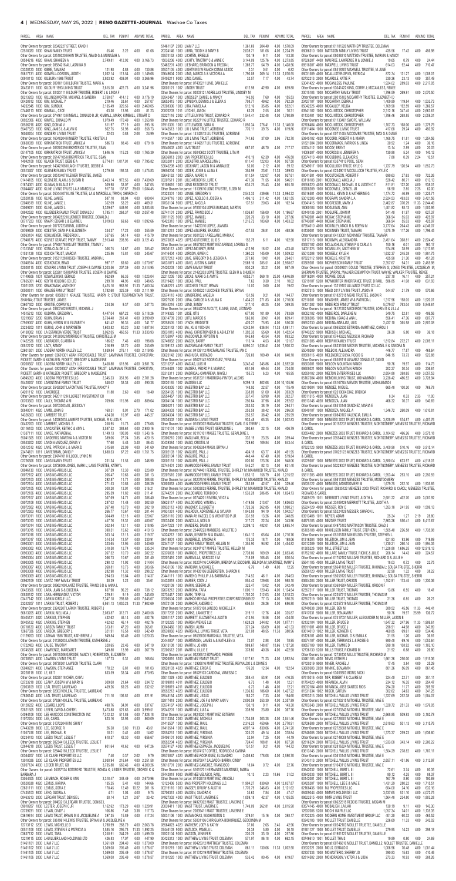| PARCEL | AREA | NAME | DEL TAX | PEN/INT | ADV/MC | TOTAL |
|---|---|---|---|---|---|---|
| Other Owners for parcel: 02342227 KINNEY, KENT I | | | | | | |
| 02518020 | 1000 | KHAN FAMILY TRUST | 55.46 | 2.22 | 4.00 | 61.68 |
| Other Owners for parcel: 02518020 KHAN TRUSTEE, ABAID S & MUNAZIAH A | | | | | | |
| 06584216 | 4020 | KHAN, SHAHEEN A | 2,749.81 | 412.50 | 4.00 | 3,166.73 |
| Other Owners for parcel: 06584216 ALI, ASMINA B | | | | | | |
| 03320123 | 2000 | KIBBE, TAMARA | 121.98 | 4.88 | 4.00 | 130.86 |
| 55817131 | 4000 | KIDWELL-DOBSON, JUDITH | 1,032.14 | 113.54 | 4.00 | 1,149.68 |
| 00918113 | 1000 | KILBURN 1996 TRUST | 2,923.92 | 439.04 | 4.00 | 3,366.96 |
| Other Owners for parcel: 00918113 KILBURN TRUSTEE, MARK A | | | | | | |
| 20431111 | 1000 | KILDUFF 1993 LIVING TRUST | 2,815.20 | 422.76 | 4.00 | 3,241.96 |
| Other Owners for parcel: 20431111 KILDUFF TRUSTEE, ROBERT J & LINDA F | | | | | | |
| 50213203 | 1000 | KILLINGSWORTH, MICHAEL & SANDRA | 2,758.07 | 414.12 | 4.00 | 3,176.19 |
| 00428812 | 1000 | KIM, MICHAEL Y | 219.46 | 32.61 | 4.00 | 257.07 |
| 14232345 | 1000 | KIM, SUNGNA | 2,134.49 | 320.56 | 4.00 | 2,460.05 |
| 07446113 | 9000 | KIMBALL, CECE | 63.30 | 13.93 | 4.00 | 81.23 |
| Other Owners for parcel: 07446113 KIMBALL, DONALD B JR; KIMBALL, MARK; KIMBALL, STUART D | | | | | | |
| 08822006 | 4000 | KIMPEL, DONALD W | 1,079.49 | 119.49 | 4.00 | 1,203.98 |
| 08695216 | 4020 | KING, DONNA V | 511.97 | 77.19 | 4.00 | 593.16 |
| 55407523 | 1000 | KING, JAMES L & ALVIN G | 502.75 | 51.98 | 4.00 | 558.73 |
| 16040204 | 1000 | KINGERY LIVING TRUST | 22.03 | 0.88 | 2.08 | 24.99 |
| Other Owners for parcel: 16040204 KINGERY TRUSTEE, KRISTEN J | | | | | | |
| 00630038 | 1000 | KIRKPATRICK TRUST, JANICE A | 586.73 | 88.45 | 4.00 | 679.18 |
| Other Owners for parcel: 00630038 KIRKPATRICK TRUSTEE, SEAN | | | | | | |
| 01147105 | 4000 | KIRKPATRICK TRUST, JANICE A | 1,646.16 | 115.23 | 4.00 | 1,765.39 |
| Other Owners for parcel: 01147105 KIRKPATRICK TRUSTEE, SEAN | | | | | | |
| 14042108 | 1000 | KLAICH TRUST, DEBBIE A | 6,774.81 | 1,017.01 | 4.00 | 7,795.82 |
| Other Owners for parcel: 14042108 KLAICH TRUSTEE, DEBBIE A | | | | | | |
| 00513407 | 1000 | KLEINER FAMILY TRUST | 1,279.50 | 192.33 | 4.00 | 1,475.83 |
| Other Owners for parcel: 00513407 KLEINER TRUSTEE, JAMES | | | | | | |
| 01414105 | 1000 | KLEINERT, ALAN J & SUSAN R | 6,463.14 | 972.55 | 4.00 | 7,439.69 |
| 01674001 | 4000 | KLIMAN, NIKLAUS E P | 309.98 | 33.07 | 4.00 | 347.05 |
| 05044407 | 4000 | KLINE LIVING TRUST, LA & MARCELLA | 817.78 | 137.67 | 29.00 | 1,084.45 |
| Other Owners for parcel: 05044407 KLINE TRUSTEE, LA & MARCELLA; TRYON, SHARON D | | | | | | |
| 02520106 | 1000 | KLINE, JANICE | 587.10 | 88.94 | 4.00 | 680.04 |
| 02049578 | 1000 | KLINE, JANICE L | 352.09 | 53.22 | 4.00 | 409.31 |
| 03069231 | 2000 | KLINE, JANICE L | 3,329.67 | 549.91 | 4.00 | 3,883.58 |
| 08942522 | 4000 | KLUENDER FAMILY TRUST, DONALD J | 1,785.11 | 268.37 | 4.00 | 2,057.48 |
| Other Owners for parcel: 08942522 KLUENDER TRUSTEE, DONALD J | | | | | | |
| 03717223 | 1000 | KNAPP, EDGAR L & ELAINE L | 1,019.03 | 69.63 | 4.00 | 1,092.66 |
| Other Owners for parcel: 03717223 BUNN, JUDITH A | | | | | | |
| 08769309 | 4000 | KOESTER, SEAN P & ELIZABETH | 334.37 | 17.22 | 4.00 | 355.59 |
| 08035104 | 4000 | KOHLMEYER, FREDERICK L | 357.65 | 54.14 | 4.00 | 415.79 |
| 07948176 | 4000 | KOLNIT SEARATE PROP TRUST, TAMMY | 2,913.48 | 203.95 | 4.00 | 3,121.43 |
| Other Owners for parcel: 07948176 KOLNIT TRUSTEE, TAMMY J | | | | | | |
| 01313347 | 1000 | KONG-CLAUDE LLC | 366.75 | 14.67 | 4.00 | 385.42 |
| 01531128 | 1000 | KOSICH TRUST, MARCIA | 225.86 | 16.81 | 4.00 | 246.67 |
| Other Owners for parcel: 01531128 KOSICH TRUSTEE, ANDRIA L | | | | | | |
| 05040314 | 4000 | KOSKOVICH, BRAD | 597.17 | 69.60 | 4.00 | 1,070.97 |
| 52028115 | 2000 | KOVARIK LIVING TRUST, JOSEPH & JEANNE | 2,203.56 | 207.39 | 4.00 | 2,414.95 |
| Other Owners for parcel: 52028115 KOVARIK TRUSTEE, JOSEPH & DAWNE | | | | | | |
| 01149606 | 1001 | KOWALEWSKI, GERALD | 952.69 | 66.35 | 4.00 | 1,023.04 |
| 07659501 | 4000 | KOYTO HOLDING CO LTD | 299.70 | 44.95 | 4.00 | 348.65 |
| 13321205 | 5200 | KRAGOWSKI, ANTHONY | 6,425.10 | 963.91 | 11.33 | 7,400.34 |
| 00938511 | 1000 | KRAUSE FAMILY TRUST | 1,782.60 | 325.39 | 4.00 | 2,111.99 |
| Other Owners for parcel: 00938511 KRAUSE TRUSTEE, HARRY F; STOUT TESTAMENTARY TRUST, SHAHNA; STOUT TRUSTEE, JAMES | | | | | | |
| 03607402 | 2000 | KRISTIE, CORWYN J | 234.36 | 9.37 | 4.00 | 247.73 |
| Other Owners for parcel: 03607402 KRISTIE, MICHAEL J | | | | | | |
| 14515212 | 1000 | KUDRNA, GREGORY L | 4,447.04 | 667.22 | 4.00 | 5,118.26 |
| 12219387 | 5200 | KUHN, BRIAN J | 3,734.48 | 261.41 | 4.00 | 3,999.89 |
| 07959007 | 4000 | KUHN, HERON W & ELIZABETH | 641.42 | 96.35 | 4.00 | 741.77 |
| 23234202 | 1011 | KURAS, JOHN & MARYBETH | 1,603.82 | 80.20 | 2.62 | 1,687.64 |
| 04130002 | 1000 | LA ESTANCIA VENEER TRUST | 3,054.65 | 458.93 | 11.33 | 3,533.93 |
| Other Owners for parcel: 04130002 MORRISON TRUSTEE, CHRISTELLE M | | | | | | |
| 01420526 | 1000 | LABRADOR, CLARITA A | 186.62 | 7.46 | 4.00 | 198.08 |
| 00812212 | 1000 | LACY, RANDY | 216.99 | 32.70 | 4.00 | 253.69 |
| 02601301 | 3200 | LADERA NORTH VALLEY LLC | 1,939.94 | 276.11 | 4.00 | 2,219.95 |
| Other Owners for parcel: 02601301 KOAK IRREVOCABLE TRUST; LAMPMAN TRUSTEE, CHRISTINE; PICKETT, GARTH & KATHLEEN; PICKETT, GREGORY & MADELEINE | | | | | | |
| 05208302 | 1000 | LADERA NORTH VALLEY LLC | 3,458.80 | 518.96 | 4.00 | 3,981.76 |
| Other Owners for parcel: 05208302 KOAK IRREVOCABLE TRUST; LAMPMAN TRUSTEE, CHRISTINE; PICKETT, GARTH & KATHLEEN; PICKETT, GREGORY & MADELEINE | | | | | | |
| 04840053 | 4000 | LADERA PROPERTIES LLC | 2,245.33 | 351.95 | 4.00 | 2,701.28 |
| 55420207 | 1000 | LAFONTAINE FAMILY TRUST | 548.02 | 38.36 | 4.00 | 590.38 |
| Other Owners for parcel: 55420207 LAFONTAINE TRUSTEE, NANCY F | | | | | | |
| 04201112 | 1000 | LAKERIDGE | 11.80 | 2.60 | 4.00 | 18.40 |
| Other Owners for parcel: 04201112 HILLCREST INVESTMENT CO | | | | | | |
| 00703303 | 1000 | LALLY, THOMAS A M | 769.66 | 115.98 | 4.00 | 889.64 |
| Other Owners for parcel: 00703303 ALI, JESSICA Y | | | | | | |
| 50940011 | 4020 | LAMB, JOHN B | 160.31 | 8.01 | 2.70 | 171.02 |
| 14326303 | 1000 | LAMBERT TRUST | 424.30 | 16.97 | 4.00 | 445.27 |
| Other Owners for parcel: 14326303 LAMBERT TRUSTEE, MICHAEL A & LISA R | | | | | | |
| 04322203 | 1000 | LAMBERT, MICHAEL E | 259.95 | 15.73 | 4.00 | 278.68 |
| 01116103 | 1000 | LANCASTER, KEITH C & AMY L | 2,587.52 | 388.64 | 4.00 | 2,980.16 |
| 01337111 | 1000 | LANCE, NATHANIEL | 1,149.13 | 189.03 | 4.00 | 1,343.16 |
| 55441305 | 1000 | LANDEROS, MARTHA A & VICTOR M | 389.06 | 27.24 | 4.85 | 420.15 |
| 08642202 | 4020 | LANDIN-VASQUEZ, MARIA | 77.60 | 5.43 | 3.40 | 86.43 |
| 08125112 | 4020 | LANE, PATRICIA L & MARK D | 315.60 | 22.09 | 4.00 | 341.69 |
| 23474101 | 1000 | LANSDOWNE, DAVID P | 1,680.53 | 67.22 | 4.00 | 1,751.75 |
| Other Owners for parcel: 23474101 HILLOCK, LYNNE M | | | | | | |
| 02726306 | 2000 | LANG FAMILY TRUST | 231.34 | 11.56 | 4.00 | 246.90 |
| Other Owners for parcel: 02726306 LANG, ROBERT B & LANG, RICHARD & KATHY L | | | | | | |
| 08046130 | 1000 | LANGO-ARGUS LLC | 307.59 | 12.30 | 4.00 | 323.89 |
| 08072103 | 4000 | LANGO-ARGUS LLC | 266.47 | 10.66 | 4.00 | 281.13 |
| 08072108 | 4000 | LANGO-ARGUS LLC | 292.87 | 11.71 | 4.00 | 308.58 |
| 08072104 | 4000 | LANGO-ARGUS LLC | 271.53 | 10.86 | 4.00 | 286.39 |
| 08072105 | 4000 | LANGO-ARGUS LLC | 300.20 | 12.01 | 4.00 | 316.21 |
| 08072106 | 4000 | LANGO-ARGUS LLC | 295.19 | 11.80 | 4.00 | 311.41 |
| 08072107 | 4000 | LANGO-ARGUS LLC | 367.69 | 14.71 | 4.00 | 386.40 |
| 08072108 | 4000 | LANGO-ARGUS LLC | 287.02 | 11.48 | 4.00 | 302.50 |
| 08072109 | 4000 | LANGO-ARGUS LLC | 267.40 | 10.70 | 4.00 | 282.10 |
| 08072303 | 4000 | LANGO-ARGUS LLC | 266.77 | 10.67 | 4.00 | 281.44 |
| 08073101 | 4000 | LANGO-ARGUS LLC | 304.49 | 12.18 | 4.00 | 320.67 |
| 08073103 | 4000 | LANGO-ARGUS LLC | 457.76 | 18.31 | 4.00 | 480.07 |
| 08073104 | 4000 | LANGO-ARGUS LLC | 302.84 | 12.11 | 4.00 | 318.95 |
| 08073105 | 4000 | LANGO-ARGUS LLC | 380.51 | 15.62 | 4.00 | 410.13 |
| 08073106 | 1000 | LANGO-ARGUS LLC | 303.14 | 12.13 | 4.00 | 319.27 |
| 08073107 | 1000 | LANGO-ARGUS LLC | 314.34 | 12.57 | 4.00 | 330.91 |
| 08093001 | 4000 | LANGO-ARGUS LLC | 323.65 | 12.95 | 4.00 | 340.60 |
| 08093002 | 4000 | LANGO-ARGUS LLC | 318.90 | 12.74 | 4.00 | 335.24 |
| 08093003 | 4000 | LANGO-ARGUS LLC | 267.52 | 10.70 | 4.00 | 282.22 |
| 08093004 | 4000 | LANGO-ARGUS LLC | 266.71 | 10.67 | 4.00 | 281.38 |
| 08093005 | 4000 | LANGO-ARGUS LLC | 288.12 | 11.52 | 4.00 | 303.64 |
| 08093007 | 4000 | LANGO-ARGUS LLC | 290.81 | 11.75 | 4.00 | 306.56 |
| 08093008 | 4000 | LANGO-ARGUS LLC | 282.90 | 11.32 | 4.00 | 298.22 |
| 08093009 | 4000 | LANGO-ARGUS LLC | 294.53 | 11.84 | 4.00 | 310.37 |
| 08621109 | 1000 | LANGE 1997 FAMILY TRUST | 30.39 | 1.22 | 4.00 | 35.61 |
| Other Owners for parcel: 08621109 LANGE TRUSTEE, FRANCIS D & ANNA L | | | | | | |
| 04523305 | 1000 | LARA, JUAN S & EUGENIA | 637.90 | 96.22 | 4.00 | 738.12 |
| 00803102 | 1000 | LARA-HERNANDEZ, VICTOR | 229.81 | 9.19 | 4.00 | 243.00 |
| 01347112 | 2000 | LARKIN LITTLE, ROSE F | 7,347.16 | 255.89 | 4.00 | 7,645.07 |
| 23342207 | 1011 | LARKIN TRUST, ROBERT J | 6,861.13 | 1,030.23 | 11.33 | 7,902.69 |
| Other Owners for parcel: 23342207 LARKIN TRUSTEE, ROBERT J | | | | | | |
| 00604105 | 4000 | LARKIN, MELINDA J | 2,083.87 | 312.71 | 4.00 | 2,400.58 |
| 50405121 | 4020 | LARKINS, STEPHEN | 432.62 | 46.14 | 4.00 | 482.76 |
| 50405122 | 4020 | LARKINS, STEPHEN | 432.62 | 46.14 | 4.00 | 482.76 |
| 00718120 | 4000 | LARSEN FAMILY TRUST | 331.18 | 47.20 | 4.00 | 383.38 |
| 12357003 | 5200 | LARSON, GREGORY L | 321.37 | 16.38 | 4.00 | 341.75 |
| 01129203 | 1000 | LATHAM 1988 TRUST, KATHERINE J | 949.84 | 66.49 | 4.00 | 1,020.33 |
| Other Owners for parcel: 01129203 LATHAM TRUSTEE, KATHERINE J | | | | | | |
| 02302405 | 4000 | LAUSE, TIMOTHY | 320.65 | 22.45 | 4.00 | 347.10 |
| 08745306 | 4000 | LAWRENCE, MARGARET | 349.80 | 13.99 | 4.00 | 367.79 |
| Other Owners for parcel: 08745306 SAMPSON, LEONARD | | | | | | |
| 08730301 | 4000 | LAWSON LIVING TRUST | 157.73 | 6.31 | 4.00 | 168.04 |
| Other Owners for parcel: 08730301 LAWSON TRUSTEE, CLARA | | | | | | |
| 05048221 | 4000 | LAWSON, STEPHANIE | 170.22 | 6.81 | 4.00 | 181.03 |
| 20203108 | 1000 | LE, KE T | 833.59 | 33.34 | 4.00 | 870.93 |
| Other Owners for parcel: 20203108 CHEN, CHYU | | | | | | |
| 00731223 | 1000 | LEARY, JOSEPH W & MARY G | 309.09 | 21.64 | 4.00 | 334.73 |
| 02031109 | 1000 | LEAL TRUST, LAUREANO | 459.26 | 69.06 | 4.00 | 532.32 |
| Other Owners for parcel: 02031109 LEAL TRUSTEE, LAUREANO | | | | | | |
| 07630140 | 4000 | LEAL TRUST, LAUREANO | 1,158.76 | 173.81 | 4.00 | 1,336.57 |
| Other Owners for parcel: 07630140 LEAL TRUSTEE, LAUREANO | | | | | | |
| 08211202 | 4000 | LEAMID, LLOYD | 486.76 | 34.91 | 4.00 | 537.67 |
| 05009508 | 1000 | LEBER, DAVID & CHERYL | 3,473.88 | 521.63 | 4.00 | 3,999.51 |
| 04094108 | 1000 | LEE HAMBLIN TRUST ETAL | 7,312.02 | 511.86 | 4.00 | 7,827.88 |
| 51072204 | 1000 | LEE, CAROL | 623.16 | 32.93 | 4.00 | 660.09 |
| Other Owners for parcel: 51072204 KIM, HAN J | | | | | | |
| 04231208 | 1000 | LEE, GEORGE R | 26.38 | 1.60 | 11.33 | 39.31 |
| 51057416 | 2000 | LEE, MICHAEL R | 10.21 | 0.41 | 4.00 | 14.62 |
| 02234413 | 1000 | LEEDS TRUST, LESLIE T | 614.37 | 42.28 | 4.00 | 660.65 |
| Other Owners for parcel: 02234413 LEEDS TRUSTEE, LESLIE T | | | | | | |
| 02234407 | 1000 | LEEDS TRUST, LESLIE T | 601.64 | 41.62 | 4.00 | 647.26 |
| Other Owners for parcel: 02234407 LEEDS TRUSTEE, LESLIE T | | | | | | |
| 01223306 | 1000 | LEEDS, FRED | 70.94 | 3.37 | 4.00 | 78.31 |
| 13818026 | 5200 | LEI CLARK PROPERTIES LLC | 1,207.49 | 84.52 | 4.00 | 1,296.01 |
| 51010106 | 4000 | LEIDER TRUST, SCOTT JD | 3,735.80 | 560.48 | 4.00 | 4,300.28 |
| Other Owners for parcel: 51010106 LEIDER TRUSTEE, SCOTT JD | | | | | | |
| 50436103 | 4000 | LENNA, DENNIS J & ANN | 2,318.47 | 348.49 | 4.00 | 2,670.96 |
| 05620084 | 4000 | LENNOX, JOHN A | 135.55 | 5.41 | 4.00 | 144.96 |
| 00812108 | 1000 | LEON, ANTONIO & JONATHAN | 4.21 | 0.30 | 4.00 | 8.51 |
| 00812112 | 1000 | LEON, JOSE & MARISELA | 4.71 | 0.33 | 4.00 | 9.04 |
| 00632310 | 1000 | LEON, MARCO | 5.10 | 0.36 | 4.00 | 9.46 |
| 05209306 | 1000 | LEONARD, RONALD C & CYNTHIA S | 56.43 | 2.26 | 4.00 | 62.69 |
| 08604313 | 4000 | LEROARI TRUST, DENISE | 3,124.22 | 468.63 | 4.00 | 3,596.85 |
| Other Owners for parcel: 08604313 LERDARI TRUSTEE, DENISE L | | | | | | |
| 08021504 | 4000 | LESCH, DAVID | 16.38 | 0.64 | 4.00 | 21.02 |
| 08021511 | 4000 | LESCH, DAVID | 16.38 | 0.65 | 4.00 | 21.03 |
| 05611101 | 4000 | LETSON, FRANK W & ANNE B | 106.86 | 4.28 | 4.00 | 115.14 |
| 07811312 | 4000 | LEUTZINGER, HOWARD L | 9.90 | 0.39 | 4.00 | 14.29 |
| Other Owners for parcel: 07811312 BOTSFORD TRUSTEE, RHONDA & LESLIE; BOTSFORD TRUSTEE, RHONDA L; LEUTZINGER TRUSTEE, NEVIA; KLAUSNITZER, JASON & ALICE LEUTZINGER | | | | | | |
| 07921204 | 4000 | LEVE, VICTOR & LILLIAN | 1,015.34 | 152.38 | 4.00 | 1,171.72 |
| 05518004 | 4000 | LEVENFELD SELF TRUST, DAVID T | 100.70 | 4.03 | 4.00 | 108.73 |
| Other Owners for parcel: 05518004 LEVENFELD TRUSTEE, DAVID T | | | | | | |
| 55711216 | 1000 | LEVINE, JACOB & MIRIAM | 196.60 | 7.86 | 4.00 | 208.46 |
| 07827404 | 4000 | LEVINSON, ALICE M | 136.87 | 9.58 | 4.00 | 150.45 |
| 12339408 | 5200 | LEVY, JEFFREY & ILEANA | 1,086.06 | 163.12 | 4.00 | 1,253.18 |
| 04202102 | 1000 | LEWIS FAMILY TRUST | 10.95 | 0.77 | 4.00 | 15.72 |
| 01309219 | 1000 | LEWIS, CARLA E | 2,218.97 | 333.27 | 4.00 | 2,556.24 |
| 12323110 | 5200 | LEWIS, JEFFREY | 2,140.01 | 321.73 | 4.00 | 2,465.74 |
| 00725228 | 1000 | LEWIS, JOSEPH M | 105.71 | 4.23 | 4.00 | 113.94 |
| 20208105 | 1000 | LEWIS, LETHA M | 2,147.23 | 321.98 | 4.00 | 2,473.21 |
| 00920110 | 1000 | LIGHTHILL, JOSEPH | 3,076.82 | 322.26 | 4.00 | 3,403.08 |
| 02321109 | 1000 | LIGHTHOUSE CAPITAL GROUP | 1,019.73 | 153.03 | 4.00 | 1,176.76 |
| Other Owners for parcel: 02321109 KOHN, GORDON L | | | | | | |
| 04813307 | 4000 | LIN, YUN J & GEER | 3,112.90 | 467.53 | 4.00 | 3,584.43 |
| 05231305 | 1000 | LIN, YUN J & GEER | 4,166.71 | 625.17 | 4.00 | 4,795.88 |
| 00921111 | 1000 | LINCOLN, DONALD | 1,216.90 | 182.52 | 4.00 | 1,403.42 |

| PARCEL | AREA | NAME | DEL TAX | PEN/INT | ADV/MC | TOTAL |
|---|---|---|---|---|---|---|
| 51461107 | 2000 | LIAM 7 LLC | 1,361.69 | 204.40 | 4.00 | 1,570.09 |
| 20224148 | 1000 | LIBRA, TODD K & MARY B | 2,039.71 | 181.08 | 4.00 | 2,224.79 |
| 03574152 | 4000 | LICHTEN, BRIELLE | 130.19 | 9.11 | 4.00 | 143.30 |
| 15035206 | 4000 | LICHTY, TIMOTHY C & ANNE C | 3,144.09 | 125.76 | 4.00 | 3,273.85 |
| 53462201 | 4000 | LIEBHARD, BRANDON & FREIDA L | 1,369.77 | 54.79 | 4.00 | 1,428.56 |
| 05521105 | 4000 | LIGHTNING W RANCH COMM ASSOC | 2.31 | 0.51 | 4.00 | 6.82 |
| 02649402 | 1000 | LIMA, MARCO A & VICTORIA A | 1,790.08 | 269.14 | 11.33 | 2,070.55 |
| 07405211 | 9000 | LIND, DANIEL | 32.57 | 7.17 | 4.00 | 43.74 |
| Other Owners for parcel: 07405211 LIND, DANIELLE | | | | | | |
| 02502021 | 1000 | LINDEN TRUST | 612.98 | 42.90 | 4.00 | 659.88 |
| Other Owners for parcel: 02502021 AGRELLAS TRUSTEE, LINDSEY M | | | | | | |
| 03642407 | 1000 | LINDSEY, DANIEL & NANCY | 143.93 | 7.60 | 4.00 | 155.53 |
| 02652415 | 1000 | LIPINSKY, DENNIS J & ELENA S | 708.77 | 49.62 | 4.00 | 762.39 |
| 01213238 | 1000 | LIRA, PAMELA A | 512.16 | 35.85 | 4.00 | 552.01 |
| 20970203 | 1011 | LITCHIE, JASON | 63.76 | 2.55 | 4.00 | 70.31 |
| 03207116 | 1000 | LITTLE LIVING TRUST, EDWARD R | 1,544.41 | 232.48 | 4.00 | 1,780.89 |
| Other Owners for parcel: 03207116 LITTLE TRUSTEE, EDWARD R | | | | | | |
| 01915305 | 1000 | LITTLEWOOD, SARA N | 1,892.54 | 275.41 | 11.33 | 2,149.08 |
| 14142013 | 1000 | LIU LIVING TRUST, ADRIENNE | 776.11 | 39.75 | 4.00 | 819.86 |
| Other Owners for parcel: 14142013 LIU TRUSTEE, ADRIENNE | | | | | | |
| 14142017 | 1000 | LIU LIVING TRUST, ADRIENNE | 741.65 | 37.09 | 3.96 | 782.70 |
| Other Owners for parcel: 14142017 LIU TRUSTEE, ADRIENNE | | | | | | |
| 00240002 | 4000 | LKG TRUST | 667.07 | 46.70 | 4.00 | 717.77 |
| Other Owners for parcel: 00340602 SCOTT TRUSTEE, LITA M | | | | | | |
| 02636013 | 2000 | LKV PROPERTIES LLC | 410.19 | 62.39 | 4.00 | 476.58 |
| 03203013 | 1000 | LOCATELLI, MARCELLINA L | 811.47 | 122.03 | 4.00 | 937.50 |
| 53004228 | 4000 | LOCKHART, JASON M & ANNALISE | 53.00 | 2.12 | 4.00 | 59.12 |
| 08658204 | 1000 | LODER, JOHN B & JUNE E | 354.99 | 24.85 | 11.33 | 389.93 |
| 02645102 | 1000 | LOERA, MARIO A | 811.54 | 122.07 | 4.00 | 937.61 |
| 02057011 | 2000 | LOLD-MONCRISI, LUTE K | 471.36 | 71.55 | 4.00 | 546.91 |
| 16108616 | 1000 | LONG RESIDENCE TRUST | 635.75 | 25.43 | 4.00 | 665.18 |
| Other Owners for parcel: 16108616 LONG TRUSTEE, EUGEN M | | | | | | |
| 01323301 | 1000 | LONGE, GREGORY V | 2,543.33 | 439.66 | 11.33 | 2,994.32 |
| 00249716 | 1000 | LOPEZ, ADELSO & JOSEFA A | 1,490.13 | 211.42 | 4.00 | 1,621.55 |
| 07653104 | 9000 | LOPEZ, ANGELA | 137.51 | 20.63 | 4.00 | 162.14 |
| Other Owners for parcel: 07653104 LOPEZ-BARAJAS, MARTIN | | | | | | |
| 02741101 | 1000 | LOPEZ, FRANCISCO J | 1,036.67 | 156.00 | 4.00 | 1,196.67 |
| 07611125 | 1000 | LOPEZ, MANUEL | 220.76 | 33.10 | 4.00 | 257.86 |
| 16423210 | 1000 | LOPEZ, MANUEL | 1,215.72 | 183.60 | 4.00 | 1,403.32 |
| Other Owners for parcel: 16423210 LOPEZ, JUANITA | | | | | | |
| 03015231 | 2000 | LOPEZ-AGUIRRE, ERASMO | 437.55 | 26.81 | 4.00 | 468.36 |
| Other Owners for parcel: 03015231 ARELLANO, MARIA C | | | | | | |
| 08537003 | 4020 | LOPEZ-GUTIERREZ, LUIS S | 152.79 | 6.11 | 4.00 | 162.90 |
| Other Owners for parcel: 08537003 MARTINEZ-ARENAS, LORENA G | | | | | | |
| 08036112 | 4000 | LOPEZ-MUNOY, RENE | 412.96 | 16.52 | 4.00 | 433.48 |
| 04416404 | 4000 | LORDON, CHERYL | 1,362.21 | 145.09 | 4.00 | 1,539.52 |
| 08727121 | 4000 | LOVE, GREGORY D & JESSICA A | 271.60 | 19.01 | 4.00 | 294.61 |
| 04510021 | 4000 | LOVE, JUSTIN & JAMIE | 2,589.16 | 395.51 | 4.00 | 2,988.67 |
| 21420203 | 1000 | LOWE FAMILY TRUST | 830.28 | 33.21 | 4.00 | 867.49 |
| Other Owners for parcel: 21420203 LOWE TRUSTEE, GLEN R & CHLOE H | | | | | | |
| 22211205 | 1000 | LUCAS, MARK G & AMY E | 4,002.71 | 569.18 | 25.00 | 4,646.89 |
| 01376402 | 1000 | LUCAS, PAUL | 7.62 | 0.30 | 2.10 | 10.02 |
| 02465221 | 4000 | LUCCHESI TRUST, BRYAN | 15.02 | 0.60 | 4.00 | 19.62 |
| Other Owners for parcel: 02465221 LUCCHESI TRUSTEE, BRYAN | | | | | | |
| 03574110 | 4000 | LUKONGWE, ANGELA | 131.96 | 9.21 | 4.00 | 144.17 |
| 02627506 | 1000 | LUNA, CARLOS A & VILMA C | 1,434.23 | 271.83 | 4.00 | 1,710.06 |
| 08542476 | 4020 | LUNDY, SANDY | 317.10 | 48.25 | 4.00 | 369.35 |
| Other Owners for parcel: 08542476 AUCUTT, ELAINE; LUND, LEONARD | | | | | | |
| 01149325 | 1000 | LUSE, OTIS | 677.60 | 101.99 | 4.00 | 783.69 |
| 03614709 | 2000 | LUTU, MARGO S | 565.60 | 39.61 | 4.00 | 609.41 |
| 08256505 | 1000 | LYNCH, BRIDGETTE | 476.27 | 75.93 | 4.00 | 556.20 |
| 20234142 | 1000 | MA, XU & XIAOHUA | 4,242.94 | 636.84 | 11.33 | 4,891.11 |
| 05001015 | 4000 | MAAS, CHRISTOPHER B & ASHLEY M | 1,382.35 | 55.69 | 4.00 | 1,452.04 |
| 01735042 | 4000 | MACDONALD, KRISTEN N | 845.69 | 43.53 | 4.00 | 893.22 |
| 02242063 | 4000 | MACK, BARRY | 113.14 | 4.53 | 4.00 | 121.67 |
| 04109112 | 4000 | MACFARLANE FAMILY TRUST | 6,090.31 | 1,036.41 | 4.00 | 7,130.72 |
| Other Owners for parcel: 04109112 MACFARLANE TRUSTEE, IAN C | | | | | | |
| 03623142 | 1000 | MACHUCA, HORACIO | 726.69 | 109.49 | 4.00 | 840.18 |
| Other Owners for parcel: 03623142 RODRIGUEZ, YERANIA | | | | | | |
| 53215037 | 4000 | MACIAS, LUIS M | 3,242.42 | 345.86 | 4.00 | 3,592.28 |
| 01346420 | 1000 | MADERA, ROBERTO & MARIA C | 601.06 | 69.44 | 4.00 | 674.50 |
| 03313311 | 2000 | MADRIGAL-CAMARENA, NAYELI | 155.72 | 6.23 | 4.00 | 165.95 |
| Other Owners for parcel: 03313311 MADRIGAL-PINTOR, ALEXIS | | | | | | |
| 02201165 | 1002 | MADSEN LLC | 9,299.18 | 802.68 | 4.00 | 10,105.86 |
| 00438036 | 1000 | MAESTRO BAY LLC | 148.92 | 22.57 | 4.00 | 175.49 |
| 02554726 | 1000 | MAESTRO BAY LLC | 338.09 | 51.00 | 4.00 | 393.09 |
| 02554567 | 1000 | MAESTRO BAY LLC | 337.47 | 50.90 | 4.00 | 392.37 |
| 02604304 | 1000 | MAESTRO BAY LLC | 250.64 | 37.98 | 4.00 | 292.62 |
| 02604307 | 1000 | MAESTRO BAY LLC | 252.52 | 38.19 | 4.00 | 294.71 |
| 02604203 | 1000 | MAESTRO BAY LLC | 253.58 | 38.42 | 4.00 | 296.00 |
| 02604304 | 1000 | MAESTRO BAY LLC | 253.57 | 38.42 | 4.00 | 295.99 |
| 01036302 | 1000 | MAGARIAN LIVING TRUST | 933.48 | 65.35 | 4.00 | 1,002.83 |
| Other Owners for parcel: 01036302 MAGARIAN TRUSTEE, CARL S & ROBERT L | | | | | | |
| 02110101 | 1000 | MAGEE LIVING TRUST, GERALDINE L | 380.64 | 22.15 | 4.00 | 406.79 |
| Other Owners for parcel: 02110101 MAGEE TRUSTEE, GERALDINE L | | | | | | |
| 53302216 | 2000 | MAGLINAO, BELLA | 332.19 | 23.25 | 4.00 | 359.44 |
| 03435204 | 1000 | MAGO, CRISTAL M | 729.60 | 109.84 | 4.00 | 843.44 |
| Other Owners for parcel: 03435204 MAGO, BRYAN J | | | | | | |
| 02001041 | 2000 | MAGUIRE, PAUL J | 424.18 | 63.77 | 4.00 | 491.95 |
| 02002104 | 1002 | MAGUIRE, PAUL J | 448.44 | 67.40 | 4.00 | 519.84 |
| 02002106 | 1002 | MAGUIRE, PAUL J | 620.66 | 123.26 | 4.00 | 747.92 |
| 02744401 | 2000 | MAHMOODFERREL FAMILY TRUST | 545.27 | 82.13 | 4.00 | 631.40 |
| Other Owners for parcel: 02744401 FERREL TRUSTEE, SHIRLEY M; MAHMOOD TRUSTEE, KHALID & CAROL | | | | | | |
| 02207116 | 1011 | MAHMOODFERREL FAMILY TRUST | 1,353.13 | 150.79 | 4.00 | 1,512.96 |
| Other Owners for parcel: 02207116 FERREL TRUSTEE, SHIRLEY M; MAHMOOD TRUSTEE, KHALID & CAROL | | | | | | |
| 02603235 | 4000 | MAHMOODFERREL FAMILY TRUST | 292.89 | 42.07 | 4.00 | 329.46 |
| Other Owners for parcel: 02603235 FERREL TRUSTEE, SHIRLEY M; MAHMOOD TRUSTEE, KHALID & CAROL | | | | | | |
| 02744201 | 1000 | MALDONADO, TORIBIO | 1,533.28 | 286.85 | 4.00 | 1,824.13 |
| Other Owners for parcel: 02744201 RIVERA, VICIE A | | | | | | |
| 55021117 | 4000 | MALDONADO, YANIRA I | 1,419.56 | 213.07 | 4.00 | 1,636.63 |
| 08502112 | 4020 | MALONEY, ELIZABETH | 1,723.36 | 262.85 | 4.00 | 1,990.21 |
| 04801318 | 4000 | MALROUX, ADRIENNE A & SYLVAIN | 1,848.98 | 94.19 | 4.00 | 1,947.07 |
| 12603116 | 2000 | MANA KY, HACEEL S & WENIFRED P JR | 323.69 | 13.26 | 4.00 | 340.85 |
| 03320406 | 2000 | MANCILLA, NOEL N | 317.72 | 22.24 | 4.00 | 343.96 |
| 23432125 | 1011 | MANDEL, DAVID M | 3,209.13 | 482.01 | 4.00 | 3,695.14 |
| Other Owners for parcel: 23447223 MANDERS, ARLETTE D | | | | | | |
| 14324212 | 1000 | MANN, KENNETH H & DIANA L | 1,641.13 | 65.64 | 4.00 | 1,710.77 |
| 00416001 | 4000 | MANSFIELD, SANDRA R | 175.35 | 18.71 | 4.00 | 198.06 |
| 02347107 | 1000 | MAPES FAMILY TRUST, HELLEN M | 1,365.90 | 94.92 | 4.00 | 1,454.82 |
| Other Owners for parcel: 02347107 MAPES TRUSTEE, HELLEN M | | | | | | |
| 02207405 | 1000 | MARADEL PROPERTIES LLC | 2,728.08 | 109.09 | 4.00 | 2,853.45 |
| 02207418 | 1000 | MARAVILLA, MARCOS G M | 718.69 | 108.45 | 4.00 | 831.54 |
| Other Owners for parcel: 03207416 CARRERA, BRENDA M; ESCOBAR, BELINDA M; MARTINEZ, MARY E | | | | | | |
| 55641105 | 4020 | MARCUM, MICHAEL K | 4,115.15 | 161.39 | 4.00 | 4,280.54 |
| Other Owners for parcel: 01435109 LIEBERSTEIN, SHARON K | | | | | | |
| 20447111 | 1000 | MARDEN, PHILLIP J & BARBARA A | 714.22 | 46.11 | 4.00 | 764.33 |
| 04402018 | 4000 | MARKER, CODY | 654.42 | 129.68 | 4.00 | 788.10 |
| 13402118 | 1000 | MARSH, DENNIS M JR | 325.47 | 13.02 | 4.00 | 342.49 |
| 02878012 | 2000 | MARSHALL, TARA | 1,000.11 | 100.45 | 4.00 | 1,104.56 |
| 02734117 | 1000 | MARSHALL, TARA | 2,007.42 | 1,020.92 | 4.00 | 3,032.34 |
| 00734103 | 4000 | MARTIN, DONALD J & SANDRA D | 1,112.81 | 192.11 | 4.00 | 1,308.92 |
| 09811220 | 1000 | MARTIN, JAMES L & MARIA E | 1,032.11 | 210.48 | 4.00 | 1,246.59 |
| Other Owners for parcel: 01021221 CALDWELL, EDWARD, JOHN | | | | | | |
| 02701124 | 1000 | MARTIN, JUSTIN | 319.27 | 47.94 | 4.00 | 371.21 |
| 03202508 | 1000 | MARTIN, KEVIN | 4,500.42 | 675.06 | 4.00 | 5,179.48 |
| 02305011 | 1000 | MARTIN, KIMBERLY | 1,141.71 | 171.26 | 4.00 | 1,316.97 |
| 03007120 | 2000 | MARTIN, LEONARD H | 3,126.39 | 469.14 | 4.00 | 3,599.53 |
| 53004103 | 4000 | MARTINEZ, JOE F & MARY ANN V | 2,009.59 | 353.30 | 4.00 | 2,366.89 |
| 03574112 | 4000 | MARTINEZ, RAUL | 131.96 | 9.21 | 4.00 | 144.17 |
| 00710232 | 1000 | MARTINEZ, RUBEN & MICHELLE | 1,276.04 | 191.43 | 4.00 | 1,471.47 |
| 14423214 | 1000 | MARTINEZ-LARA, GUSTAVO | 168.64 | 6.75 | 4.00 | 179.39 |
| Other Owners for parcel: 05027115 HERNANDEZ, LUIS ALBERTO | | | | | | |
| 02236203 | 1000 | MASAI, STEPHANIE M | 1,124.15 | 168.78 | 4.00 | 1,296.93 |
| 08046010 | 1000 | MASON, RICHARD M | 2,207.53 | 193.42 | 4.00 | 2,404.95 |
| 08213410 | 4000 | MATAKI, KALEI R | 2,142.53 | 321.50 | 4.00 | 2,468.03 |
| 04323113 | 1000 | MATARRESE, PAUL | 3,028.84 | 434.70 | 4.00 | 3,467.54 |
| 02309407 | 1000 | MATTHEWS FAMILY TRUST | 2,028.55 | 304.62 | 4.00 | 2,337.17 |
| Other Owners for parcel: 02309407 MATTHEWS TRUSTEE, ROBERT A & LORI J | | | | | | |
| 02731201 | 1000 | MATTHEWS, JACQUELYN | 10.33 | 0.72 | 4.00 | 15.05 |
| 00923209 | 1000 | MAXFIELD, CHARLES R | 1,063.36 | 159.53 | 4.00 | 1,226.89 |
| 00916324 | 4000 | MAY, JOHN S | 1,043.48 | 152.48 | 4.00 | 1,199.96 |
| 08231228 | 4000 | MAYORGA, CARLOS | 1,198.76 | 47.95 | 4.00 | 1,250.71 |
| 51027404 | 1000 | MAZALAN, RUBEN & DANETTE | 1,112.32 | 166.85 | 4.00 | 1,283.17 |
| 08734106 | 1000 | MAZUR, JACQUELINE | 3,127.34 | 217.09 | 4.00 | 3,348.43 |
| 03620309 | 2000 | MCBRIDE, RANDY & ROBIN | 1,052.70 | 158.29 | 4.00 | 1,214.99 |
| 03313144 | 2000 | MCBRIDE, THERESA | 180.00 | 27.00 | 4.00 | 211.00 |
| Other Owners for parcel: 03311144 TREVINO, ANTONIO | | | | | | |
| 00735201 | 1000 | MCCABE, PATRICK | 2,178.00 | 326.70 | 4.00 | 2,508.70 |
| 03325048 | 2000 | MCCAFFREY, JOHN | 1,754.08 | 263.11 | 4.00 | 2,021.19 |
| 51503101 | 1000 | MCCALL, STEPHEN & JENNIFER | 1,208.11 | 181.22 | 4.00 | 1,393.33 |
| 03311112 | 2000 | MCCANDLESS, JACK & JANE | 5,092.70 | 764.48 | 4.00 | 5,861.18 |
| 07502007 | 4000 | MCCARTHY FAMILY TRUST | 1,306.47 | 196.06 | 4.00 | 1,506.53 |
| Other Owners for parcel: 07502007 MCCARTHY TRUSTEE, MICHAEL & JANE | | | | | | |
| 02301302 | 4000 | MCCARTHY, GREGORY | 2,189.14 | 330.21 | 4.00 | 2,523.35 |
| 07408202 | 1000 | MCCLELLAND, DONNA | 1,115.82 | 44.63 | 4.00 | 1,164.45 |
| 05004202 | 1000 | MCCLINTOCK, JOHN | 2,217.19 | 333.14 | 4.00 | 2,554.33 |

| PARCEL | AREA | NAME | DEL TAX | PEN/INT | ADV/MC | TOTAL |
|---|---|---|---|---|---|---|
| Other Owners for parcel: 01101220 MATTHEW TRUSTEE, COLEMAN | | | | | | |
| 08086310 | 1000 | MATTSON FAMILY LIVING TRUST | 435.56 | 17.42 | 4.00 | 456.98 |
| Other Owners for parcel: 08086310 MATTSON TRUSTEE, MARVIN & NANCY | | | | | | |
| 07626207 | 4400 | MAURICE, LAWRENCE R & LONNIE J | 19.65 | 0.79 | 4.00 | 24.44 |
| 08518307 | 4000 | MAXWELL LIVING TRUST | 614.03 | 92.44 | 4.00 | 710.47 |
| Other Owners for parcel: 08518307 MAXWELL TRUSTEE, M JUNE | | | | | | |
| 08031509 | 4000 | MCALLISTER-SPIVA, PATRICIA | 872.74 | 131.27 | 4.00 | 1,008.01 |
| 02732213 | 2000 | MCARDLE, KATIE R | 330.36 | 23.13 | 4.00 | 357.49 |
| 53041422 | 4000 | MCCANDLESS, PAULINE | 1,924.02 | 289.03 | 4.00 | 2,217.05 |
| Other Owners for parcel: 53041422 JONES, CORRY J; MCCANDLESS, RENEE | | | | | | |
| 20015103 | 1000 | MCCARTHY FAMILY TRUST | 1,796.59 | 269.91 | 4.00 | 2,070.50 |
| Other Owners for parcel: 20015103 MCCARTHY TRUSTEE, ELIZABETH D | | | | | | |
| 20427107 | 1000 | MCCARTHY, DEBRA J | 1,409.69 | 119.84 | 4.00 | 1,533.73 |
| 02242205 | 4000 | MCCAULEY, JON L | 1,169.98 | 192.59 | 4.00 | 1,366.57 |
| 00941102 | 1000 | MCCLINTOCK, JENNIFER L | 2,312.16 | 347.45 | 4.00 | 2,663.61 |
| 01133401 | 1002 | MCCLINTOCK, CHRISTOPHER | 1,786.48 | 268.85 | 4.00 | 2,059.31 |
| Other Owners for parcel: 01133401 STONE, WILLIAM | | | | | | |
| 02706404 | 4000 | MCCLINTOCK, JOHN D | 1,107.73 | 168.06 | 4.00 | 1,279.79 |
| 00711404 | 1000 | MCCOMBS LIVING TRUST | 417.68 | 29.24 | 4.00 | 450.92 |
| Other Owners for parcel: 00711404 MCCOMBS TRUSTEE, MAX G & DIANE | | | | | | |
| 50663102 | 4000 | MCCORD, ROBERT A & MARIA | 1,168.75 | 81.81 | 4.00 | 1,254.56 |
| 51621304 | 2000 | MCCORMACK, PATRICK & LINDA | 30.92 | 1.24 | 4.00 | 36.16 |
| 02234112 | 1000 | MCCOY, BRENT | 15.14 | 2.89 | 4.00 | 22.03 |
| 14006307 | 4000 | MCCROSKIN, JENNIFER A | 130.08 | 5.24 | 4.00 | 140.12 |
| 03574115 | 4000 | MCCUBBENS, ELEANOR S | 7.88 | 0.39 | 2.24 | 10.51 |
| Other Owners for parcel: 03574115 PINA, OMAR | | | | | | |
| 02348011 | 1000 | MCCULLOCH TRUST, KYLE C | 1,727.79 | 120.94 | 4.00 | 1,852.73 |
| Other Owners for parcel: 02348011 MCCULLOCH TRUSTEE, KYLE C | | | | | | |
| 08041501 | 4000 | MCCUTCHEON, ROBERT F | 690.63 | 27.63 | 4.00 | 722.26 |
| 02113135 | 2001 | MCDONALD, AMELIA J | 528.42 | 80.71 | 4.00 | 613.13 |
| 08550220 | 4020 | MCDONALD, MICHAEL G & JUDITH C T | 811.81 | 122.20 | 4.00 | 938.01 |
| 02330209 | 1000 | MCDOWELL, DENZIL JR | 56.56 | 2.85 | 2.25 | 62.09 |
| 05516501 | 4000 | MCGILL, KEVIN D & KATHERINE G | 1,174.72 | 46.99 | 4.00 | 1,225.71 |
| 53012203 | 4000 | MCGRAW, SANDRA L A | 2,924.53 | 493.03 | 4.00 | 3,421.56 |
| 03941105 | 1000 | MCGREGOR, MARY J | 2,462.87 | 370.29 | 11.33 | 2,844.49 |
| 16060104 | 1000 | MCGUIGAN, ANN | 1,401.82 | 98.13 | 4.00 | 1,503.95 |
| 03416206 | 2001 | MCGUIRE, JOHN M | 541.40 | 81.97 | 4.00 | 627.37 |
| 07742301 | 4400 | MCKAY, STEPHANIE | 366.94 | 55.03 | 4.00 | 425.97 |
| 07743307 | 4400 | MCKAY, STEPHANIE | 366.94 | 55.03 | 4.00 | 425.97 |
| 07964010 | 4000 | MCKINLEY, MACK R & ROBYN M | 3,777.64 | 264.43 | 4.00 | 4,046.07 |
| 04130001 | 1000 | MCKINNEY TRUST, TAMARA | 1,675.19 | 117.26 | 4.00 | 1,796.45 |
| Other Owners for parcel: 04130001 MCKINNEY TRUSTEE, TAMARA | | | | | | |
| 16117113 | 1000 | MCKINNON, ALEXANDRA | 2,451.64 | 368.81 | 4.00 | 2,824.45 |
| 12607102 | 4000 | MCLAUGHLIN, ETHAN P & CARLA A | 150.16 | 6.01 | 4.00 | 160.17 |
| 14031325 | 1000 | MCMULLEN, MATTHEW W | 974.66 | 38.99 | 4.00 | 1,017.65 |
| 02213308 | 1000 | MCNEELY, KYLE E | 1,532.36 | 245.39 | 4.00 | 1,781.75 |
| 07621112 | 9000 | MCNELIS, KRISTIN | 425.98 | 21.30 | 4.00 | 451.28 |
| 02352108 | 1000 | MCPHERSON FAMILY TRUST | 2,357.67 | 55.81 | 4.00 | 2,417.48 |
| Other Owners for parcel: 02029021 MCPHERSON TRUSTEE, STEPHEN G; JONES TRUSTEE, JACQUELYN W; SHERMAN TRUSTEE, DARRYL; WALKER EXEMPTION TRUST, WAYNE; WALKER TRUSTEE, RENEE | | | | | | |
| 03716204 | 4000 | MCPHIE, BOB | 237.10 | 16.11 | 4.00 | 257.21 |
| 12219107 | 5200 | MCWHORTER INHERITANCE TRUST, D PAUL | 586.85 | 41.08 | 4.00 | 631.93 |
| Other Owners for parcel: 12219107 WALLACE TRUST ETAL | | | | | | |
| 01827315 | 1000 | MEAD 2017 LIVING TRUST, JASON R | 544.87 | 21.79 | 4.00 | 570.66 |
| Other Owners for parcel: 01827315 MEAD TRUSTEE, JASON R | | | | | | |
| 02310001 | 1000 | MEAGHER, JAMES W & PATRICIA L | 1,317.96 | 198.05 | 4.00 | 1,520.01 |
| 16121202 | 1000 | MEDEIROS FAMILY TRUST | 5,079.57 | 763.04 | 4.00 | 5,846.61 |
| Other Owners for parcel: 16121202 MEDEIROS TRUSTEE, LORIN G & LILLA | | | | | | |
| 08052102 | 4000 | MEDEIROS, DARLENE M | 349.75 | 52.81 | 4.00 | 406.56 |
| 01309205 | 1000 | MEDINA, ISAAC & ANA L | 556.41 | 37.36 | 4.00 | 597.77 |
| 08652230 | 4000 | MEDINA-BARAJAS, LUIS | 2,437.10 | 365.98 | 4.00 | 2,807.08 |
| Other Owners for parcel: 08652230 ESTRADA-MARTINEZ, CAROLINA | | | | | | |
| 07443222 | 9000 | MEDSCH, RICHARD | 26.36 | 5.80 | 4.00 | 36.16 |
| Other Owners for parcel: 07443222 MEDSCH, RICHARD | | | | | | |
| 08251506 | 4000 | MEDVIN FAMILY TRUST | 1,812.84 | 272.27 | 4.00 | 2,089.11 |
| Other Owners for parcel: 08251506 MEDVIN TRUSTEE, MICHAEL E & SANDRA N | | | | | | |
| 50340809 | 1000 | MELECIO, ALEJANDRA | 446.77 | 17.87 | 4.00 | 468.64 |
| 08508116 | 4020 | MELENDREZ SOSA, ROCIO E | 846.15 | 73.73 | 4.00 | 923.88 |
| Other Owners for parcel: 08508116 ALVAREZ GONZALEZ, DAVID | | | | | | |
| 06600601 | 9000 | MELODY MOUNTAIN RANCH | 90.76 | 19.97 | 4.00 | 114.73 |
| 06600501 | 9000 | MELODY MOUNTAIN RANCH | 202.27 | 44.50 | 4.00 | 250.77 |
| 02659102 | 2000 | MELTON ENTERPRISES LLC | 2,654.96 | 398.65 | 4.00 | 3,057.53 |
| 50613504 | 4000 | MEHVEEN TRUST, MOHAMMAD I | 3,239.42 | 485.52 | 4.00 | 3,728.94 |
| Other Owners for parcel: 05167304 MENON TRUSTEE, MOHAMMAD I | | | | | | |
| 02519004 | 1000 | MENDEZ, MIGUEL | 665.48 | 100.30 | 4.00 | 769.78 |
| Other Owners for parcel: 02519004 DIAZ, BRENDA | | | | | | |
| 08513135 | 4020 | MENDOZA, JUAN | 8.34 | 0.33 | 2.33 | 11.00 |
| 08513136 | 4020 | MENDOZA, JUAN | 466.32 | 70.37 | 4.00 | 540.69 |
| Other Owners for parcel: 08513146 SANCHEZ, MARIA E | | | | | | |
| 08463107 | 1000 | MENDOZA, MIGUEL A | 1,346.72 | 260.09 | 4.00 | 1,610.81 |
| Other Owners for parcel: 08463107 VALENCIA, EMILIA | | | | | | |
| 00152207 | 1000 | MENEZES 2003 TRUST, RICHARD & CAROL | 3,829.89 | 574.87 | 4.00 | 4,407.76 |
| Other Owners for parcel: 00152207 MENEZES TRUSTEE, MONTGOMERY; MENEZES TRUSTEE, RICHARD & CAROL | | | | | | |
| 03504402 | 2000 | MENEZES 2003 TRUST, RICHARD & CAROL | 3,104.92 | 466.26 | 4.00 | 3,575.18 |
| Other Owners for parcel: 03504402 MENEZES TRUSTEE, MONTGOMERY; MENEZES TRUSTEE, RICHARD & CAROL | | | | | | |
| 07621123 | 1000 | MENEZES 2003 TRUST, RICHARD & CAROL | 3,409.98 | 510.16 | 4.00 | 3,915.14 |
| Other Owners for parcel: 07621123 MENEZES TRUSTEE, MONTGOMERY; MENEZES TRUSTEE, RICHARD & CAROL | | | | | | |
| 23409129 | 1011 | MERRITT LIVING TRUST | 2,681.22 | 402.70 | 4.00 | 3,087.92 |
| Other Owners for parcel: 23409129 MERRITT TRUSTEE, JUDITH A | | | | | | |
| 02224129 | 4000 | MESSER, ROY C | 1,320.18 | 241.95 | 4.00 | 1,566.13 |
| Other Owners for parcel: 02224129 MESSER, MAUREEN S | | | | | | |
| 02103404 | 1011 | MESSER, ROY C | 25.34 | 1.27 | 2.19 | 28.80 |
| 04975103 | 4000 | MEZGER TRUST | 7,863.26 | 550.43 | 4.00 | 8,417.69 |
| Other Owners for parcel: 04975103 MATTESON TRUSTEE, CAROLI | | | | | | |
| 01105108 | 1000 | MICHELSEN, PETER | 1,505.40 | 226.58 | 4.00 | 1,735.98 |
| Other Owners for parcel: 01105108 MICHELSEN, NANCY | | | | | | |
| 01516204 | 1000 | MIELTICH, JIM & JEAN | 821.50 | 93.94 | 4.00 | 919.44 |
| 02227201 | 1000 | MIELTICH, JIM & JEAN | 1,782.01 | 260.14 | 4.00 | 1,994.78 |
| 01603236 | 1000 | MILES, STEPHEN & SHERRI | 11,228.06 | 1,685.25 | 4.00 | 12,917.31 |
| 01752102 | 4000 | MILLARE FAMILY TRUST, RICHIE & JULIE | 206.14 | 14.43 | 4.00 | 224.57 |
| Other Owners for parcel: 01752102 MILLARE TRUSTEE, RICHIE & JULIE | | | | | | |
| 07011023 | 4000 | MILLER LIVING TRUST | 16.03 | 0.72 | 4.00 | 20.75 |
| Other Owners for parcel: 07011023 MILLER TRUSTEE, RONDA L; SOUSA TRUSTEE, SHERRIE | | | | | | |
| 55658120 | 4000 | MILLER LIVING TRUST | 32.96 | 1.32 | 4.00 | 38.28 |
| Other Owners for parcel: 55658120 MILLER TRUSTEE, RHONDA L; SOUSA TRUSTEE, SHERRIE | | | | | | |
| 02934214 | 1000 | MILLER LIVING TRUST | 13.06 | 0.65 | 4.00 | 17.71 |
| Other Owners for parcel: 02934214 MILLER TRUSTEE, RHONDA L; SOUSA TRUSTEE, SHERRIE | | | | | | |
| 03257211 | 1000 | MILLER LIVING TRUST | 13.06 | 0.65 | 4.00 | 17.71 |
| Other Owners for parcel: 03257211 MILLER TRUSTEE, RHONDA L; SOUSA TRUSTEE, SHERRIE | | | | | | |
| 02257218 | 1000 | MILLER LIVING TRUST | 21.36 | 1.30 | 4.00 | 26.66 |
| Other Owners for parcel: 02257218 MILLER TRUSTEE, RHONDA L; SOUSA TRUSTEE, SHERRIE | | | | | | |
| 02251104 | 1000 | MILLER, BEN | 389.52 | 45.56 | 11.33 | 446.41 |
| 07417221 | 4000 | MILLER, BEN | 90.76 | 19.97 | 25.99 | 136.72 |
| Other Owners for parcel: 07417021 MILLER, ALEXANDER M; MILLER, JASON R | | | | | | |
| 01227120 | 1000 | MILLER, BRUCE E | 1,867.92 | 280.41 | 4.00 | 2,152.33 |
| 04917305 | 4000 | MILLER, BRUCE W | 1,547.96 | 232.94 | 11.33 | 1,792.23 |
| 08681001 | 4000 | MILLER, BRUCE L | 298.01 | 12.25 | 4.00 | 314.26 |
| 01124101 | 1000 | MILLER, DAVID R & JAMIE | 31.55 | 1.26 | 4.00 | 36.81 |
| 01124102 | 1000 | MILLER, DAVID R & JAMIE | 31.55 | 1.26 | 4.00 | 36.81 |
| 02237307 | 4000 | MILLER, TERRANCE L & DENISE S | 641.73 | 25.71 | 4.00 | 671.44 |
| 05215104 | 1000 | MILLER, WILLIAM & JANE A | 990.16 | 148.52 | 4.00 | 1,142.68 |
| 12736130 | 5200 | MILLS TRUST, RICHARD W | 21.34 | 0.85 | 4.00 | 26.19 |
| Other Owners for parcel: 12736130 MILLS TRUSTEE, RICHARD W | | | | | | |
| 01317002 | 1000 | MILNE, ESTHER L | 1,086.75 | 162.99 | 4.00 | 1,253.74 |
| 09830106 | 1000 | MILNE, ESTHER L | 17.45 | 3.84 | 4.00 | 25.29 |
| 21322304 | 1000 | MINAMI, BENJAMIN | 801.36 | 56.09 | 4.00 | 861.45 |
| Other Owners for parcel: 02106305 ROBINSON, ANGEL | | | | | | |
| 07615016 | 9000 | MINAR, ROBERT F & CLAIRE M | 324.32 | 16.24 | 4.00 | 344.56 |
| 50702122 | 4000 | MINDEN, MARIA | 1,306.38 | 47.13 | 4.00 | 1,357.51 |
| 08021304 | 4000 | MIRANDA, JOSE SANTOS RIOS | 294.20 | 11.77 | 4.00 | 309.97 |
| 00224601 | 1000 | MIRANDA, ROSA I | 1,207.41 | 181.11 | 4.00 | 1,392.52 |
| 00923122 | 1000 | MITCHELL, AMY | 1,303.81 | 197.76 | 4.00 | 1,505.57 |
| 02726501 | 1000 | MITCHELL, DAVID B | 2,668.51 | 393.25 | 4.00 | 3,065.76 |
| Other Owners for parcel: 02726501 MITCHELL, DAVID | | | | | | |
| 01106024 | 1000 | MOFFITT WILLIAMS LIVING TRUST | 1,304.29 | 78.24 | 4.00 | 1,386.53 |
| Other Owners for parcel: 01106024 MOFFITT WILLIAMS TRUSTEE, ROBERTA | | | | | | |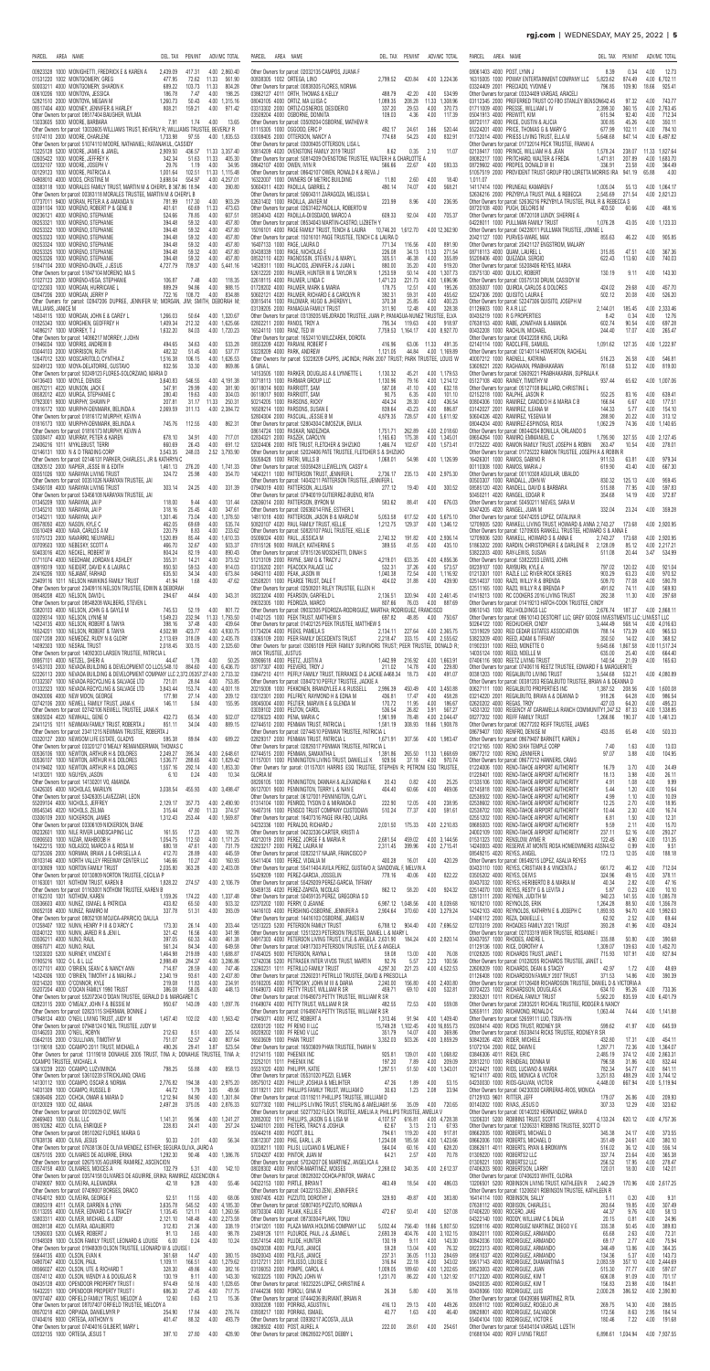| PARCEL | AREA | NAME | DEL TAX | PEN/INT | ADVCOST | TOTAL |
|---|---|---|---|---|---|---|
| 00823328 | 1000 | MONIGHETTI, FREDRICK E & KAREN A | 2,439.09 | 417.31 | 4.00 | 2,860.40 |
| 01531220 | 1002 | MONTGOMERY, GREG | 477.95 | 72.62 | 11.33 | 561.90 |
| 50003211 | 4000 | MONTGOMERY, SHARON K | 689.22 | 103.73 | 11.33 | 804.28 |
| 00610206 | 1000 | MONTOYA, JESSICA | 186.78 | 7.47 | 4.00 | 198.25 |
| 52621510 | 2000 | MONTOYA, MEGAN M | 1,260.73 | 50.43 | 4.00 | 1,315.16 |
| 08517404 | 4000 | MOONEY, JENNIFER & HARLEY | 808.21 | 159.21 | 4.00 | 971.42 |
| Other Owners for parcel: 08517404 BAUGHER, WILMA | | | | | | |
| 13033605 | 5000 | MOORE, BARBARA | 7.91 | 1.74 | 4.00 | 13.65 |
| Other Owners for parcel: 13033605 WILLIAMS TRUST, BEVERLY R; WILLIAMS TRUSTEE, BEVERLY R | | | | | | |
| 51074110 | 2000 | MOORE, CHARLENE | 1,733.98 | 97.55 | 4.00 | 1,835.53 |
| Other Owners for parcel: 51074110 MOORE, NATHANIEL; RATANAKUL, CASSIDY | | | | | | |
| 13225128 | 5200 | MOORE, JAMES & JANEL | 2,909.50 | 436.57 | 11.33 | 3,357.40 |
| 02635422 | 1000 | MOORE, JEFFREY K | 342.34 | 51.63 | 11.33 | 405.30 |
| 02052100 | 1000 | MOORE, JOSEPH V | 29.76 | 1.19 | 4.00 | 34.95 |
| 01129123 | 1000 | MOORE, PATRICIA A | 1,001.64 | 102.51 | 11.33 | 1,115.48 |
| 04808010 | 4000 | MOOS, CRISTINE M | 3,686.34 | 554.97 | 4.00 | 4,257.01 |
| 00283118 | 1000 | MORALES FAMILY TRUST, MARTIN M & CHERYL B | 367.86 | 19.54 | 4.00 | 390.80 |
| Other Owners for parcel: 00283118 MORALES TRUSTEE, MARTIN M & CHERYL B | | | | | | |
| 07737011 | 9400 | MORAN, PETER A & AMANDA N | 781.99 | 117.30 | 4.00 | 903.29 |
| 02651610 | 1000 | MORAN, RICHARD, ROBERT P & GENE B | 401.61 | 62.69 | 11.33 | 475.63 |
| 08236121 | 4000 | MORENO, STEPHANIE | 524.69 | 78.85 | 4.00 | 607.51 |
| 09253321 | 1000 | MORENO, STEPHANIE | 394.48 | 58.32 | 4.00 | 457.80 |
| 09253322 | 1000 | MORENO, STEPHANIE | 394.48 | 58.32 | 4.00 | 457.80 |
| 09253323 | 1000 | MORENO, STEPHANIE | 394.48 | 58.32 | 4.00 | 457.80 |
| 09253324 | 1000 | MORENO, STEPHANIE | 394.48 | 58.32 | 4.00 | 457.80 |
| 09253325 | 1000 | MORENO, STEPHANIE | 394.48 | 58.32 | 4.00 | 457.80 |
| 09253326 | 1000 | MORENO, STEPHANIE | 394.48 | 58.32 | 4.00 | 457.80 |
| 51847104 | 2000 | MORENO-ONATE, J JESUS | 4,727.79 | 709.57 | 4.00 | 5,441.36 |
| Other Owners for parcel: 51847104 MORENO, MA S | | | | | | |
| 51022123 | 1000 | MORENO-VEGA, STEPHANIE | 106.87 | 7.48 | 4.00 | 118.35 |
| 08220123 | 1000 | MORGAN, HURRICANE L | 889.29 | 94.86 | 4.00 | 988.15 |
| 02847226 | 2000 | MORGAN, JERRY P | 722.16 | 108.73 | 4.00 | 834.89 |
| Other Owners for parcel: 02847206 DUFREE, JENNIFER M; MORGAN, JIM; SMITH, DEBORAH M; WILLIAMS, JANICE M | | | | | | |
| 14504115 | 1000 | MORGAN, JOHN E & CAREY L | 1,266.03 | 50.64 | 4.00 | 1,320.67 |
| 01625340 | 1000 | MORGHEN, GEOFFREY H | 1,409.34 | 212.32 | 4.00 | 1,625.66 |
| 14086217 | 1000 | MORLEY, T J | 1,632.31 | 64.03 | 4.00 | 1,720.34 |
| Other Owners for parcel: 14086217 MORLEY, JOHN | | | | | | |
| 01946034 | 1000 | MORRIS, ANDREW B | 494.65 | 34.63 | 4.00 | 533.28 |
| 03044103 | 2000 | MORRISON, RUTH | 482.32 | 51.45 | 4.00 | 537.77 |
| 12647012 | 1000 | MOSCAROTOLO, CYNTHIA Z | 1,516.38 | 106.15 | 4.00 | 1,626.53 |
| 50249123 | 1000 | MOTA-ZELAYORAS, GUSTAVO | 832.95 | 33.30 | 4.00 | 870.25 |
| Other Owners for parcel: 50249123 FLORES-SOLORZANO, MARIA D | | | | | | |
| 04106463 | 1000 | MOYLE, DENISE | 3,640.83 | 546.55 | 4.00 | 4,191.38 |
| 06670211 | 4000 | MUNSON, JACK E | 347.91 | 29.99 | 4.00 | 381.90 |
| 08582012 | 4020 | MURGA, STEPHANIE C | 280.42 | 19.63 | 4.00 | 304.05 |
| 07823001 | 9000 | MURPHY, SHAWN P | 207.81 | 31.17 | 11.33 | 250.31 |
| 01611010 | 1000 | MURPHY-DENMARK, BELINDA A | 2,069.59 | 311.13 | 4.00 | 2,384.72 |
| Other Owners for parcel: 01611010 MURPHY, KEVIN A | | | | | | |
| 01616172 | 1000 | MURPHY-DENMARK, BELINDA A | 745.76 | 112.55 | 4.00 | 862.31 |
| Other Owners for parcel: 01616173 MURPHY, KEVIN A | | | | | | |
| 05069472 | 4000 | MURRER, PETER & KAREN | 678.10 | 34.91 | 4.00 | 717.01 |
| 23406216 | 1011 | MYHLEBUST, TERRI | 660.69 | 26.43 | 4.00 | 691.12 |
| 02146131 | 1000 | N & D TRADING CORP | 3,543.35 | 248.03 | 2.52 | 3,793.90 |
| Other Owners for parcel: 02146131 PARKER, CHARLES L JR & KATHRYN C | | | | | | |
| 02820512 | 2000 | NAPIER, JESSE W & EDITH | 1,461.13 | 276.20 | 4.00 | 1,741.33 |
| 00351026 | 1000 | NARAYAN LIVING TRUST | 324.72 | 25.98 | 4.00 | 354.70 |
| Other Owners for parcel: 00351026 NARAYAN TRUSTEE, JAI | | | | | | |
| 53456108 | 4000 | NARAYAN LIVING TRUST | 303.14 | 24.25 | 4.00 | 331.39 |
| Other Owners for parcel: 53456108 NARAYAN TRUSTEE, JAI | | | | | | |
| 01345209 | 1000 | NARAYAN, JAI P | 118.00 | 9.44 | 4.00 | 131.44 |
| 01345210 | 1000 | NARAYAN, JAI P | 318.16 | 25.45 | 4.00 | 347.61 |
| 01345211 | 1000 | NARAYAN, JAI P | 1,301.46 | 73.04 | 11.33 | 1,385.83 |
| 08578050 | 4020 | NASON, KYLE C | 462.25 | 69.49 | 4.00 | 535.74 |
| 03610409 | 4000 | NAVA, CARLOS A M | 220.79 | 8.83 | 4.00 | 233.62 |
| 51075123 | 2000 | NAVARRO, NEUMEKIU | 1,520.89 | 85.44 | 4.00 | 1,610.33 |
| 00760923 | 1000 | NEBESKY, SCOTT A | 466.70 | 32.67 | 4.00 | 503.37 |
| 50403016 | 4020 | NECKEL, ROBERT W | 804.24 | 92.19 | 4.00 | 900.43 |
| 01711074 | 4000 | NEEDHAM, JORDAN & ASHLEY | 355.31 | 14.21 | 4.00 | 373.52 |
| 00919319 | 1000 | NEEDERT, DAVID H & LAURA C | 850.90 | 59.53 | 4.00 | 914.43 |
| 20476036 | 1000 | NEJAMF FARHAD | 610.53 | 54.34 | 4.00 | 668.87 |
| 23409116 | 1011 | NELSON HAWKINS FAMILY TRUST | 41.94 | 1.68 | 4.00 | 47.62 |
| Other Owners for parcel: 23409116 NELSON TRUSTEE, EDWIN & DEBORAH | | | | | | |
| 06548209 | 4000 | NELSON, DAVID L | 294.67 | 44.64 | 4.00 | 343.31 |
| Other Owners for parcel: 06548209 WALBERG, STEVEN L | | | | | | |
| 53801203 | 4000 | NELSON, JOHN G & GAYLE M | 745.53 | 52.19 | 4.00 | 801.72 |
| 00339104 | 1000 | NELSON, LYNNE M | 1,549.23 | 232.69 | 11.33 | 1,793.25 |
| 14224135 | 4000 | NELSON, ROBERT & TANYA | 385.95 | 57.48 | 4.00 | 447.43 |
| 16524201 | 1000 | NELSON, ROBERT & TANYA | 4,502.86 | 423.77 | 4.00 | 4,930.63 |
| 03671308 | 2000 | NEMEDEZ, RUBY N & GLORY | 2,110.99 | 316.85 | 4.00 | 2,431.84 |
| 14092303 | 1000 | NERAL TRUST | 2,018.45 | 303.15 | 4.00 | 2,325.60 |
| Other Owners for parcel: 14092303 LARSEN TRUSTEE, PATRICIA L | | | | | | |
| 08657101 | 4000 | NETZEL, SHERI A | 44.47 | 1.78 | 4.00 | 50.25 |
| 51453103 | 2000 | NEVADA BUILDING & DEVELOPMENT CO LLC | 5,548.10 | 884.60 | 4.00 | 6,436.70 |
| 02220113 | 2000 | NEVADA BUILDING & DEVELOPMENT COMPANY LLC | 2,372.05 | 372.41 | 4.00 | 2,748.46 |
| 01332307 | 1000 | NEVADA RECYCLING & SALVAGE LTD | 721.01 | 28.84 | 4.00 | 753.85 |
| 01332401 | 1000 | NEVADA RECYCLING & SALVAGE LTD | 3,843.44 | 153.74 | 4.00 | 4,001.18 |
| 06420006 | 4000 | NEW MOON, GEORGE | 177.98 | 27.14 | 4.00 | 209.12 |
| 02740126 | 5000 | NEWELL FAMILY TRUST, JANA K | 146.11 | 5.84 | 4.00 | 155.95 |
| Other Owners for parcel: 02740126 NEWELL TRUSTEE, JANA K | | | | | | |
| 50609204 | 4020 | NEWHALL, GENE G | 432.73 | 65.34 | 4.00 | 502.07 |
| 23411216 | 1011 | NEWMAN FAMILY TRUST, ROBERTA J | 851.11 | 34.04 | 4.00 | 889.15 |
| Other Owners for parcel: 23411215 NEWMAN TRUSTEE, ROBERTA J | | | | | | |
| 03322127 | 2000 | NEWROOM LIFE ESTATE, GLADYS | 595.38 | 89.84 | 4.00 | 689.22 |
| Other Owners for parcel: 03322127 O'NEALY REWANDERMAN, THOMAS C | | | | | | |
| 00938106 | 1000 | NEWTON, ARTHUR H & DOLORES | 2,249.27 | 395.34 | 4.00 | 2,648.61 |
| 00936107 | 1000 | NEWTON, ARTHUR H & DOLORES | 1,536.77 | 288.65 | 4.00 | 1,829.42 |
| 01419402 | 1000 | NEWTON, ARTHUR H & DOLORES | 1,551.76 | 292.14 | 4.00 | 1,847.90 |
| Other Owners for parcel: 01419402 NEWTON, CAROL A | | | | | | |
| 14130201 | 1000 | NGUYEN, JASON | 6.10 | 0.24 | 4.00 | 10.34 |
| Other Owners for parcel: 14130201 VU, AMANDA | | | | | | |
| 53426305 | 4000 | NICHOLAS, MARVIN | 3,038.54 | 455.93 | 4.00 | 3,498.47 |
| Other Owners for parcel: 53426305 LAVEZZARI, LEON | | | | | | |
| 55237104 | 4000 | NICHOLS, JEFFREY | 2,129.17 | 357.73 | 4.00 | 2,490.90 |
| 06545345 | 4000 | NICHOLS, ZELMA | 315.44 | 47.80 | 11.33 | 374.57 |
| 03309109 | 2000 | NICKERSON, LANA | 1,312.43 | 253.44 | 4.00 | 1,569.87 |
| Other Owners for parcel: 03309109 NICKERSON, DIANE | | | | | | |
| 00232601 | 1000 | NILE RIVER LANDSCAPING LLC | 161.55 | 17.23 | 4.00 | 182.78 |
| 05909203 | 1000 | NINE, MERIDIAN E | 1,054.75 | 112.50 | 4.00 | 1,171.25 |
| 16422215 | 1000 | NOLASCO, MARCO A & ROSA M | 680.18 | 47.61 | 4.00 | 731.79 |
| 02823212 | 2000 | NORMAN, BRIAN J & GABRIELLA A | 412.70 | 28.89 | 4.00 | 445.59 |
| 08103146 | 4000 | NORTH VALLEY FREEWAY CENTER LLC | 146.66 | 10.27 | 4.00 | 160.93 |
| 00130609 | 1000 | NORTON TRUST, THOMAS F | 2,036.91 | 362.28 | 4.00 | 2,403.19 |
| Other Owners for parcel: 00130609 NORTON TRUSTEE, CECILIA F | | | | | | |
| 01163011 | 1000 | NOTHOM TRUST, KAREN B | 1,828.22 | 274.57 | 4.00 | 2,106.79 |
| Other Owners for parcel: 01163011 NOTHOM TRUSTEE, KAREN B | | | | | | |
| 01162133 | 1000 | NOTHOM, KAREN | 1,159.26 | 174.22 | 4.00 | 1,337.48 |
| 05602403 | 5000 | NUNEZ, ISMAEL & PATRICIA | 433.62 | 65.50 | 4.00 | 503.12 |
| 06502108 | 4000 | NUNEZ, RAMONTIA | 337.78 | 51.31 | 4.00 | 393.09 |
| Other Owners for parcel: 06502108 MUJICA-APARICIO, DALILA | | | | | | |
| 01258407 | 1000 | NUNN, HENRY P III & DARCY C | 173.39 | 26.14 | 4.00 | 203.53 |
| 00340122 | 1000 | NUNO, JAVIER R & JENI L | 321.42 | 16.16 | 4.00 | 341.58 |
| 03662011 | 4000 | NUNO, RAUL | 387.05 | 24.32 | 4.00 | 415.37 |
| 06607005 | 4000 | NUNO, RAUL | 563.24 | 56.34 | 4.00 | 623.58 |
| 13203020 | 5200 | NURNEY, VINCENT E | 1,464.99 | 219.89 | 4.00 | 1,688.88 |
| 01905216 | 1000 | O L & L LLC | 2,998.49 | 284.37 | 4.00 | 3,286.86 |
| 01072016 | 1000 | O'BRIEN, SEAN C & NANCY ANN | 714.87 | 28.59 | 4.00 | 747.46 |
| 14224306 | 1000 | O'BRIEN, TIMOTHY J & MAURA J | 2,340.19 | 50.61 | 4.00 | 2,394.80 |
| 05205101 | 4000 | O'CONNOR, KYLE | 219.08 | 15.06 | 4.00 | 238.14 |
| 55207204 | 4000 | O'DEAN FAMILY TRUST | 386.08 | 58.05 | 4.00 | 448.13 |
| Other Owners for parcel: 55207204 O'DEAN TRUSTEE, GERALD D & MARGARET L | | | | | | |
| 02831115 | 2000 | O'NEALY, JOHN F & BESSIE M | 950.67 | 143.09 | 4.00 | 1,097.76 |
| Other Owners for parcel: 02831115 SHERMAN, BONNIE J | | | | | | |
| 07940114 | 4000 | O'NEIL LIVING TRUST, JUDY M | 1,457.40 | 102.02 | 4.00 | 1,563.42 |
| Other Owners for parcel: 07940114 O'NEIL TRUSTEE, JUDY M | | | | | | |
| 01945232 | 1000 | O'NEIL, ROBYN | 2,126.63 | 85.13 | 4.00 | 2,215.76 |
| 03442105 | 2000 | O'SULLIVAN, TIMOTHY M | 751.07 | 52.57 | 4.00 | 807.64 |
| 13110616 | 5200 | OAKMONT CITY TRUST, MICHAEL A | 490.26 | 29.41 | 4.00 | 523.67 |
| 53610239 | 4000 | OCAMPO, LUZVIMINDA | 798.25 | 55.88 | 4.00 | 858.13 |
| Other Owners for parcel: 53610239 STRICKLAND, CHAD | | | | | | |
| 16128106 | 1000 | OCAMPO, OSCAR & NORMA | 2,079.56 | 94.38 | 4.00 | 2,177.94 |
| 14031309 | 1000 | OCAMPO, RUSSELL B | 44.72 | 1.79 | 4.00 | 50.51 |
| 53606406 | 2000 | OCHOA, OMAR & WANDA J | 1,212.94 | 84.90 | 4.00 | 1,301.84 |
| 02120209 | 1000 | OIZ, AMAIA | 2,497.28 | 275.05 | 4.00 | 2,776.33 |
| Other Owners for parcel: 02120209 OIZ, MAITE | | | | | | |
| 20469403 | 1000 | OLLI, LLC | 1,141.31 | 95.96 | 4.00 | 1,241.27 |
| 08192622 | 4000 | OLIVA, ERIKA | 1,001.69 | 150.38 | 4.00 | 1,156.07 |
| Other Owners for parcel: 08192622 FLORES, LUIS A | | | | | | |
| 07638104 | 4000 | OLIVA, JESUS | 50.33 | 2.01 | 4.00 | 56.34 |
| 05005126 | 4000 | OLIVARES, BIANCA | 1,120.54 | 168.00 | 4.00 | 1,292.54 |
| Other Owners for parcel: 05005126 DE OLIVA MENDEZ, ESTHER; SEGURA OLIVA, JULIAN | | | | | | |
| Other Owners for parcel: 02332135 CAMPOS, JUANA F | | | | | | |
| 00838305 | 1002 | ORTEGA, LINO | 2,799.52 | 420.84 | 4.00 | 3,224.36 |
| Other Owners for parcel: 00838305 FLORES, NORMA | | | | | | |
| 03862127 | 4011 | ORTH, THOMAS & KELLY | 488.79 | 42.20 | 4.00 | 534.99 |
| 08043105 | 4000 | ORTIZ, MA LUISA C | 1,089.35 | 208.28 | 11.33 | 1,308.96 |
| 03013302 | 2000 | ORTIZ-CISNEROS, DESIDERIO | 337.20 | 29.53 | 4.00 | 370.73 |
| 03609204 | 4000 | OTERO, DOMINTA | 109.03 | 4.36 | 4.00 | 117.39 |
| Other Owners for parcel: 03609204 OSBORNE, MATHEW R | | | | | | |
| 01116305 | 1000 | OSGOOD, ERIC P | 492.17 | 24.61 | 3.66 | 520.44 |
| 03008405 | 2000 | OTTERSON, NANCY A | 774.88 | 54.23 | 4.00 | 833.11 |
| Other Owners for parcel: 03008405 OTTERSON, LISA C | | | | | | |
| 50614209 | 4000 | OVENSTONE FAMILY TRUST | 8.62 | 0.35 | 2.10 | 11.07 |
| Other Owners for parcel: 50614209 OVENSTONE TRUSTEE, WALTER H & CHARLOTTE A | | | | | | |
| 08642107 | 4000 | OWEN, WALT N | 566.86 | 22.67 | 4.00 | 593.53 |
| Other Owners for parcel: 08642107 OWEN, RONALD K & REVA J | | | | | | |
| 16322307 | 1000 | OWNERS OF METRIC BUILDING | 11.80 | 2.60 | 4.00 | 18.40 |
| 53604311 | 4000 | PADILLA, GABRIEL Z | 490.14 | 74.07 | 4.00 | 568.21 |
| Other Owners for parcel: 50603131 ZARAGOZA, MELISSA L | | | | | | |
| 03637402 | 1000 | PADILLA, JAVIER M | 223.99 | 8.96 | 4.00 | 236.95 |
| Other Owners for parcel: 03637402 PADILLA, ROBERTO M | | | | | | |
| 08534043 | 4000 | PADILLA-ESCOBAR, MARCO A | 609.33 | 92.04 | 4.00 | 705.37 |
| Other Owners for parcel: 08534043 MARTIN-CASTRO, LIZBETH Y | | | | | | |
| 16216101 | 1000 | PAGE FAMILY TRUST, TENCH & LAURA | 10,746.20 | 1,612.70 | 4.00 | 12,362.90 |
| Other Owners for parcel: 15016101 PAGE TRUSTEE, TENCH C & LAURA D | | | | | | |
| 16487133 | 1000 | PAGE, LAURA D | 771.14 | 116.56 | 4.00 | 891.70 |
| 01408326 | 1000 | PAGE, NICHOLAS E | 226.06 | 34.13 | 11.33 | 271.52 |
| 08532110 | 4020 | PAGNOSSIN, STEVEN J & MARY L | 305.51 | 46.38 | 4.00 | 355.89 |
| 14526111 | 1000 | PALACIOS, JENNIFER J & JUAN L | 880.00 | 35.20 | 4.00 | 919.20 |
| 52612203 | 2000 | PALMER, HUNTER W & TAYLOR N | 1,253.59 | 50.14 | 4.00 | 1,307.73 |
| 02619115 | 4000 | PALMER, LINDA C | 1,473.26 | 221.73 | 4.00 | 1,698.99 |
| 01726202 | 4000 | PALMER, MARK & MARIA | 178.75 | 12.51 | 4.00 | 195.26 |
| 50602121 | 4020 | PALMER, RICHARD E & CAROLYN R | 380.31 | 59.31 | 4.00 | 443.62 |
| 03015414 | 1000 | PALOMAR, HUGO & JHERENY L | 370.38 | 25.85 | 4.00 | 400.23 |
| 03138206 | 1000 | PANAGIA FAMILY TRUST | 311.90 | 12.48 | 4.00 | 328.38 |
| Other Owners for parcel: 03138206 MELGRADO TRUSTEE, JUAN P; PANAGIA-NUNEZ TRUSTEE, ELVA | | | | | | |
| 02235230 | 1000 | PANDIS, GEORGE | 795.34 | 119.63 | 4.00 | 918.97 |
| 52602211 | 2000 | PANDS, TROY A | 759.54 | 113.67 | 4.00 | 877.21 |
| 18024110 | 1000 | PANG, TED M | 7,158.53 | 1,164.17 | 4.00 | 8,326.70 |
| Other Owners for parcel: 18024110 MILLEZAREK, DOROTA | | | | | | |
| 51038302 | 4000 | PARAN, ROBERT F | 416.96 | 63.06 | 11.33 | 491.35 |
| 52228209 | 4000 | PARK, ANDREW | 1,121.05 | 44.84 | 4.00 | 1,169.89 |
| Other Owners for parcel: 52228209 CAPPS, JACINDA; PARK 2007 TRUST; PARK TRUSTEE, LOUIS W & GINA L | | | | | | |
| 14105005 | 1000 | PARKER, DOUGLAS A & LYNNETTE L | 1,130.32 | 45.21 | 4.00 | 1,179.53 |
| 00719113 | 1000 | PARKWAY GROUP LLC | 1,130.96 | 79.16 | 4.00 | 1,214.12 |
| 06110014 | 1000 | PARROTT, SAM | 567.06 | 41.10 | 4.00 | 612.16 |
| 06110017 | 1000 | PARROTT, SAM | 90.75 | 6.35 | 4.00 | 101.10 |
| 50214205 | 1000 | PARSONS, RICHY | 404.24 | 28.30 | 4.00 | 436.54 |
| 02821403 | 1000 | PARSONS, SUSAN E | 838.64 | 42.23 | 4.00 | 884.87 |
| 52604304 | 2000 | PASCUAL, JESSE B M | 4,879.35 | 728.57 | 4.00 | 5,611.92 |
| Other Owners for parcel: 52604304 CIMOSZUK, EMILIA | | | | | | |
| 08614720 | 1000 | PASKAR, NADEZHDA | 1,751.71 | 262.89 | 4.00 | 2,018.60 |
| 02834421 | 2000 | PASZEK, CAROLYN | 1,165.63 | 175.38 | 4.00 | 1,345.01 |
| 50208434 | 2000 | PATE TRUST, FLETCHER & SHIZUKO | 1,466.74 | 102.67 | 4.00 | 1,573.41 |
| Other Owners for parcel: 50208434 PATE TRUSTEE, FLETCHER S & SHIZUKO | | | | | | |
| 50208435 | 1000 | PATHS, WILLIS B | 1,066.01 | 56.98 | 4.00 | 1,126.99 |
| Other Owners for parcel: 50208436 LLEWELLYN, CASEY A | | | | | | |
| 14542211 | 1000 | PATTERSON, BRUCE & JENNIFER | 2,736.17 | 235.13 | 4.00 | 2,975.30 |
| Other Owners for parcel: 14542211 PATTERSON TRUSTEE, JENNIFER L | | | | | | |
| 07640019 | 4000 | PATTERSON, ALLISAN | 277.12 | 19.40 | 4.00 | 300.52 |
| Other Owners for parcel: 07640019 GUTIERREZ-BUENO, RITA | | | | | | |
| 02630414 | 1000 | PATTERSON, BYRON M | 583.62 | 88.41 | 4.00 | 676.03 |
| Other Owners for parcel: 02630414 HINE, ESTHER L | | | | | | |
| 14811018 | 4000 | PATTERSON, JASON B & MARCEL M | 5,053.58 | 617.52 | 4.00 | 5,675.10 |
| 50820107 | 4020 | PAULL FAMILY TRUST, KELLIE | 1,212.75 | 129.37 | 4.00 | 1,346.12 |
| Other Owners for parcel: 50820107 PAUL TRUSTEE, KELLIE | | | | | | |
| 05006024 | 4000 | PAUL, JESSICA M | 2,740.32 | 191.82 | 4.00 | 2,936.14 |
| 12416508 | 5000 | PAWLEY, KATHERINE S | 389.55 | 41.55 | 4.00 | 435.10 |
| Other Owners for parcel: 07815126 MOSCHETTI, DINAH S | | | | | | |
| 01210108 | 1000 | PAYNE, SAM U & TRACY J | 4,219.01 | 633.35 | 4.00 | 4,856.36 |
| 03135302 | 2001 | PEACOCK PALACE LLC | 532.31 | 37.26 | 4.00 | 573.57 |
| 04903110 | 4000 | PEAK, JASON M | 1,040.38 | 72.54 | 4.00 | 1,116.92 |
| 02630201 | 1000 | PEARCE TRUST, DALE T | 404.02 | 31.88 | 4.00 | 439.90 |
| Other Owners for parcel: 02630201 RILEY TRUSTEE, ELLEN H | | | | | | |
| 06223304 | 4000 | PEARSON, GARFIELD L | 2,136.51 | 320.94 | 4.00 | 2,461.45 |
| 09032306 | 1000 | PEDROZA, MARCO | 807.68 | 76.63 | 4.00 | 888.31 |
| Other Owners for parcel: 09032305 PEDROZA-RODRIGUEZ, MARTHA; RODRIGUEZ, FRANCISCO | | | | | | |
| 01422125 | 1000 | PEEK TRUST, MATTHEW S | 697.82 | 48.85 | 4.00 | 750.67 |
| Other Owners for parcel: 01422125 PEEK TRUSTEE, MATTHEW S | | | | | | |
| 01734204 | 4000 | PEEKS, PAMELA S | 2,134.11 | 227.64 | 4.00 | 2,365.75 |
| 03606109 | 2000 | PEERY FAMILY DECEDENTS TRUST | 2,218.47 | 133.15 | 4.00 | 2,355.62 |
| Other Owners for parcel: 03606109 PEERY FAMILY SURVIVORS TRUST; PEER TRUSTEE, DONALD R; WICK TRUSTEE, JUSTIN | | | | | | |
| 00606015 | 4000 | PEETZ, JUSTIN A | 1,442.99 | 216.92 | 4.00 | 1,663.91 |
| 08717307 | 4000 | PEEVERS, TROY J | 211.02 | 14.78 | 4.00 | 229.80 |
| 02847311 | 4011 | PEHLY FAMILY TRUST, TERRANCE D & JACKIE ANN | | | | |
| Other Owners for parcel: 02847310 PEHLY TRUSTEE, JACKIE A | | | | | | |
| 02223109 | 1000 | PEKOVEN, BRANDON E & RUSSELL | 2,996.39 | 450.49 | 4.00 | 3,450.88 |
| 03012301 | 2000 | PELFREY, RAYMOND H & EDNA M | 436.81 | 17.47 | 4.00 | 458.28 |
| 08040304 | 4000 | PELTIER, MARVIN E & GLENDA M | 170.72 | 11.95 | 4.00 | 186.67 |
| 03309102 | 2000 | PELTON, CAROL | 536.54 | 26.82 | 3.91 | 567.27 |
| 02708323 | 4000 | PENA, MARIA C | 1,961.99 | 78.48 | 4.00 | 2,044.47 |
| 07744012 | 2000 | PENNING TRUST, PATRICIA L | 1,581.19 | 326.53 | 11.33 | 1,919.05 |
| Other Owners for parcel: 07744012 PENNING TRUSTEE, PATRICIA L | | | | | | |
| 03039212 | 2000 | PENMAN TRUST, PATRICIA L | 1,071.91 | 307.56 | 4.00 | 1,383.47 |
| Other Owners for parcel: 03039210 PENMAN TRUSTEE, PATRICIA L | | | | | | |
| 02744015 | 1000 | PENMAN, SAMANTHA L | 1,291.86 | 265.50 | 11.33 | 1,568.69 |
| 01157001 | 1000 | PENNINGTON LIVING TRUST, DANIELLE K | 929.56 | 37.18 | 4.00 | 970.74 |
| 08061403 | 4000 | POST, LYNN J | 8.39 | 0.34 | 4.00 | 12.73 |
| 16315005 | 1000 | POWAY ENTERTAINMENT COMPANY LLC | 5,823.62 | 874.49 | 4.00 | 6,702.11 |
| 03324409 | 2001 | PRECIADO, YVONNE V | 796.85 | 109.90 | 18.66 | 925.41 |
| Other Owners for parcel: 03324409 VARGAS, ARACELI | | | | | | |
| 03112345 | 2000 | PREFERRED TRUST CO FBO STANLEY BENSON | 642.45 | 97.32 | 4.00 | 743.77 |
| 01711009 | 4000 | PRESSE, WILLIAM L IV | 2,399.30 | 360.15 | 4.00 | 2,763.45 |
| 05041913 | 4000 | PREWITT, KIM | 615.94 | 92.40 | 4.00 | 712.34 |
| 08703117 | 4000 | PRICE, DUSTIN & ALICIA | 300.85 | 45.26 | 4.00 | 350.11 |
| 55224201 | 4000 | PRICE, THOMAS G & MARY C | 677.99 | 102.11 | 4.00 | 784.10 |
| 01703104 | 4000 | PRIESS LIVING TRUST, ELLA M | 5,646.68 | 847.14 | 4.00 | 6,497.82 |
| Other Owners for parcel: 01703104 PRICE TRUSTEE, FRANK A | | | | | | |
| 02136417 | 1000 | PRINCE, WILLIAM H & JEAN | 1,578.24 | 238.07 | 11.33 | 1,827.64 |
| 08025217 | 1000 | PRITCHARD, WALTER & FREDA | 1,471.81 | 220.89 | 4.00 | 1,696.70 |
| 50708602 | 4000 | PROPER, DONALD B III | 336.91 | 23.58 | 4.00 | 364.49 |
| 51067519 | 2000 | PROVIDENT TRUST GROUP FBO LORETTA MORRIS IRA | 941.19 | 65.88 | 4.00 | 1,011.07 |
| 14117414 | 1000 | PRUNEAU, KARAMEN I | 1,005.04 | 55.13 | 4.00 | 1,064.17 |
| 52636216 | 2000 | PRZYBYLA TRUST, PAUL & REBECCA | 2,545.69 | 271.54 | 4.00 | 2,821.23 |
| Other Owners for parcel: 52636216 PRZYBYLA TRUSTEE, PAUL R & REBECCA S | | | | | | |
| 08720108 | 4000 | PUGH, DELORES M | 403.50 | 60.66 | 4.00 | 468.16 |
| Other Owners for parcel: 08720108 LUNDY, SHERRIE A | | | | | | |
| 04228011 | 1000 | PULLMAN FAMILY TRUST | 1,076.28 | 43.05 | 4.00 | 1,123.33 |
| Other Owners for parcel: 04228011 PULLMAN TRUSTEE, JONNIE L | | | | | | |
| 20421127 | 1000 | PURVES-WARE, MAX | 855.63 | 46.22 | 4.00 | 905.85 |
| Other Owners for parcel: 20421127 ENGSTROM, MALARY | | | | | | |
| 00718113 | 4000 | QUAN, LAURELL | 315.85 | 47.51 | 4.00 | 367.36 |
| 55208406 | 4000 | QUEZADA, SERGIO | 622.43 | 113.60 | 4.00 | 740.03 |
| Other Owners for parcel: 55208406 REYES, MARIA | | | | | | |
| 03571303 | 1000 | QUICK, ROBERT L | 130.19 | 9.11 | 4.00 | 143.30 |
| Other Owners for parcel: 03571303 DRUIN, CASSIDY M | | | | | | |
| 00535007 | 1000 | QUIROA, CARLOS & DOLORES | 424.02 | 29.68 | 4.00 | 457.70 |
| 52247306 | 2000 | QUISITO, LAURA E | 502.12 | 20.08 | 4.00 | 526.20 |
| Other Owners for parcel: 52247306 QUISITO, JOSEPH M | | | | | | |
| 01126603 | 1000 | R & R LLC | 2,144.01 | 185.45 | 4.00 | 2,333.46 |
| 14025219 | 1000 | R-S PROPERTIES | 8.42 | 0.34 | 4.00 | 12.76 |
| 07638153 | 4000 | RABE, JONATHAN & AMANDA | 602.74 | 90.54 | 4.00 | 697.28 |
| 50402036 | 1000 | RACHLIN, MICHAEL | 244.40 | 17.07 | 4.00 | 265.47 |
| Other Owners for parcel: 05432306 KING, LAURA | | | | | | |
| 02140114 | 1000 | RADCLIFFE, SAMUEL | 1,091.62 | 127.35 | 4.00 | 1,222.97 |
| Other Owners for parcel: 02140114 HOVERTON, RACHEL | | | | | | |
| 40007212 | 1000 | RADELL, KATRINA | 516.23 | 26.58 | 4.00 | 546.81 |
| 53605221 | 2000 | RAGHAVAN, PRABHAKARAN | 761.68 | 53.32 | 4.00 | 819.00 |
| 01227108 | 4000 | RAINEY, TIMOTHY M | 937.46 | 65.62 | 4.00 | 1,007.08 |
| Other Owners for parcel: 01227108 BALLARD, CHRISTINE L | | | | | | |
| 01222216 | 1000 | RALPHE, JASON R | 552.25 | 83.16 | 4.00 | 639.41 |
| 00804306 | 1000 | RAMIREZ, CANDIDO H & MARIA C B | 166.84 | 6.67 | 4.00 | 177.51 |
| 02142027 | 1000 | RAMIREZ, ELENA M | 144.33 | 5.77 | 4.00 | 154.10 |
| 50604326 | 4000 | RAMIREZ, YESENIA M | 289.90 | 20.22 | 4.00 | 314.12 |
| 08044204 | 4000 | RAMIREZ-ESPINOSA, ROSA | 1,062.29 | 74.36 | 4.00 | 1,140.65 |
| Other Owners for parcel: 08044204 BONILLA, ORLANDO S | | | | | | |
| 08654260 | 1000 | RAMIRO, EMMANUEL C | 1,795.90 | 327.55 | 4.00 | 2,127.45 |
| 01725222 | 4000 | RAMON FAMILY TRUST, JOSEPH & ROBIN | | | | |
| Other Owners for parcel: 01725222 RAMON TRUSTEE, JOSEPH A & ROBIN | | | | | | |
| 15026301 | 1000 | RAMOS, DAMIAN R | 911.53 | 63.81 | 4.00 | 979.34 |
| 00110308 | 1000 | RAMOS, MARIA J | 619.90 | 43.40 | 4.00 | 667.30 |
| Other Owners for parcel: 00110308 AGUILAR, UBALDO | | | | | | |
| 03632307 | 1000 | RANDALL, JOHN W | 830.32 | 125.13 | 4.00 | 959.45 |
| 06585120 | 4020 | RANDELL, DAVID & BARBARA | 515.68 | 77.95 | 4.00 | 597.63 |
| 50402011 | 4020 | RANDELL, EDGAR R | 354.68 | 14.19 | 4.00 | 372.87 |
| Other Owners for parcel: 50402011 NIEVES, SARA M | | | | | | |
| 50402035 | 4020 | RANGEL, JUAN M | 332.04 | 23.24 | 4.00 | 359.28 |
| Other Owners for parcel: 50474205 LOPEZ, CATALINA R | | | | | | |
| 12769005 | 5000 | RANSELL LIVING TRUST, HOWARD & ANNA | | | | |
| Other Owners for parcel: 12769005 RANSELL TRUSTEE, HOWARD S & ANNA E | | | | | | |
| 12769006 | 5200 | RANSELL, HOWARD S & ANNA E | 2,743.37 | 173.68 | 4.00 | 2,920.95 |
| 51863202 | 2000 | RARDON, CHRISTOPHER E & DARLENE R | 2,128.09 | 85.12 | 4.00 | 2,217.21 |
| 53822303 | 4000 | RAY-LEWIS, SUSAN | 511.08 | 20.44 | 3.47 | 534.99 |
| Other Owners for parcel: 53822303 LEWIS, JOHN | | | | | | |
| 08229107 | 1000 | RAYBURN, KYLE A | 797.02 | 120.02 | 4.00 | 921.04 |
| 01213301 | 1000 | RAZZLE LLC RIVER ROCK SERIES | 903.29 | 63.23 | 4.00 | 970.52 |
| 02514037 | 1000 | RAZO, WILLY R & BRENDA | 509.70 | 77.08 | 4.00 | 590.78 |
| 02511165 | 1000 | RAZO, WILLY R & BRENDA F | 491.82 | 74.11 | 4.00 | 569.93 |
| 01419213 | 1000 | RC CONNERS 2016 LIVING TRUST | 282.38 | 11.30 | 4.00 | 297.68 |
| Other Owners for parcel: 01419213 HATCH-COOK TRUSTEE, CINDY | | | | | | |
| 09610145 | 1000 | RCJ HOLDINGS LLC | 2,676.74 | 187.37 | 4.00 | 2,868.11 |
| 50244102 | 1000 | REBOLIO, LINDY | 3,444.49 | 516.34 | 4.00 | 3,964.83 |
| 12319026 | 5200 | RED CEDAR ESTATES ASSOCIATION | 788.14 | 73.39 | 4.00 | 865.53 |
| 53823209 | 4000 | REED, DIANE & TIFFANY | 350.50 | 14.02 | 4.00 | 368.52 |
| 01902331 | 1000 | REED, MONTE D | 9,645.66 | 1,867.58 | 4.00 | 11,517.24 |
| 14031104 | 1000 | REED, NOELLE M | 635.00 | 25.40 | 4.00 | 664.40 |
| 03029305 | 1000 | REGALADO LIVING TRUST | 3,548.06 | 532.01 | 4.00 | 4,084.07 |
| Other Owners for parcel: 05391203 REGALADO TRUSTEE, BRIAN A & DEANNA D | | | | | | |
| 03042120 | 2001 | REGALIATO, BRIAN A & DEANNA D | 918.26 | 64.28 | 4.00 | 986.54 |
| 14351202 | 1000 | REGENCY AT CARAMELLA RANCH COMMUNITY | 1,247.52 | 87.33 | 4.00 | 1,338.85 |
| 08277002 | 1000 | REIFF FAMILY TRUST | 1,266.86 | 190.37 | 4.00 | 1,461.23 |
| Other Owners for parcel: 08277002 REIFF TRUSTEE, JAMES | | | | | | |
| 08679407 | 1000 | REIFORD, DENISE M | 433.85 | 65.48 | 4.00 | 503.33 |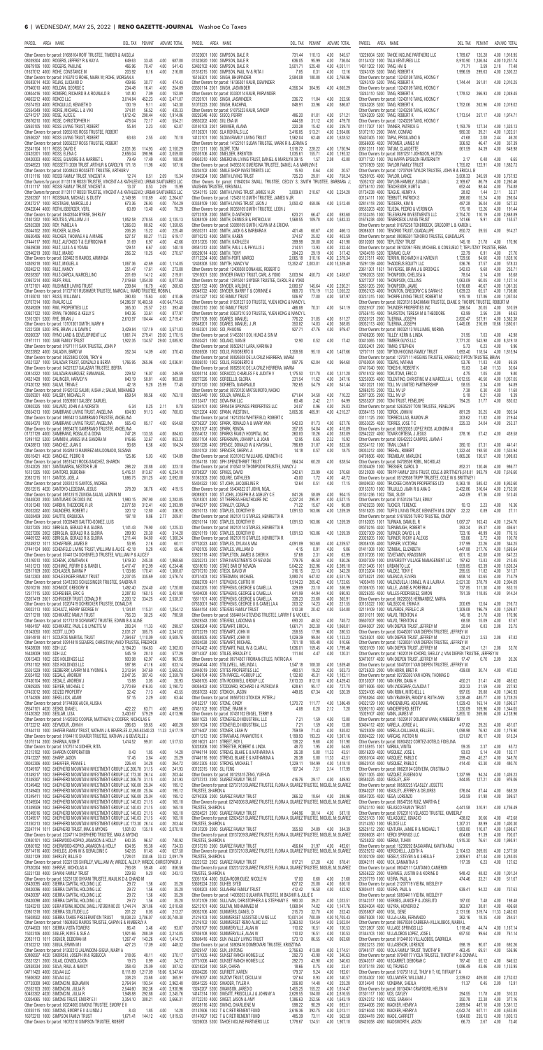PARCEL AREA NAME DEL TAX PEN/INT ADV/MC TOTAL

Other Owners for parcel: 01688104 ROFF TRUSTEE, TIMBER & ANGELA
08039004 4000 ROGERS, JEFFREY R & KAY A 649.63 33.45 4.00 687.08
09679106 1000 ROGERS, PAULINE 466.96 70.47 4.00 541.43
01637012 4000 ROHE, CONSTANCE M 203.92 8.16 4.00 216.08
Other Owners for parcel: 01637012 ROHE, MARK W; ROHE, MORGAN A
05530014 4020 ROJAS, LUCIANO J 439.95 30.77 4.00 474.43
07940301 4000 ROLDAN, GEORGE C 234.48 16.41 4.00 254.89
00804416 1000 ROMERO, RICHARD B & ROUNALD B 141.80 7.09 4.00 152.89
04803212 4000 RONCO LLC 3,014.84 452.23 4.00 3,471.07
03574153 4000 RONQUILLO, KENNETH D 130.19 9.11 4.00 143.30
02554349 1000 RORIE, MICHAEL L & VIKI 374.81 56.52 4.00 435.33
02741217 2000 ROSE, ALICE E 1,612.42 296.44 4.00 1,914.86
09676210 1000 ROSE, CHRISTOPHER H 478.04 72.17 4.00 554.21
02655105 1000 ROSE LIVING TRUST, ROBERT 55.84 2.23 4.00 62.07
Other Owners for parcel: 02655105 ROSS TRUSTEE, ROBERT
02650227 1000 ROSS LIVING TRUST, ROBERT 63.63 2.55 4.00 70.18
Other Owners for parcel: 02650227 ROSS TRUSTEE, ROBERT
23241104 1011 ROSS, DAVID E 2,031.36 114.93 4.00 2,150.29
02425201 1000 ROSS, ELENA C 2,656.04 398.56 4.00 3,059.00
08420003 4000 ROSS, GILMORE B & HARRIET L 79.49 17.49 4.00 100.98
02048023 1000 ROSSETTI CORP TRUST, ARTHUR & CAROLYN 171.18 11.98 4.00 187.16
Other Owners for parcel: 02048023 ROSSETTI TRUSTEE, ARTHUR Y
01131116 1000 ROSSI FAMILY TRUST, VINCENT & 12.74 0.51 2.09 15.34
Other Owners for parcel: 01131116 ROSSI TRUSTEE, VINCENT A & KATHLEEN D; URBAN SANITUARIES LLC
01131117 1000 ROSSI FAMILY TRUST, VINCENT A 13.37 0.53 2.09 15.99
Other Owners for parcel: 01131117 ROSSI TRUSTEE, VINCENT A & KATHLEEN D; URBAN SANITUARIES LLC
23263307 1011 ROSSMAN, MICHAEL & DUSTY 2,149.98 10.69 4.00 2,264.67
20422317 1010 ROSTAGNI, MARCELLO J 673.36 26.93 4.00 704.29
09422044 4000 ROTHLISBERGER, VERL 60.89 13.40 4.00 78.29
Other Owners for parcel: 09422044 BYRNE, SHIRLEY
01401202 1000 ROUTSIS, WILLIAM J II 1,852.58 278.55 4.00 2,135.13
02655308 2000 ROY, PAMELA A 1,295.03 38.62 4.00 1,338.65
03044102 2000 RUCKER, ALISHA 206.26 15.22 4.00 225.48
08630406 4000 RUCKER, THOMAS A & A MARIE 527.57 80.27 11.33 619.17
01444117 3000 RUIZ, ALFONSO T & EUFROSINA R 31.69 6.97 4.00 42.66
03639028 2000 RUIZ, LUIS A & YOANA 129.51 6.67 4.00 140.18
02846219 2000 RUIZ, MARIO 256.32 10.25 4.00 270.57
Other Owners for parcel: 02846219 RAMOS, ARMINDA
14308216 1000 RUIZ, MIGUEL A 1,067.36 42.69 4.00 1,114.05
06245212 1000 RUIZ, NANCY 251.47 17.61 4.00 273.08
09258307 1000 RUIZ-GARCIA, MARCELLINO 201.69 14.12 4.00 219.81
09557214 4000 RUPE, PAUL 7,019.68 1,054.00 4.00 8,077.68
01727101 4000 RUSHMEYER LIVING TRUST 239.84 16.79 4.00 260.63
Other Owners for parcel: 01727101 RUSHMEYER TRUSTEE, MARCIA L; WARD TRUSTEE, ROBIN L
01155010 1001 RUSS, WILLIAM L 390.83 15.63 4.00 410.46
00707514 1000 RUXLOC LLC 54,266.97 10,485.58 4.00 64,774.55
06249209 1000 RWL PROPERTIES LLC 365.30 25.57 2.53 393.40
00807122 1000 RYAN, THOMAS & KELLY S 843.26 33.61 4.00 877.97
13101301 5200 RYE, BRIAN J 2,610.97 104.44 4.00 2,719.41
Other Owners for parcel: 13101301 SMITH, MARY H
12221208 5200 RYE, BRIAN J & DAWN C 3,429.84 137.19 4.00 3,571.03
08269307 1000 RYMO LAND & DEVELOPMENT LLC 1,861.74 279.41 29.00 2,170.15
01871111 1000 SAA FAMILY TRUST 1,922.35 134.57 29.00 2,085.92
Other Owners for parcel: 01871111 SAA TRUSTEE, JOHN P
06223002 4000 SALADIN, BABO W 352.34 14.09 4.00 370.43
Other Owners for parcel: 06223002 COX, TROY R
04321327 1000 SALAZAR TRUST, DONALD & BERTA 1,766.95 265.96 4.00 2,036.91
Other Owners for parcel: 04321327 SALAZAR TRUSTEE, BERTA
02614322 1000 SALAZAR-MARQUEZ, EMMANUEL 229.52 16.07 4.00 249.59
04011220 1000 SALINGER, HARVEY H 840.19 58.81 4.00 903.00
07403132 3000 SALMI, TRINA E 42.18 9.28 25.99 77.45
Other Owners for parcel: 07403132 SALMI, AISHA J; SALMI, MOHAMED
03509301 4000 SALSBY, MICHAEL R 659.54 99.56 4.00 763.10
Other Owners for parcel: 03509301 SALSBY, SAMUEL
00805325 1000 SALVATO, JOHN A & KORSTIA 6.34 0.25 2.11 8.70
09654310 1000 SAMBRANO LIVING TRUST, ANGELINA 604.90 91.13 4.00 700.03
Other Owners for parcel: 09654310 SAMBRANO TRUSTEE, ANGELINA
09654370 1000 SAMBRANO LIVING TRUST, ANGELINA 565.43 85.17 4.00 654.60
Other Owners for parcel: 09654370 SAMBRANO TRUSTEE, ANGELINA
01272128 4000 SAMBRANO, ROGELIO & DORA 747.28 132.35 4.00 884.63
12481102 5200 SAMMONS, JAMES M & SANDRA M 816.96 32.67 4.00 853.63
00428013 1000 SANCHEZ, JUAN G 83.69 6.56 4.00 104.24
Other Owners for parcel: 00428013 RAMIREZ-MALDONADO, SUSANA
09515421 4020 SANCHEZ, PEDRO R 125.86 5.03 4.00 134.89
Other Owners for parcel: 09515421 ROCK-SANCHEZ, SHARON
07404205 2001 SANTAMARIA, NESTOR R JR 288.22 20.18 4.00 323.10
16131205 1000 SANTORO, DEBORAH 5,416.51 813.67 4.00 6,234.18
20831215 1011 SANTOS, ADELA 1,886.75 201.25 4.00 2,092.00
Other Owners for parcel: 20831215 SANTOS, ANDREA
08512515 4020 SANTOYO-LEDEZMA, JESUS 378.39 36.76 4.00 419.15
Other Owners for parcel: 08512515 ZUNIGA-SALAS, JAZMIN M
03445203 2000 SANTURIO DE DIOS INC 1,980.15 297.50 4.00 2,282.05
01051240 1000 SARBIN, THEODORE R JR 2,077.58 312.41 4.00 2,393.99
08033202 4000 SAUNDERS, ROBERT J 320.12 12.80 4.00 336.92
08221008 3000 SAUTTO, ORQUIDEA 197.18 9.86 2.77 209.81
Other Owners for parcel: 03028409 SAUTTO-GOMEZ, LUIS
03227205 2001 SBRIGLIA, GERALD R & GLORIA 1,141.43 79.90 4.00 1,225.33
03227256 2002 SBRIGLIA, GERALD R & GLORIA 289.90 20.29 4.00 314.20
03227315 1000 SBRIGLIA, GERALD R & GLORIA 1,211.44 84.80 4.00 1,300.24
23245312 1011 SCHAEFNER, JAMES B 53.95 2.16 4.00 60.11
17441204 5000 SCHENFELD LIVING TRUST, WILLIAM & ALICE 42.18 9.28 4.00 55.46
Other Owners for parcel: 17441204 SCHENFELD TRUSTEE, WILLIAM & ALICE
01195150 1000 SCHENK, JONATHAN K 1,619.30 245.38 4.00 1,868.68
14101213 1000 SCHIMKE, PERRY R & RANDI L 5,417.47 812.99 4.00 6,234.46
02817109 2000 SCHLAGER, DANNA P 1,133.66 170.41 4.00 1,308.07
03402513 4000 SCHLESINGER FAMILY TRUST 2,237.05 335.69 4.00 2,576.74
Other Owners for parcel: 53412303 SCHLESINGER TRUSTEE, SANDRA R
03310216 2000 SCHMIDT, GREGOR K 1,492.40 224.40 4.00 1,720.80
12517115 5200 SCHREIBER, ERIC J 2,287.83 160.15 4.00 2,451.98
02307419 2001 SCHREIDER TRUST, DONALD R 2,200.12 334.25 4.00 2,538.37
Other Owners for parcel: 02307419 SCHREIDER TRUSTEE, DONALD R
09223113 1000 SCHULTZ, HENRY GEORGE IV 1,134.81 113.31 4.00 1,254.12
02717208 1000 SCHWARZ FAMILY TRUST 756.33 52.25 4.00 790.58
Other Owners for parcel: 02717208 SCHWARZ TRUSTEE, EDWIN B & JULIE
14804107 4000 SCHWARZE, PAUL E & LYNETTE M 282.24 19.75 4.00 306.00
01004350 1000 SCOTT, LLOYD 2,031.27 305.75 4.00 2,341.02
03914818 4011 SCOUFOS MARITAL TRUST 7,394.67 1,110.20 4.00 8,508.87
Other Owners for parcel: 03914818 SEEVERS, CHRISTINA; WARD TRUSTEE, FREDERICK
14208008 1000 SDH LLC 3,194.20 164.63 4.00 3,362.83
14208002 1000 SDH LLC 545.19 24.10 4.00 573.29
00612403 1000 SDS HOLDINGS LLC 900.98 62.97 4.00 967.95
07931102 3000 SDS HOLDINGS LLC 587.99 41.16 4.00 633.14
55051209 1000 SEABERRY, LARRY W & YVONNE A 2,313.94 347.69 4.00 2,665.63
00324102 1000 SEAGLE, ANDREW J 2,049.12 307.43 4.00 2,358.55
07400164 9000 SEGALE, ANDREW J 13.88 3.05 4.00 20.93
00925205 1000 SEIVER, MICHAEL C 2,770.69 416.03 4.00 3,190.72
07403233 3000 SEIZED PROPERTY 32.42 7.13 4.00 43.55
01744306 4000 SEKELLICK, ADAM 57.15 2.29 4.00 63.44
Other Owners for parcel: 01744306 AUCH, ALISHA
06447101 4020 SEKER, DANIEL E 422.20 63.71 4.00 489.91
51433102 1000 SELDAR, LISA 3,430.67 576.29 4.00 4,010.96
Other Owners for parcel: 51420302 COOPER, MATTHEW E; COOPER, NICHOLAS G
21231103 1000 SHARKS CORPORATION 8.43 1.85 4.00 14.28
07412227 3000 SHARP, JASON 17.45 3.84 4.00 25.29
01449102 2000 SHEAFFER, PENNIE L 226.44 34.26 4.00 264.70
01249167 1000 SHEPHERD MOUNTAIN INVESTMENT GROUP LLC 206.78 31.13 4.00 241.91
01249207 1000 SHEPHERD MOUNTAIN INVESTMENT GROUP LLC 173.30 26.14 4.00 203.44
01249209 1000 SHEPHERD MOUNTAIN INVESTMENT GROUP LLC 170.75 25.73 4.00 200.48
01249165 1000 SHEPHERD MOUNTAIN INVESTMENT GROUP LLC 176.59 26.60 4.00 207.19
01249210 1000 SHEPHERD MOUNTAIN INVESTMENT GROUP LLC 167.48 25.24 4.00 196.72
02208008 4000 SHEPHERD MOUNTAIN INVESTMENT GROUP LLC 1,114.19 54.91 4.00 1,173.10
Other Owners for parcel: 01444110 SHAVER FAMILY TRUST, NATHAN J & BEVERLEE Z
Other Owners for parcel: 01444110 SHAVER TRUSTEE, NATHAN J & BEVERLEE Z
51075114 2000 SHARMA, MANHAR 1,414.52 99.01 4.00 1,517.53
Other Owners for parcel: 51075114 SHARMA, RITA
21231032 1000 SHARKS CORPORATION 8.43 1.85 4.00 14.28

Other Owners for parcel: 23247114 SHEPHERD TRUSTEE, ANA L
07403221 1000 SHEPHERD-KOPUS, JAMIESON R 680.79 101.15 4.00 785.94

01203613 1000 SIMPSON, DALE R 731.44 110.13 4.00 845.57
01323620 1000 SIMPSON, DALE R 636.05 95.99 4.00 736.04
53402102 4000 SIMPSON, DALE R 3,501.71 525.40 4.00 4,031.11
01318215 1000 SIMPSON, PAUL W & RITA I 7.65 0.31 4.00 12.16
16136301 1000 SINGH, BHUPINDER 2,584.08 180.88 4.00 2,768.96
Other Owners for parcel: 16136301 KAUR, DEVINDER
02330114 4000 SINGH, JASVINDER 4,306.34 304.95 4.00 4,665.29
Other Owners for parcel: 02330114 KAUR, PARVINDER
01220101 1000 SINGH, JASWINDER 236.72 11.84 4.00 252.56
51075223 2000 SINGH, RACHPAL 849.91 33.96 4.00 896.87
Other Owners for parcel: 51075223 KAUR, SANDIP
08035348 4000 SISCO, ROBERT 486.20 81.01 4.00 571.21
08630322 4000 SIU, ENA M 444.58 31.12 4.00 479.70
01418023 2001 SKINNER, ALANA 220.28 15.42 4.00 239.70
01126301 1000 SLA RENTALS LLC 3,416.85 513.21 4.00 3,934.06
14122101 1000 SLOAN FAMILY LIVING TRUST 1,562.04 62.48 4.00 1,628.52
Other Owners for parcel: 14122101 SLOAN TRUSTEE, MARK R & JERRIKA G
02111101 1000 SLORT, TOM 1,516.37 226.27 4.00 1,750.94
02455108 4000 SMELSER, BRENTON 1,035.61 155.71 4.00 1,195.32
04850318 4000 SMERDONA LIVING TRUST, DANIEL & MARILYN 38.15 1.67 2.08 42.80
Other Owners for parcel: 04850318 SMERDONA TRUSTEE, DANIEL A & MARILYN P
53204102 4000 SMILE SHOP INVESTMENTS LLC 15.93 0.64 4.00 20.57
01042204 1000 SMITH LIVING TRUST 722.73 29.01 4.00 758.24
Other Owners for parcel: 01842044 SMALL TRUSTEE, CECILY S; SMITH TRUSTEE, BARBARA J;
VAUGHAN TRUSTEE, VIRGINIA L
12543115 5200 SMITH LIVING TRUST, JAMES N JR 3,009.61 210.67 4.00 3,224.28
Other Owners for parcel: 12543115 SMITH TRUSTEE, JAMES N JR
02308109 1000 SMITH LIVING TRUST, LEON J 3,050.42 458.06 4.00 3,512.48
Other Owners for parcel: 03302019 SMITH TRUSTEE, LEON J
02722106 2000 SMITH, D ANTHONY 623.21 66.47 4.00 693.68
53081109 4000 SMITH, DENNIS B & PATRICIA M 1,568.55 109.78 4.00 1,682.33
Other Owners for parcel: 53081109 SMITH, KEVIN M & ERICKA
08520311 4020 SMITH, JACK G & BARBARA K 401.46 60.67 4.00 466.13
08702112 4000 SMITH, KAREN 374.57 25.02 4.00 403.59
00101205 1000 SMITH, KATHLEEN 399.99 28.00 4.00 431.99
08581312 4020 SMITH, PAUL E & PHYLLIS J 214.51 13.93 4.00 232.44
08529014 4020 SMITH, TONY 284.23 29.19 4.00 317.42
01712334 4000 SMITH-PORT, MARGO 2,085.18 310.16 4.00 2,379.34
12483026 5200 SMYTH, NANCY W 13,352.47 2,003.01 4.00 15,359.48
Other Owners for parcel: 12483026 DONAHUE, ROBERT D
12915001 5200 SNYDER FAMILY TRUST, CARL & YOKO 3,003.94 450.73 4.00 3,458.67
Other Owners for parcel: 12915001 SNYDER TRUSTEE, CARL L & YOKO
53231102 4000 SNYDER, ARLENE E 2,080.57 145.64 4.00 2,230.21
08048122 4000 SNYDER, BARRY E & CORINNE A 988.70 175.19 11.33 1,155.22
01532127 1002 SO FAMILY TRUST 506.97 17.00 4.00 587.97
Other Owners for parcel: 01532127 SO TRUSTEE, YUEN KONG & NANCY L
03637210 2000 SO FAMILY TRUST 486.88 70.31 4.00 541.19
Other Owners for parcel: 03637210 SO TRUSTEE, YUEN KONG & NANCY L
07817108 9000 SOARES, MANUEL 176.22 31.05 4.00 211.27
08648201 1000 SOARES, MANUEL J JR 303.82 14.03 4.00 368.85
61151002 2000 SOL PHAOTHI 927.71 47.76 4.00 979.47
Other Owners for parcel: 51403301 SOL, HUNG & SIN M
00502401 1000 SOLANO, IVAN 12.90 0.52 4.00 17.42
Other Owners for parcel: 00502401 LARA, KARINA B
00626008 1002 SOLIS, RIGOBERTO 1,358.56 95.10 4.00 1,457.66
Other Owners for parcel: 00626008 DE LA CRUZ HERRERA, MARIA
00626010 1002 SOLIS, RIGOBERTO U 887.76 62.84 4.00 954.60
Other Owners for parcel: 00626010 DE LA CRUZ HERRERA, MARIA
53006114 4000 SORACCO, CHARLES F & JUDITH V 1,175.50 131.76 4.00 1,311.26
00077518 1000 SORDELLO, SUSAN J 223.54 11.62 4.00 247.16
07720120 1000 SORRIETA, EVANPAULO 782.65 54.79 4.00 841.44
Other Owners for parcel: 07720120 MATUTO, NADIO
08253440 1000 SOUZA, MANUEL R 671.64 34.58 4.00 710.22
07207102 1002 SOVA-PAL LLC 60.46 2.42 2.11 64.99
53204101 4000 SPANISH SPRINGS PROPERTIES LLC 24.07 0.96 4.00 29.03
16212204 4000 SPANN, WESTON L 3,805.36 405.91 4.00 4,215.27
Other Owners for parcel: 16212204 WHITEFIELD, ROBERT C
02736207 2000 SPARK, RONALD A & MARY ANN 542.03 81.73 4.00 627.76
03515107 4020 SPARK, RONALD 392.65 54.04 4.00 415.09
00534012 1000 SPARKS FAMILY HOSPITAL INC 260.63 18.26 4.00 283.09
06417104 4000 SPEARMAN, JEREMY J & JOAN 12.95 0.65 2.32 15.92
55661208 4000 SPENCE, DONALD W & KAYSHA L 796.68 31.87 4.00 832.55
02010102 2000 SPENCER, SHERYL A 14.18 0.57 4.00 18.75
Other Owners for parcel: 02010102 WILLIAMS, KENNETH S
01004118 1000 SPH SPENDTHRIFT TRUST 584.34 60.20 4.00 628.54
Other Owners for parcel: 01004118 THOMPSON TRUSTEE, NANCY J
00708307 1000 SPIKES, DAVID 342.61 23.99 4.00 370.60
51083303 2000 SQUIRE, CATHLEEN 43.00 1.72 4.00 48.72
55404322 1000 ST JOHN, JACQUELINE E 12.64 0.51 4.00 17.15
Other Owners for parcel: 55404322 ST JOHN, NEAL
08043031 1000 ST JOHN, JOSEPH B & ASHLEY C E 841.26 58.89 4.00 904.15
10218301 4000 ST THERESA HEALTHCARE INC 4,227.54 295.91 4.00 4,527.15
01446217 5000 STANLEY, GERALD 71.22 15.67 4.00 90.89
08210113 1000 STAPLES, DOROTHY B 1,091.53 163.86 4.00 1,259.39
Other Owners for parcel: 08210113 STAPLES, HENRIETTA R
08210114 1000 STAPLES, DOROTHY B 1,091.53 163.86 4.00 1,259.39
Other Owners for parcel: 08210114 STAPLES, HENRIETTA R
08210119 1000 STAPLES, DOROTHY B 1,091.53 163.86 4.00 1,259.39
Other Owners for parcel: 08210119 STAPLES, HENRIETTA R
07752023 4000 STAPLES, DYLAN & MIA 4,091.89 163.68 4.00 4,259.57
07403216 9000 STAPLES, WILLIAM G 4.15 0.91 4.00 9.06
53602118 4000 STAPLETON, JAMES & CHERI K 57.68 2.31 4.00 63.99
53202013 1000 STAR INVESTMENTS OF NEVADA 779.76 46.50 4.00 830.26
16316301 1000 STATE BAR OF NEVADA 5,342.22 352.96 4.00 5,399.18
07412456 1000 STEEDS, DAVID W 316.15 22.13 4.00 342.28
16751403 1002 STEIGMAN, MICHAEL 3,880.74 647.02 4.00 4,531.76
02622108 4000 STEINKE, CURTIS W 1,514.12 205.42 4.00 1,723.65
04033205 1000 STEPHEN, GEORGE & CAMELLA 228.99 23.10 4.00 256.99
04201304 1000 STEPHENS, GEORGE & CAMELLA 641.99 44.94 4.00 690.93
04201303 1000 STEPHENS, GEORGE & CAMELLA 333.23 23.68 4.00 365.91
07520301 9400 STEPHENS, GEORGE E & CAMELLA A 203.53 14.23 4.00 221.76
55604154 4000 STEVENS FAMILY TRUST 422.38 20.42 4.00 534.80
Other Owners for parcel: 55604154 STEVENS TRUSTEE, LARRY E & VICKIE L
02629343 2000 STEVENS, LADONNA G 693.20 48.52 4.00 745.72
53806304 4020 STEWART, ERIKA L 1,661.71 232.33 4.00 1,898.04
02732219 2000 STEWART, JOHN W 258.55 17.98 4.00 280.53
08038035 4000 STEWART, JOHN W 1,029.38 99.64 4.00 1,133.02
02524338 2000 STEWART, MICHAEL 701.18 105.48 4.00 810.66
01732402 4000 STEWART, PAUL W & CLARA L 1,636.31 156.40 4.00 1,796.71
00747200 4000 STILES, BRADLEY R 111.94 4.48 4.00 120.42
Other Owners for parcel: 08714207 FROMAN-STILES, PATRICIA A
09540004 4000 STILL, MELISSA 1,547.18 108.30 4.00 1,659.48
03449210 2000 STILES PROPERTIES LLC 480.51 33.64 4.00 518.15
13218021 4000 STINE-DEBELL, JUDITH MARY 1,102.96 45.31 4.00 1,152.27
03508113 1000 STINSON SANDRA K 7,613.33 812.10 4.00 8,429.43
11006104 4000 STODDARD, RICHARD J & PATRICIA R 628.61 95.17 4.00 727.78
02220323 4000 STOKICH, LEE J 449.65 18.02 4.00 471.67
Other Owners for parcel: 09507203 STOKICH, PETER J
04132217 1000 STONE, CINDY 1,270.72 111.77 4.00 1,386.49
07415102 3000 STONE, FRANK H 4.88 0.23 2.12 7.23
Other Owners for parcel: 07415102 ENGEL, TERRY B
56611308 5000 STONEHILL INDUSTRIAL LLC 7.21 1.59 4.00 12.80
56611309 5000 STONEHILL INDUSTRIAL LLC 7.21 1.59 4.00 12.80
02716407 1000 STONER, LEROY 3.24 0.16 4.00 7.40
00171102 1000 STRATAKIS, PANAYIOTIS K 1,199.93 193.23 4.00 1,397.16
08118221 4011 STREET, ROY S 138.22 9.68 4.00 151.90
16330220 1000 STREET, ROBERT & LINDA 470.70 18.83 4.00 493.53
01404710 1000 STRONG, BLAKE & KATRINA A 26.38 5.80 11.33 43.51
01406118 1000 STRONG, BLAKE & KATRINA A 26.38 5.80 11.33 43.51
08233129 4000 STRONG, MICHAEL T 1,229.11 184.99 4.00 1,418.10
00223255 1000 SU, FENG 107.34 7.51 3.12 117.97
Other Owners for parcel: 00123315 ZENG, YULING
03103318 4000 SUAREZ FAMILY TRUST 415.76 29.17 4.00 449.93
Other Owners for parcel: 03103318 SUAREZ TRUSTEE, MIGUEL M; SUAREZ TRUSTEE, TERESA M
02736213 2000 SUAREZ FAMILY TRUST 355.58 24.89 4.00 384.39
Other Owners for parcel: 02736213 SUAREZ TRUSTEE, MIGUEL M; SUAREZ TRUSTEE, TERESA M
08142071 2000 SUAREZ FAMILY TRUST 1,196.28 83.74 4.00 1,284.02
Other Owners for parcel: 08142071 SUAREZ TRUSTEE, MIGUEL M; SUAREZ TRUSTEE, TERESA M
00115201 1000 SUAREZ TRUST 917.21 57.20 4.00 978.41
Other Owners for parcel: 00115201 SUAREZ TRUSTEE, MIGUEL M & TERESA M

13226204 5200 TAHOE INCLINE PARTNERS LLC 1,789.67 125.28 4.00 1,918.95
01134102 1000 TALA VENTURES LLC 8,910.90 1,336.84 4.00 10,251.74
14311302 1000 TANG, HAI Q 71.71 3.59 2.18 77.48
13243108 5200 TANG, ROBERT K 1,996.59 299.63 4.00 2,300.22
Other Owners for parcel: 13243108 TANG, HOONG Y
13243109 5200 TANG, ROBERT K 1,744.44 261.81 4.00 2,010.25
Other Owners for parcel: 13243109 TANG, HOONG Y
13243110 5200 TANG, ROBERT K 1,778.52 266.93 4.00 2,049.45
Other Owners for parcel: 13243110 TANG, HOONG Y
13243208 5200 TANG, ROBERT K 1,752.06 262.96 4.00 2,019.02
Other Owners for parcel: 13243208 TANG, HOONG Y
13243209 5200 TANG, ROBERT K 1,713.54 257.17 4.00 1,974.71
Other Owners for parcel: 13243209 TANG, HOONG Y
01113107 1000 TANNER, PATRICK G 1,193.79 127.34 4.00 1,325.13
51072110 2000 TANYI, CONRAD 960.30 39.21 4.00 1,023.51
55407405 1000 TAPIA, PRISILIANO G 41.68 2.08 2.44 46.20
00664006 4020 TATOEMEK, JAMES M 306.92 46.47 4.00 357.39
00812311 1000 TATUM, CLAUDETTE 561.59 84.39 4.00 649.98
Other Owners for parcel: 00812311 JOHNSON, HILTON
00717120 1000 TAU KAPPA EPSILON FRATERNITY 2.17 0.48 4.00 6.65
12707809 5200 TAYLOR FAMILY TRUST 1,762.53 123.29 4.00 1,882.73
Other Owners for parcel: 12707809 TAYLOR TRUSTEE, JOHN R & ERICA L B
12839105 4000 TAYLOR, LARRY J 3,506.33 245.59 4.00 3,757.92
15052102 4000 TAYLOR-HAMBLY, SUSAN L 2,169.67 86.79 4.00 2,260.46
02758110 2000 TEAGENHOR, KURT A 652.44 98.44 4.00 754.88
01704208 4000 TEAGUE, HENRY A 28.82 1.44 2.11 32.37
00124111 1000 TEBBUTT, PATRICK S 266.00 15.24 4.00 286.04
02614118 2000 TEIXEIRA, KIM H 487.26 36.04 4.00 527.32
08553203 4000 TEJEDA, PEDRO & VERONICA 175.18 12.26 4.00 191.44
01324116 1000 TELEGRAPH INVESTMENTS LLC 2,754.70 19.19 4.00 2,888.89
01676230 4000 TENBROECK LIVING TRUST 141.66 9.91 4.00 155.57
Other Owners for parcel: 01676230 TENBROECK, GREGORY L & KAREN L
08086301 1000 TENORIO TRUST, GUADALUPE 850.72 59.55 4.00 914.27
Other Owners for parcel: 08086301 TENORIO TRUSTEE, GUADALUPE
00102061 9000 TEPLITZKY TRUST 146.19 21.78 4.00 176.96
Other Owners for parcel: 00102061 FEIN, MICHAEL & CONSUELO T; TEPLITZKY TRUSTEE, REBA
12404215 5200 TERAMO, CLAY 22.79 0.91 4.00 27.70
05127511 4000 TERRIN, RICHARD H & KAREN R 1,729.56 94.60 4.00 1,828.16
15291129 4000 TEVEDIAN EQUITY LLC 536.76 37.57 4.00 578.33
23611301 1011 THEVIERGE, BRIAN J & BROOKE E 242.03 9.68 4.00 255.71
12962003 2000 THOMPSON, CHELSEA A 78.54 3.14 4.00 85.68
14327207 1000 THOMPSON, COLLINS 1,063.09 60.05 4.00 1,127.14
52651205 2000 THOMPSON, JAMIE 1,016.68 40.67 4.00 1,061.35
50651210 4000 THOMTON, GREGORY C & SARAH S 1,639.25 65.57 4.00 1,708.80
03231315 1000 THORPE LIVING TRUST, ROBERT H 915.16 137.86 4.00 1,057.04
Other Owners for parcel: 02315130 BACHMAN TRUSTEE, DIANE B; THORPE TRUSTEE, ROBERT H
03329107 2000 THUNDER PROPERTIES INC 286.54 20.05 4.00 310.59
03351180 4000 THURSTON, TERESA M & THEODORE 63.99 2.56 2.08 68.63
03320121 2000 TIJERINA, JOSEPH 2,820.47 537.91 4.00 3,362.38
08032113 4000 TIJERINA, JOSEPH 1,445.06 216.89 18.66 1,680.61
Other Owners for parcel: 08032113 WILLIAMS, NORMA
07408206 9000 TILLEY, KERN & LINDA 31.95 7.03 4.00 42.98
00410086 1000 TIMBER GUYS LLC 7,777.20 543.98 4.00 8,318.18
03032401 2000 TIMKO, STEPHEN 5.73 0.23 4.00 9.96
12701111 5000 TIPTON-HIGGINS FAMILY TRUST 1,693.40 114.54 4.00 1,815.94
Other Owners for parcel: 12701111 HIGGINS TRUSTEE, KAREN D; TIPTON TRUSTEE, BRIAN
07406204 9000 TOKEN, NATHAN 53.76 11.83 4.00 69.59
07417040 9000 TOKESHI, ROBERT K 15.63 3.48 11.33 30.64
07618102 8000 TOKUTOMI, ERIC D 4.75 1.05 4.00 9.80
52303065 4000 TOLENTINO, ERNESTINE M & MARCELLA L 1,012.56 40.49 4.00 1,057.05
14312021 1000 TOLL NV LIMITED PARTNERSHIP 58.55 2.34 4.00 64.89
12652115 2000 TOLL NV LP 7.38 0.30 4.00 11.68
52671203 2000 TOLL NV LP 5.18 0.21 4.00 9.39
53635207 2000 TONI TRUST, PENELOPE 794.25 31.77 4.00 830.02
Other Owners for parcel: 53635207 TONI TRUSTEE, PENELOPE
00364113 1000 TORCK, JOHN M 861.29 35.25 4.00 900.54
02111125 1000 TORRECILLAS, RAMON JR 203.62 14.82 4.00 219.44
08030025 4000 TORRES, JOSE T G 225.33 24.04 4.00 253.37
Other Owners for parcel: 08033025 LOPEZ RIOS, ALONDRA N
02642222 4000 TOVAR ORTEGA, J JESUS 378.16 57.42 4.00 439.58
Other Owners for parcel: 02642222 CAMPOS, JUANA F
02504112 1000 TRAN, LOAN T 380.10 57.31 4.00 441.41
08033212 4000 TREHAL, ROBERT 1,322.44 181.89 4.00 1,508.33
04708506 4000 TREMBLAY, MARLENE 1,865.26 130.57 4.00 1,999.83
Other Owners for parcel: 04708506 KEBL, NICHOLAS
01004409 1000 TRESNER, CAROL D 852.31 130.46 4.00 986.77
01129308 4000 TRIPP FAMILY 2016 TRUST, COLE & BRITTNEY 6,618.81 993.79 4.00 7,616.60
Other Owners for parcel: 01129308 TRIPP TRUSTEE, COLE B & BRITTNEY I
04009203 4000 TRUCKEE CANYON PROPERTIES LLC 8,363.16 985.42 4.00 8,952.60
05153102 1000 TRUJILLO, JUAN B & ANA G 2,432.86 519.64 4.00 2,952.50
01521238 1002 TSAI, SUSY 442.09 67.36 4.00 513.45
Other Owners for parcel: 01521238 TSAI, EMILY
07402023 9000 TUCKER, TERENCE 10.13 2.23 4.00 16.36
51618205 2000 TUFFO LIVING TRUST, KENNETH M & CINDY 22.22 0.89 4.00 27.11
Other Owners for parcel: 51618205 TUFFO TRUSTEE, CINDY
01162005 1000 TURMAN, SAMUEL R 1,087.27 163.43 4.00 1,254.70
08031216 4020 TURNBAUGH, ROBERT H 393.24 59.37 4.00 456.61
03027305 2000 TURNER, DAVID L JR 723.16 48.99 4.00 776.15
02417211 1000 TURNER, ROY & ALEXIS 50.06 2.12 4.00 56.18
08036106 4000 TURNER, VICTORIA 317.99 22.26 4.00 344.25
01411206 1000 TZIMBAL, ELIZABETH 1,487.98 217.76 4.00 1,669.64
03710118 4000 TZVETANOV, KRASSIMIR 601.15 42.08 4.00 647.23
00407306 1000 UNIVERSITY VILLAGE MANAGEMENT LLC 197.62 13.83 4.00 215.45
14131104 1000 URBANTO LLC 1,558.65 229.79 4.00 1,826.24
01232304 4000 VALDEZ, TONY E 295.55 11.82 4.00 311.37
09421231 2000 VALENCIA, ELVIRA 656.14 45.02 4.00 714.79
14036418 1000 VALENZUELA, ISMAEL M & LAURA A 2,521.30 378.79 4.00 2,904.09
01051105 1000 VALLE, JAIME & PORFIRIA R 732.06 51.13 4.00 784.65
02236355 4000 VALLES-RODRIGUEZ, SIMON 791.39 118.85 4.00 914.24
Other Owners for parcel: 08236355 HERNANDEZ, MARIA
01530302 1000 VALSECCHI, ERIKA K 200.69 12.04 4.00 216.73
02119109 1000 VALVERDE, PEDRO C JR 1,309.06 196.97 4.00 1,509.87
00151101 1000 VALVO, TRENTON A 146.18 21.78 4.00 170.96
06607007 9000 VALVO, TRENTON A 68.58 15.09 4.00 87.67
02613107 1000 VAN DEPEN TRUST, JEFFREY M 20.94 0.83 2.98 23.75
Other Owners for parcel: 03445007 VAN DIEPEN TRUSTEE, JEFFREY M
13238301 4000 VAN DIEPEN TRUST, JEFFREY M 63.21 2.53 2.08 67.82
Other Owners for parcel: 13238301 VAN DIEPEN TRUSTEE, JEFFREY M
13238302 4000 VAN DIEPEN TRUST, JEFFREY M 30.41 1.21 2.08 33.70
Other Owners for parcel: 13238302 VAN DIEPEN TRUSTEE, JEFFREY M
50470017 4000 VAN DIEPEN TRUST, JEFFREY M 17.47 0.70 2.09 20.26
Other Owners for parcel: 50470017 VAN DIEPEN TRUSTEE, JEFFREY M
02726303 2000 VAN HORN, BRETT B 439.08 30.74 4.00 473.82
Other Owners for parcel: 02726303 VAN HORN, THOMAS D
01037307 1000 VAN KIRK, DANA H 450.21 31.41 4.00 485.62
08719006 4000 VAN LIESHOUT, GARY M 203.33 14.23 4.00 221.56
01009205 1000 VAN MEVEREN, ALEXIS R 20.78 0.83 4.00 25.61
02806402 4000 VAN VRANKEN, RANDY & RUTH ANN 3,238.48 485.77 4.00 3,728.25
10624209 1000 VANDERMAN, ADEINNE 1,529.43 153.14 4.00 1,686.57
51105217 2000 VANEST, DEBORAH L 1,096.24 76.92 4.00 1,179.16
51622217 1000 VANG, PHOLLY 1,053.39 42.14 4.00 1,099.53
53215213 4000 VANGUARD, BRIAN 1,209.93 48.40 4.00 1,262.33
06542302 1000 VARGAS, VICTOR N 531.07 80.17 4.00 615.24
Other Owners for parcel: 06542302 CORTEZ-SOTELO, FIDELINA
01055202 1000 VASQUEZ, MARIA MATA 59.35 4.15 4.00 67.50
05505104 1000 VASQUEZ, PABLO 88.69 3.55 4.00 96.24
05505105 1000 VASQUEZ, PABLO 304.17 12.17 4.00 320.34
05505106 1000 VASQUEZ, PABLO 292.90 11.72 4.00 308.62
Other Owners for parcel: 05505106 CERVERA, CRISTINA
52321205 4000 VAZQUEZ, EUGENIO 345.69 16.58 4.00 366.27
05510143 1000 VECTOR PROPERTY LLC 1,044.08 73.06 4.00 1,121.14
02213103 1000 VEGA, EVELYN 257.48 38.67 4.00 300.15
04522305 1000 VEGA, FRANCISCO 305.66 21.40 4.00 331.06
Other Owners for parcel: 04522305 PRECIADO, ROSARIO
01012221 1000 VELASCO FAMILY TRUST 5,012.62 751.09 4.00 5,767.71
Other Owners for parcel: 01012221 VELASCO TRUSTEE, JAVIER R & MARIA T
01012211 1000 VELASCO FAMILY TRUST 3,164.81 474.96 4.00 3,643.77
Other Owners for parcel: 01012211 VELASCO TRUSTEE, JAVIER R & MARIA T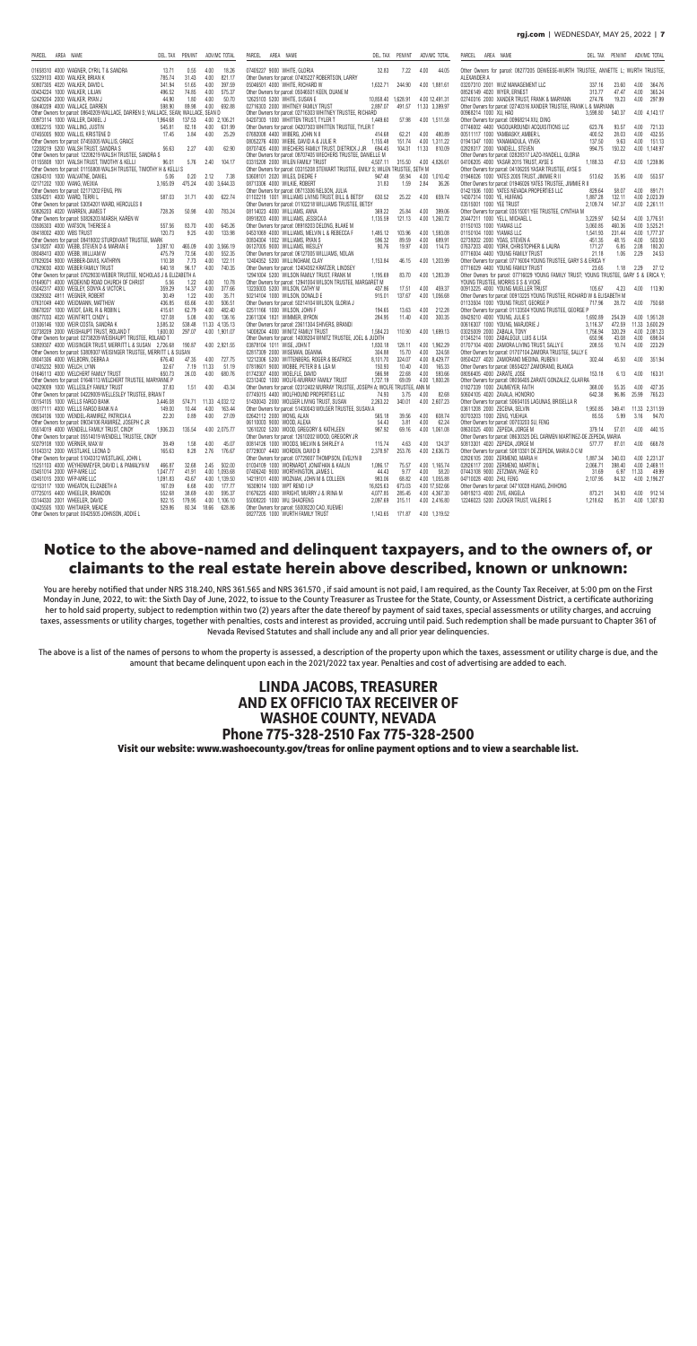| PARCEL | AREA | NAME | DEL. TAX | PEN/INT | ADV/MC | TOTAL |
|---|---|---|---|---|---|---|
| 01658310 | 4000 | WAGNER, CYRIL T & SANDRA | 13.71 | 0.55 | 4.00 | 18.26 |
| 53229103 | 4000 | WALKER, BRIAN K | 785.74 | 31.43 | 4.00 | 821.17 |
| 50607305 | 4020 | WALKER, DAVID L | 341.94 | 51.65 | 4.00 | 397.59 |
| 00424224 | 1000 | WALKER, LILIAN | 496.52 | 74.85 | 4.00 | 575.37 |
| 52429204 | 2000 | WALKER, RYAN J | 44.90 | 1.80 | 4.00 | 50.70 |
| 08640209 | 4000 | WALLACE, DARREN | 599.90 | 89.98 | 4.00 | 692.88 |
| Other Owners for parcel: 08640209 WALLACE, DARREN S; WALLACE, SEAN; WALLACE, SEAN D | | | | | | |
| 00973114 | 1000 | WALLER, DANIEL J | 1,964.68 | 137.53 | 4.00 | 2,106.21 |
| 00852215 | 1000 | WALLING, JUSTIN | 545.81 | 82.18 | 4.00 | 631.99 |
| 07455005 | 9000 | WALLIS, KRISTENE D | 17.45 | 3.84 | 4.00 | 25.29 |
| Other Owners for parcel: 07455005 WALLIS, GRACE | | | | | | |
| 12208219 | 5200 | WALSH TRUST, SANDRA S | 56.63 | 2.27 | 4.00 | 62.90 |
| Other Owners for parcel: 12208219 WALSH TRUSTEE, SANDRA S | | | | | | |
| 01155808 | 1001 | WALSH TRUST, TIMOTHY & KELLI | 96.01 | 5.76 | 2.40 | 104.17 |
| Other Owners for parcel: 01155808 WALSH TRUSTEE, TIMOTHY H & KELLI S | | | | | | |
| 02604310 | 1000 | WALVATNE, DANIEL | 5.06 | 0.20 | 2.12 | 7.38 |
| 02171202 | 1000 | WANG, WEIXIA | 3,165.09 | 475.24 | 4.00 | 3,644.33 |
| Other Owners for parcel: 02171202 FENG, PIN | | | | | | |
| 53054201 | 4000 | WARD, TERRI L | 587.03 | 31.71 | 4.00 | 622.74 |
| Other Owners for parcel: 53054201 WARD, HERCULES II | | | | | | |
| 50826203 | 4020 | WARREN, JAMES T | 728.26 | 50.98 | 4.00 | 783.24 |
| Other Owners for parcel: 50826203 MARSH, KAREN W | | | | | | |
| 03506503 | 4000 | WATSON, THERESE A | 557.56 | 83.70 | 4.00 | 645.26 |
| 06418002 | 4000 | WBS TRUST | 120.73 | 9.25 | 4.00 | 133.98 |
| Other Owners for parcel: 06418002 STURDIVANT TRUSTEE, MARK | | | | | | |
| 53418207 | 4000 | WEBB, STEVEN D & MARIAN E | 3,097.10 | 465.09 | 4.00 | 3,566.19 |
| 08048413 | 4000 | WEBB, WILLIAM W | 475.79 | 72.56 | 4.00 | 552.35 |
| 07629204 | 9000 | WEBBER-DAVIS, KATHRYN | 110.38 | 7.73 | 4.00 | 122.11 |
| 07629030 | 4000 | WEBER FAMILY TRUST | 640.18 | 96.17 | 4.00 | 740.35 |
| Other Owners for parcel: 07629030 WEBER TRUSTEE, NICHOLAS J & ELIZABETH A | | | | | | |
| 01649071 | 4000 | WEDEKIND ROAD CHURCH OF CHRIST | 5.56 | 1.22 | 4.00 | 10.78 |
| 05042317 | 4000 | WEGLEY, SONYA & VICTOR L | 359.29 | 14.37 | 4.00 | 377.66 |
| 03629302 | 4811 | WEGNER, ROBERT | 30.49 | 1.22 | 4.00 | 35.71 |
| 07631049 | 4400 | WEIDMANN, MATTHEW | 436.85 | 65.66 | 4.00 | 506.51 |
| 08678207 | 1000 | WEIDT, EARL R & ROBIN L | 415.61 | 62.79 | 4.00 | 482.40 |
| 08577003 | 4020 | WEINTRITT, CINDY L | 127.08 | 5.08 | 4.00 | 136.16 |
| 01306146 | 1000 | WEIR-COSTA, SANDRA K | 3,585.32 | 538.48 | 11.33 | 4,135.13 |
| 02738209 | 2000 | WEISHAUPT TRUST, ROLAND T | 1,600.00 | 297.07 | 4.00 | 1,901.07 |
| Other Owners for parcel: 02738209 WEISHAUPT TRUSTEE, ROLAND T | | | | | | |
| 53809307 | 4000 | WEISINGER TRUST, MERRITT L & SUSAN | 2,726.68 | 190.87 | 4.00 | 2,921.55 |
| Other Owners for parcel: 53809307 WEISINGER TRUSTEE, MERRITT L & SUSAN | | | | | | |
| 08041308 | 4000 | WELBORN, DEBRA A | 676.40 | 47.35 | 4.00 | 727.75 |
| 07405232 | 9000 | WELCH, LYNN | 32.67 | 7.19 | 11.33 | 51.19 |
| 01646113 | 4000 | WELCHERT FAMILY TRUST | 650.73 | 26.03 | 4.00 | 680.76 |
| Other Owners for parcel: 01646113 WELCHERT TRUSTEE, MARYANNE P | | | | | | |
| 04229009 | 1000 | WELLESLEY FAMILY TRUST | 37.83 | 1.51 | 4.00 | 43.34 |
| Other Owners for parcel: 04229009 WELLESLEY TRUSTEE, BRIAN T | | | | | | |
| 00154105 | 1000 | WELLS FARGO BANK | 3,446.09 | 574.71 | 11.33 | 4,032.12 |
| 08517111 | 4000 | WELLS FARGO BANK N A | 149.00 | 10.44 | 4.00 | 163.44 |
| 09034106 | 1000 | WENDEL-RAMIREZ, PATRICIA A | 22.20 | 0.89 | 4.00 | 27.09 |
| Other Owners for parcel: 09034106 RAMIREZ, JOSEPH C JR | | | | | | |
| 05514019 | 4000 | WENDELL FAMILY TRUST, CINDY | 1,936.23 | 135.54 | 4.00 | 2,075.77 |
| Other Owners for parcel: 05514019 WENDELL TRUSTEE, CINDY | | | | | | |
| 50279108 | 1000 | WERNER, MAX W | 39.49 | 1.58 | 4.00 | 45.07 |
| 51043312 | 2000 | WESTLAKE, LEONA D | 165.63 | 8.28 | 2.76 | 176.67 |
| Other Owners for parcel: 51043312 WESTLAKE, JOHN L | | | | | | |
| 15251103 | 4000 | WEYHENMEYER, DAVID L & PAMALYN M | 466.87 | 32.68 | 2.45 | 502.00 |
| 03451014 | 2000 | WFP-AIRE LLC | 1,047.77 | 41.91 | 4.00 | 1,093.68 |
| 03451015 | 2000 | WFP-AIRE LLC | 1,091.83 | 43.67 | 4.00 | 1,139.50 |
| 02153107 | 1000 | WHEATON, ELIZABETH A | 167.09 | 6.68 | 4.00 | 177.77 |
| 07725015 | 4400 | WHEELER, BRANDON | 552.68 | 38.69 | 4.00 | 595.37 |
| 03144330 | 2001 | WHEELER, DAVID | 922.15 | 179.95 | 4.00 | 1,106.10 |
| 00425505 | 1000 | WHITAKER, MEADIE | 529.86 | 80.34 | 18.66 | 628.86 |
| Other Owners for parcel: 00425505 JOHNSON, ADDIE L | | | | | | |
| 07405227 | 9000 | WHITE, GLORIA | 32.83 | 7.22 | 4.00 | 44.05 |
| Other Owners for parcel: 07405227 ROBERTSON, LARRY | | | | | | |
| 05046501 | 4000 | WHITE, RICHARD W | 1,632.71 | 244.90 | 4.00 | 1,881.61 |
| Other Owners for parcel: 05046501 KEEN, DUANE M | | | | | | |
| 12635103 | 5200 | WHITE, SUSAN E | 10,858.40 | 1,628.91 | | 4.00 12,491.31 |
| 02716303 | 2000 | WHITNEY FAMILY TRUST | 2,897.07 | 491.57 | 11.33 | 3,399.97 |
| Other Owners for parcel: 02716303 WHITNEY TRUSTEE, RICHARD | | | | | | |
| 04207303 | 1000 | WHITTEN TRUST, TYLER T | 1,449.60 | 57.98 | 4.00 | 1,511.58 |
| Other Owners for parcel: 04207303 WHITTEN TRUSTEE, TYLER T | | | | | | |
| 07650008 | 4400 | WIBERG, JOHN N II | 414.68 | 62.21 | 4.00 | 480.89 |
| 08652276 | 4000 | WIEBE, DAVID A & JULIE R | 1,155.48 | 151.74 | 4.00 | 1,311.22 |
| 08707405 | 4000 | WIECHERS FAMILY TRUST, DIETRICK J JR | 694.45 | 104.31 | 11.33 | 810.09 |
| Other Owners for parcel: 08707405 WIECHERS TRUSTEE, DANIELLE M | | | | | | |
| 03315208 | 2000 | WILEN FAMILY TRUST | 4,507.11 | 315.50 | 4.00 | 4,826.61 |
| Other Owners for parcel: 03315208 STEWART TRUSTEE, EMILY S; WILEN TRUSTEE, SETH M | | | | | | |
| 53609101 | 2020 | WILES, DIEDRE F | 947.48 | 58.94 | 4.00 | 1,010.42 |
| 08713306 | 4000 | WILKIE, ROBERT | 31.83 | 1.59 | 2.84 | 36.26 |
| Other Owners for parcel: 08713306 NELSON, JULIA | | | | | | |
| 01102218 | 1001 | WILLIAMS LIVING TRUST, BILL & BETSY | 630.52 | 25.22 | 4.00 | 659.74 |
| Other Owners for parcel: 01102218 WILLIAMS TRUSTEE, BETSY | | | | | | |
| 08114023 | 4000 | WILLIAMS, ANNA | 369.22 | 25.84 | 4.00 | 399.06 |
| 08918203 | 4000 | WILLIAMS, JESSICA A | 1,135.59 | 121.13 | 4.00 | 1,260.72 |
| Other Owners for parcel: 08918203 DELONG, BLAKE M | | | | | | |
| 04521009 | 4000 | WILLIAMS, MELVIN L & REBECCA F | 1,485.12 | 103.96 | 4.00 | 1,593.08 |
| 00834204 | 1002 | WILLIAMS, RYAN S | 586.32 | 99.59 | 4.00 | 689.91 |
| 06127005 | 9000 | WILLIAMS, WESLEY | 90.76 | 19.97 | 4.00 | 114.73 |
| Other Owners for parcel: 06127005 WILLIAMS, NOLAN | | | | | | |
| 12404352 | 5200 | WILLINGHAM, CLAY | 1,153.84 | 46.15 | 4.00 | 1,203.99 |
| Other Owners for parcel: 12404352 KRATZER, LINDSEY | | | | | | |
| 12941034 | 5200 | WILSON FAMILY TRUST, FRANK M | 1,195.69 | 83.70 | 4.00 | 1,283.39 |
| Other Owners for parcel: 12941034 WILSON TRUSTEE, MARGARET M | | | | | | |
| 13235020 | 5200 | WILSON, CATHY M | 437.86 | 17.51 | 4.00 | 459.37 |
| 50214104 | 1000 | WILSON, DONALD E | 915.01 | 137.67 | 4.00 | 1,056.68 |
| Other Owners for parcel: 50214104 WILSON, GLORIA J | | | | | | |
| 02511166 | 1000 | WILSON, JOHN F | 194.65 | 13.63 | 4.00 | 212.28 |
| 23611304 | 1031 | WIMMER, BYRON | 284.95 | 11.40 | 4.00 | 300.35 |
| Other Owners for parcel: 23611304 SHIVERS, BRANDI | | | | | | |
| 14008204 | 4000 | WINITZ FAMILY TRUST | 1,584.23 | 110.90 | 4.00 | 1,699.13 |
| Other Owners for parcel: 14008204 WINITZ TRUSTEE, JOEL & JUDITH | | | | | | |
| 03678104 | 1011 | WISE, JOHN T | 1,830.18 | 128.11 | 4.00 | 1,962.29 |
| 02617309 | 2000 | WISEMAN, DEANNA | 304.88 | 15.70 | 4.00 | 324.58 |
| 12212306 | 5200 | WITTENBERG, ROGER & BEATRICE | 8,101.70 | 324.07 | 4.00 | 8,429.77 |
| 07609601 | 9000 | WOBBE, PETER B & LEA M | 150.93 | 10.40 | 4.00 | 165.33 |
| 01742307 | 4000 | WOELFLE, DAVID | 566.98 | 22.68 | 4.00 | 593.66 |
| 02312402 | 1000 | WOLFE-MURRAY FAMILY TRUST | 1,727.19 | 69.09 | 4.00 | 1,800.28 |
| Other Owners for parcel: 02312402 MURRAY TRUSTEE, JOSEPH A; WOLFE TRUSTEE, ANN M | | | | | | |
| 07749015 | 4400 | WOLFHOUND PROPERTIES LLC | 74.93 | 3.75 | 4.00 | 82.68 |
| 51430043 | 2000 | WOLGER LIVING TRUST, SUSAN | 2,263.22 | 340.01 | 4.00 | 2,607.23 |
| Other Owners for parcel: 51430043 WOLGER TRUSTEE, SUSAN A | | | | | | |
| 02642112 | 2000 | WONG, ALAN | 565.18 | 39.56 | 4.00 | 608.74 |
| 06110003 | 9000 | WOOD, ALEXA | 54.43 | 3.81 | 4.00 | 62.24 |
| 12610202 | 5200 | WOOD, GREGORY & KATHLEEN | 987.92 | 69.16 | 4.00 | 1,061.08 |
| Other Owners for parcel: 12610202 WOOD, GREGORY JR | | | | | | |
| 00814126 | 1000 | WOODS, MELVIN & SHIRLEY A | 115.74 | 4.63 | 4.00 | 124.37 |
| 07729007 | 4400 | WORDEN, DAVID B | 2,378.97 | 253.76 | 4.00 | 2,636.73 |
| Other Owners for parcel: 07729007 THOMPSON, EVELYN B | | | | | | |
| 01034109 | 1000 | WORNARDT, JONATHAN & KAILIN | 1,086.17 | 75.57 | 4.00 | 1,165.74 |
| 07405240 | 9000 | WORTHINGTON, JAMES L | 44.43 | 9.77 | 4.00 | 58.20 |
| 14219101 | 4000 | WOZNIAK, JOHN M & COLLEEN | 983.06 | 68.82 | 4.00 | 1,055.88 |
| 16309014 | 1000 | WPT RENO I LP | 16,825.63 | 673.03 | | 4.00 17,502.66 |
| 01676225 | 4000 | WRIGHT, MURRY J & IRINA M | 4,077.85 | 285.45 | 4.00 | 4,367.30 |
| 55008220 | 1000 | WU, SHAOFENG | 2,097.69 | 315.11 | 4.00 | 2,416.80 |
| Other Owners for parcel: 55008220 CAO, XUEMEI | | | | | | |
| 08277205 | 1000 | WURTH FAMILY TRUST | 1,143.65 | 171.87 | 4.00 | 1,319.52 |
| Other Owners for parcel: 08277205 DEWEESE-WURTH TRUSTEE, ANNETTE L; WURTH TRUSTEE, ALEXANDER A | | | | | | |
| 03207310 | 2001 | WUZ MANAGEMENT LLC | 337.16 | 23.60 | 4.00 | 364.76 |
| 08526149 | 4020 | WYER, ERNEST | 313.77 | 47.47 | 4.00 | 365.24 |
| 02740216 | 2000 | XANDER TRUST, FRANK & MARYANN | 274.76 | 19.23 | 4.00 | 297.99 |
| Other Owners for parcel: 02740216 XANDER TRUSTEE, FRANK L & MARYANN | | | | | | |
| 00968214 | 1000 | XU, HAO | 3,598.80 | 540.37 | | 4.00 4,143.17 |
| Other Owners for parcel: 00968214 XIU, DING | | | | | | |
| 07748002 | 4400 | YAGOUAROUNDI ACQUISITIONS LLC | 623.76 | 93.57 | 4.00 | 721.33 |
| 00511117 | 1000 | YAMBASKY, AMBER L | 400.52 | 28.03 | 4.00 | 432.55 |
| 01941347 | 1000 | YANAMADULA, VIVEK | 137.50 | 9.63 | 4.00 | 151.13 |
| 02620017 | 2000 | YANDELL, STEVEN | 994.75 | 150.22 | 4.00 | 1,148.97 |
| Other Owners for parcel: 02620317 LAZO-YANDELL, GLORIA | | | | | | |
| 04106205 | 4000 | YASAR 2015 TRUST, AYSE S | 1,188.33 | 47.53 | 4.00 | 1,239.86 |
| Other Owners for parcel: 04106205 YASAR TRUSTEE, AYSE S | | | | | | |
| 01946026 | 1000 | YATES 2005 TRUST, JIMMIE R II | 513.62 | 35.95 | 4.00 | 553.57 |
| Other Owners for parcel: 01946026 YATES TRUSTEE, JIMMIE R II | | | | | | |
| 01421506 | 1000 | YATES NEVADA PROPERTIES LLC | 829.64 | 58.07 | 4.00 | 891.71 |
| 14507314 | 1000 | YE, HUIFANG | 1,887.28 | 132.11 | 4.00 | 2,023.39 |
| 03515001 | 1000 | YEE TRUST | 2,109.74 | 147.37 | 4.00 | 2,261.11 |
| Other Owners for parcel: 03515001 YEE TRUSTEE, CYNTHIA M | | | | | | |
| 20447211 | 1000 | YELL, MICHAEL L | 3,229.97 | 542.54 | 4.00 | 3,776.51 |
| 01150103 | 1000 | YIAMAS LLC | 3,060.85 | 460.36 | 4.00 | 3,525.21 |
| 01150104 | 1000 | YIAMAS LLC | 1,541.93 | 231.44 | 4.00 | 1,777.37 |
| 02738202 | 2000 | YOAS, STEVEN A | 451.35 | 48.15 | 4.00 | 503.50 |
| 07637203 | 4000 | YORK, CHRISTOPHER & LAURA | 171.27 | 6.85 | 2.08 | 180.20 |
| 07716004 | 4400 | YOUNG FAMILY TRUST | 21.18 | 1.06 | 2.29 | 24.53 |
| Other Owners for parcel: 07716004 YOUNG TRUSTEE, GARY S & ERICA Y | | | | | | |
| 07716029 | 4400 | YOUNG FAMILY TRUST | 23.65 | 1.18 | 2.29 | 27.12 |
| Other Owners for parcel: 07716029 YOUNG FAMILY TRUST; YOUNG TRUSTEE, GARY S & ERICA Y; YOUNG TRUSTEE, MORRIS S S & VICKIE | | | | | | |
| 00913225 | 4000 | YOUNG MUELLER TRUST | 105.67 | 4.23 | 4.00 | 113.90 |
| Other Owners for parcel: 00913225 YOUNG TRUSTEE, RICHARD W & ELISABETH M | | | | | | |
| 01133504 | 1000 | YOUNG TRUST, GEORGE P | 717.96 | 28.72 | 4.00 | 750.68 |
| Other Owners for parcel: 01133504 YOUNG TRUSTEE, GEORGE P | | | | | | |
| 08429210 | 4000 | YOUNG, JULIE S | 1,692.89 | 254.39 | | 4.00 1,951.28 |
| 00616307 | 1000 | YOUNG, MARJORIE J | 3,116.37 | 472.59 | 11.33 | 3,600.29 |
| 03025009 | 2000 | ZABALA, TONY | 1,756.94 | 320.29 | 4.00 | 2,081.23 |
| 01343214 | 1000 | ZABALEGUI, LUIS & LISA | 650.96 | 43.08 | 4.00 | 698.04 |
| 01707104 | 4000 | ZAMORA LIVING TRUST, SALLY E | 208.55 | 10.74 | 4.00 | 223.29 |
| Other Owners for parcel: 01707104 ZAMORA TRUSTEE, SALLY E | | | | | | |
| 08504227 | 4020 | ZAMORANO MEDINA, RUBEN I | 302.44 | 45.50 | 4.00 | 351.94 |
| Other Owners for parcel: 08504227 ZAMORANO, BLANCA | | | | | | |
| 08056405 | 4000 | ZARATE, JOSE | 153.18 | 6.13 | 4.00 | 163.31 |
| Other Owners for parcel: 08056405 ZARATE GONZALEZ, CLARIRA | | | | | | |
| 01627339 | 1000 | ZAUMEYER, FAITH | 368.00 | 55.35 | 4.00 | 427.35 |
| 50604105 | 4020 | ZAVALA, HONORIO | 642.38 | 96.86 | 25.99 | 765.23 |
| Other Owners for parcel: 50604105 LAGUNAS, BRISELLA R | | | | | | |
| 03611208 | 2000 | ZECENA, SELVIN | 1,950.05 | 349.41 | 11.33 | 2,311.59 |
| 00703203 | 1000 | ZENG, YUEHUA | 85.55 | 5.99 | 3.16 | 94.70 |
| Other Owners for parcel: 00703203 SU, FENG | | | | | | |
| 08630325 | 4000 | ZEPEDA, JORGE M | 379.14 | 57.01 | 4.00 | 440.15 |
| Other Owners for parcel: 08630325 DEL CARMEN MARTINEZ-DE ZEPEDA, MARIA | | | | | | |
| 50813301 | 4020 | ZEPEDA, JORGE M | 577.77 | 87.01 | 4.00 | 668.78 |
| Other Owners for parcel: 50813301 DE ZEPEDA, MARIA D C M | | | | | | |
| 02626105 | 2000 | ZERMENO, MARIA H | 1,887.34 | 340.03 | 4.00 | 2,231.37 |
| 02626117 | 2000 | ZERMENO, MARTIN L | 2,066.71 | 398.40 | 4.00 | 2,469.11 |
| 07443108 | 9000 | ZETZMAN, PAGE R D | 31.69 | 6.97 | 11.33 | 49.99 |
| 04710028 | 4000 | ZHU, FENG | 2,107.96 | 84.32 | 4.00 | 2,196.27 |
| Other Owners for parcel: 04710028 HUANG, ZHIHONG | | | | | | |
| 04919213 | 4000 | ZIVE, ANGELA | 873.21 | 34.93 | 4.00 | 912.14 |
| 12246023 | 5200 | ZUCKER TRUST, VALERIE S | 1,218.62 | 85.31 | 4.00 | 1,307.93 |

# Notice to the above-named and delinquent taxpayers, and to the owners of, or claimants to the real estate herein above described, known or unknown:

You are hereby notified that under NRS 318.240, NRS 361.565 and NRS 361.570 , if said amount is not paid, I am required, as the County Tax Receiver, at 5:00 pm on the First Monday in June, 2022, to wit: the Sixth Day of June, 2022, to issue to the County Treasurer as Trustee for the State, County, or Assessment District, a certificate authorizing her to hold said property, subject to redemption within two (2) years after the date thereof by payment of said taxes, special assessments or utility charges, and accruing taxes, assessments or utility charges, together with penalties, costs and interest as provided, accruing until paid. Such redemption shall be made pursuant to Chapter 361 of Nevada Revised Statutes and shall include any and all prior year delinquencies.

The above is a list of the names of persons to whom the property is assessed, a description of the property upon which the taxes, assessment or utility charge is due, and the amount that became delinquent upon each in the 2021/2022 tax year. Penalties and cost of advertising are added to each.

## LINDA JACOBS, TREASURER AND EX OFFICIO TAX RECEIVER OF WASHOE COUNTY, NEVADA Phone 775-328-2510 Fax 775-328-2500

**Visit our website: www.washoecounty.gov/treas for online payment options and to view a searchable list.**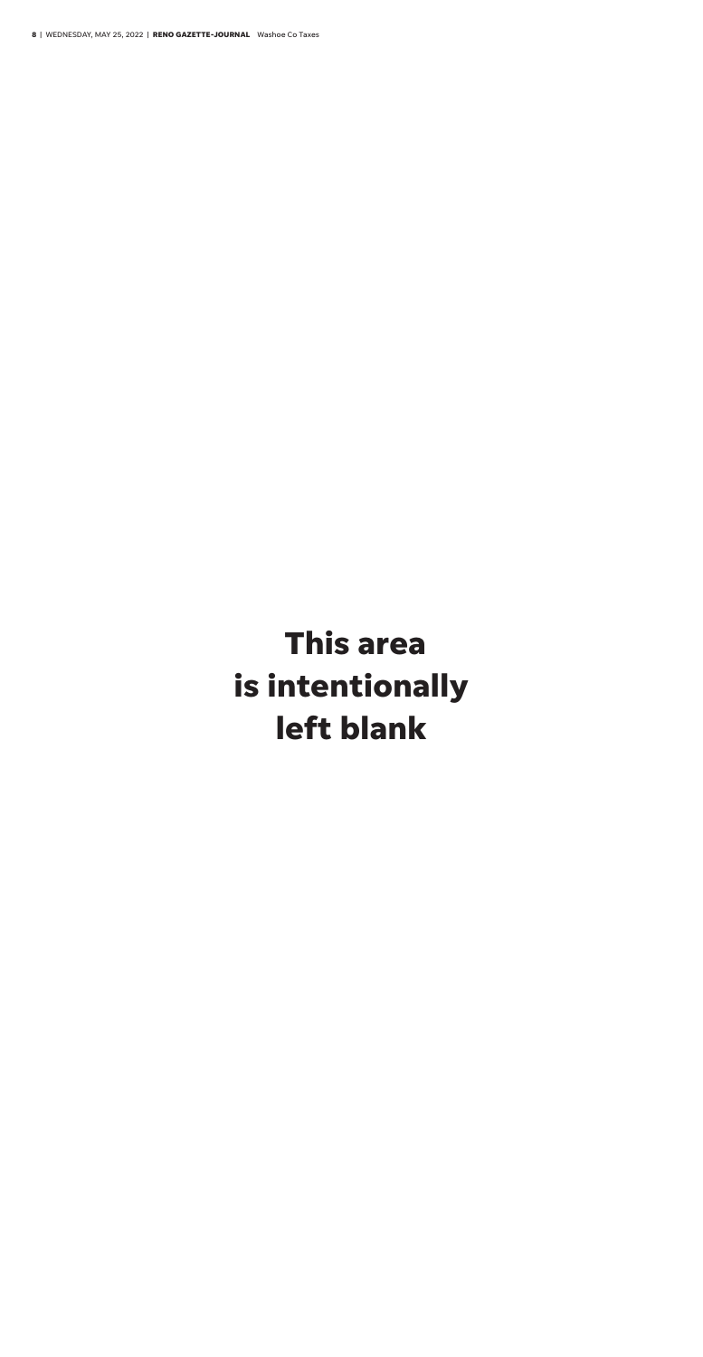# This area is intentionally left blank